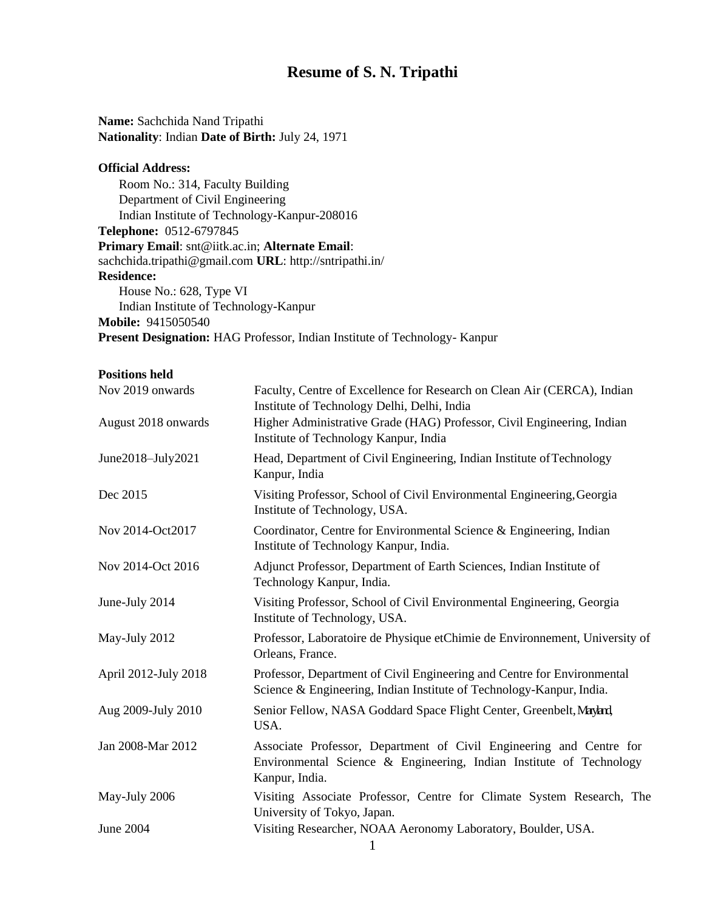# Resume of S. N. Tripathi

**Name:** Sachchida Nand Tripathi
**Nationality**: Indian **Date of Birth:** July 24, 1971

**Official Address:**
Room No.: 314, Faculty Building
Department of Civil Engineering
Indian Institute of Technology-Kanpur-208016
**Telephone:** 0512-6797845
**Primary Email**: snt@iitk.ac.in; **Alternate Email**: sachchida.tripathi@gmail.com **URL**: http://sntripathi.in/
**Residence:**
House No.: 628, Type VI
Indian Institute of Technology-Kanpur
**Mobile:** 9415050540
**Present Designation:** HAG Professor, Indian Institute of Technology- Kanpur

**Positions held**

| | |
|---|---|
| Nov 2019 onwards | Faculty, Centre of Excellence for Research on Clean Air (CERCA), Indian Institute of Technology Delhi, Delhi, India |
| August 2018 onwards | Higher Administrative Grade (HAG) Professor, Civil Engineering, Indian Institute of Technology Kanpur, India |
| June2018–July2021 | Head, Department of Civil Engineering, Indian Institute of Technology Kanpur, India |
| Dec 2015 | Visiting Professor, School of Civil Environmental Engineering, Georgia Institute of Technology, USA. |
| Nov 2014-Oct2017 | Coordinator, Centre for Environmental Science & Engineering, Indian Institute of Technology Kanpur, India. |
| Nov 2014-Oct 2016 | Adjunct Professor, Department of Earth Sciences, Indian Institute of Technology Kanpur, India. |
| June-July 2014 | Visiting Professor, School of Civil Environmental Engineering, Georgia Institute of Technology, USA. |
| May-July 2012 | Professor, Laboratoire de Physique etChimie de Environnement, University of Orleans, France. |
| April 2012-July 2018 | Professor, Department of Civil Engineering and Centre for Environmental Science & Engineering, Indian Institute of Technology-Kanpur, India. |
| Aug 2009-July 2010 | Senior Fellow, NASA Goddard Space Flight Center, Greenbelt, Maryland, USA. |
| Jan 2008-Mar 2012 | Associate Professor, Department of Civil Engineering and Centre for Environmental Science & Engineering, Indian Institute of Technology Kanpur, India. |
| May-July 2006 | Visiting Associate Professor, Centre for Climate System Research, The University of Tokyo, Japan. |
| June 2004 | Visiting Researcher, NOAA Aeronomy Laboratory, Boulder, USA. |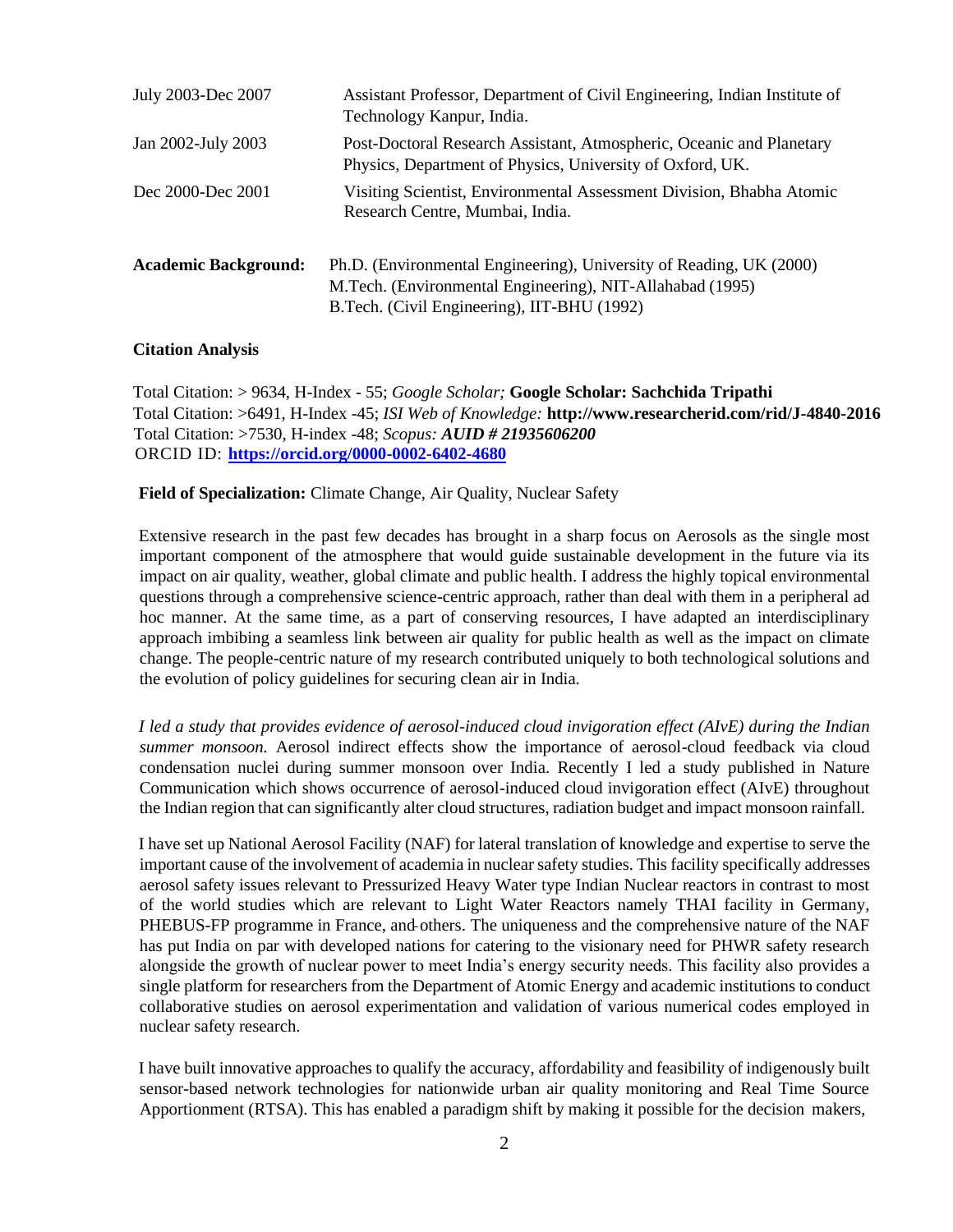| | |
|---|---|
| July 2003-Dec 2007 | Assistant Professor, Department of Civil Engineering, Indian Institute of Technology Kanpur, India. |
| Jan 2002-July 2003 | Post-Doctoral Research Assistant, Atmospheric, Oceanic and Planetary Physics, Department of Physics, University of Oxford, UK. |
| Dec 2000-Dec 2001 | Visiting Scientist, Environmental Assessment Division, Bhabha Atomic Research Centre, Mumbai, India. |

**Academic Background:** Ph.D. (Environmental Engineering), University of Reading, UK (2000)
M.Tech. (Environmental Engineering), NIT-Allahabad (1995)
B.Tech. (Civil Engineering), IIT-BHU (1992)

**Citation Analysis**

Total Citation: > 9634, H-Index - 55; *Google Scholar;* **Google Scholar: Sachchida Tripathi**
Total Citation: >6491, H-Index -45; *ISI Web of Knowledge:* **http://www.researcherid.com/rid/J-4840-2016**
Total Citation: >7530, H-index -48; *Scopus:* ***AUID # 21935606200***
ORCID ID: **https://orcid.org/0000-0002-6402-4680**

**Field of Specialization:** Climate Change, Air Quality, Nuclear Safety

Extensive research in the past few decades has brought in a sharp focus on Aerosols as the single most important component of the atmosphere that would guide sustainable development in the future via its impact on air quality, weather, global climate and public health. I address the highly topical environmental questions through a comprehensive science-centric approach, rather than deal with them in a peripheral ad hoc manner. At the same time, as a part of conserving resources, I have adapted an interdisciplinary approach imbibing a seamless link between air quality for public health as well as the impact on climate change. The people-centric nature of my research contributed uniquely to both technological solutions and the evolution of policy guidelines for securing clean air in India.

*I led a study that provides evidence of aerosol-induced cloud invigoration effect (AIvE) during the Indian summer monsoon.* Aerosol indirect effects show the importance of aerosol-cloud feedback via cloud condensation nuclei during summer monsoon over India. Recently I led a study published in Nature Communication which shows occurrence of aerosol-induced cloud invigoration effect (AIvE) throughout the Indian region that can significantly alter cloud structures, radiation budget and impact monsoon rainfall.

I have set up National Aerosol Facility (NAF) for lateral translation of knowledge and expertise to serve the important cause of the involvement of academia in nuclear safety studies. This facility specifically addresses aerosol safety issues relevant to Pressurized Heavy Water type Indian Nuclear reactors in contrast to most of the world studies which are relevant to Light Water Reactors namely THAI facility in Germany, PHEBUS-FP programme in France, and others. The uniqueness and the comprehensive nature of the NAF has put India on par with developed nations for catering to the visionary need for PHWR safety research alongside the growth of nuclear power to meet India's energy security needs. This facility also provides a single platform for researchers from the Department of Atomic Energy and academic institutions to conduct collaborative studies on aerosol experimentation and validation of various numerical codes employed in nuclear safety research.

I have built innovative approaches to qualify the accuracy, affordability and feasibility of indigenously built sensor-based network technologies for nationwide urban air quality monitoring and Real Time Source Apportionment (RTSA). This has enabled a paradigm shift by making it possible for the decision makers,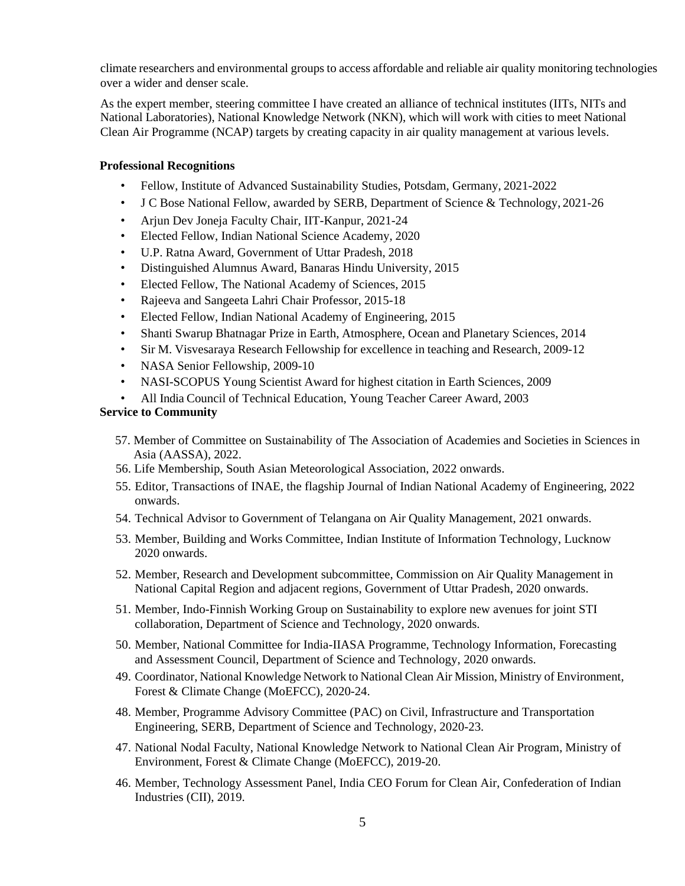climate researchers and environmental groups to access affordable and reliable air quality monitoring technologies over a wider and denser scale.

As the expert member, steering committee I have created an alliance of technical institutes (IITs, NITs and National Laboratories), National Knowledge Network (NKN), which will work with cities to meet National Clean Air Programme (NCAP) targets by creating capacity in air quality management at various levels.

**Professional Recognitions**

- Fellow, Institute of Advanced Sustainability Studies, Potsdam, Germany, 2021-2022
- J C Bose National Fellow, awarded by SERB, Department of Science & Technology, 2021-26
- Arjun Dev Joneja Faculty Chair, IIT-Kanpur, 2021-24
- Elected Fellow, Indian National Science Academy, 2020
- U.P. Ratna Award, Government of Uttar Pradesh, 2018
- Distinguished Alumnus Award, Banaras Hindu University, 2015
- Elected Fellow, The National Academy of Sciences, 2015
- Rajeeva and Sangeeta Lahri Chair Professor, 2015-18
- Elected Fellow, Indian National Academy of Engineering, 2015
- Shanti Swarup Bhatnagar Prize in Earth, Atmosphere, Ocean and Planetary Sciences, 2014
- Sir M. Visvesaraya Research Fellowship for excellence in teaching and Research, 2009-12
- NASA Senior Fellowship, 2009-10
- NASI-SCOPUS Young Scientist Award for highest citation in Earth Sciences, 2009
- All India Council of Technical Education, Young Teacher Career Award, 2003

**Service to Community**

57. Member of Committee on Sustainability of The Association of Academies and Societies in Sciences in Asia (AASSA), 2022.
56. Life Membership, South Asian Meteorological Association, 2022 onwards.
55. Editor, Transactions of INAE, the flagship Journal of Indian National Academy of Engineering, 2022 onwards.
54. Technical Advisor to Government of Telangana on Air Quality Management, 2021 onwards.
53. Member, Building and Works Committee, Indian Institute of Information Technology, Lucknow 2020 onwards.
52. Member, Research and Development subcommittee, Commission on Air Quality Management in National Capital Region and adjacent regions, Government of Uttar Pradesh, 2020 onwards.
51. Member, Indo-Finnish Working Group on Sustainability to explore new avenues for joint STI collaboration, Department of Science and Technology, 2020 onwards.
50. Member, National Committee for India-IIASA Programme, Technology Information, Forecasting and Assessment Council, Department of Science and Technology, 2020 onwards.
49. Coordinator, National Knowledge Network to National Clean Air Mission, Ministry of Environment, Forest & Climate Change (MoEFCC), 2020-24.
48. Member, Programme Advisory Committee (PAC) on Civil, Infrastructure and Transportation Engineering, SERB, Department of Science and Technology, 2020-23.
47. National Nodal Faculty, National Knowledge Network to National Clean Air Program, Ministry of Environment, Forest & Climate Change (MoEFCC), 2019-20.
46. Member, Technology Assessment Panel, India CEO Forum for Clean Air, Confederation of Indian Industries (CII), 2019.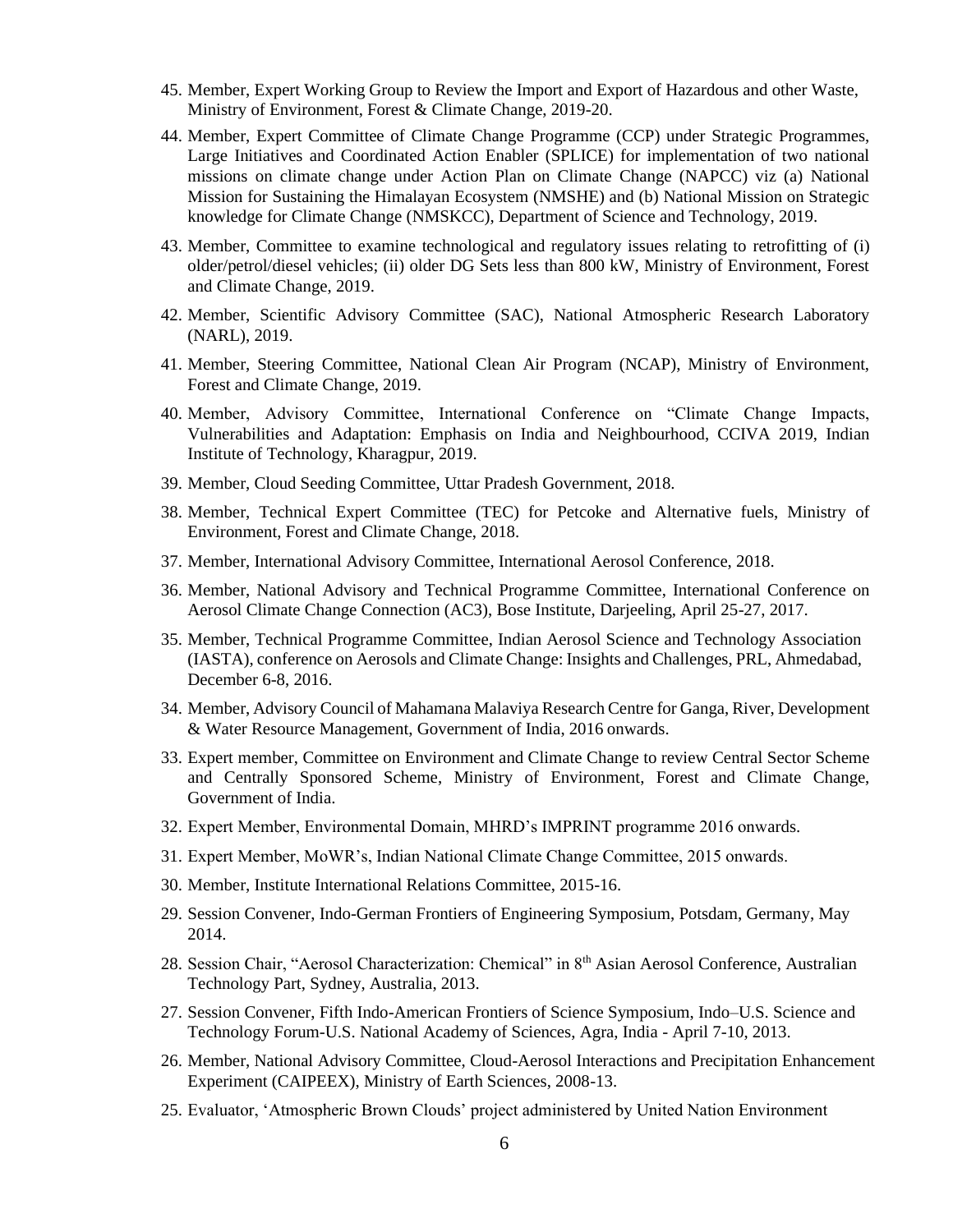45. Member, Expert Working Group to Review the Import and Export of Hazardous and other Waste, Ministry of Environment, Forest & Climate Change, 2019-20.

44. Member, Expert Committee of Climate Change Programme (CCP) under Strategic Programmes, Large Initiatives and Coordinated Action Enabler (SPLICE) for implementation of two national missions on climate change under Action Plan on Climate Change (NAPCC) viz (a) National Mission for Sustaining the Himalayan Ecosystem (NMSHE) and (b) National Mission on Strategic knowledge for Climate Change (NMSKCC), Department of Science and Technology, 2019.

43. Member, Committee to examine technological and regulatory issues relating to retrofitting of (i) older/petrol/diesel vehicles; (ii) older DG Sets less than 800 kW, Ministry of Environment, Forest and Climate Change, 2019.

42. Member, Scientific Advisory Committee (SAC), National Atmospheric Research Laboratory (NARL), 2019.

41. Member, Steering Committee, National Clean Air Program (NCAP), Ministry of Environment, Forest and Climate Change, 2019.

40. Member, Advisory Committee, International Conference on "Climate Change Impacts, Vulnerabilities and Adaptation: Emphasis on India and Neighbourhood, CCIVA 2019, Indian Institute of Technology, Kharagpur, 2019.

39. Member, Cloud Seeding Committee, Uttar Pradesh Government, 2018.

38. Member, Technical Expert Committee (TEC) for Petcoke and Alternative fuels, Ministry of Environment, Forest and Climate Change, 2018.

37. Member, International Advisory Committee, International Aerosol Conference, 2018.

36. Member, National Advisory and Technical Programme Committee, International Conference on Aerosol Climate Change Connection (AC3), Bose Institute, Darjeeling, April 25-27, 2017.

35. Member, Technical Programme Committee, Indian Aerosol Science and Technology Association (IASTA), conference on Aerosols and Climate Change: Insights and Challenges, PRL, Ahmedabad, December 6-8, 2016.

34. Member, Advisory Council of Mahamana Malaviya Research Centre for Ganga, River, Development & Water Resource Management, Government of India, 2016 onwards.

33. Expert member, Committee on Environment and Climate Change to review Central Sector Scheme and Centrally Sponsored Scheme, Ministry of Environment, Forest and Climate Change, Government of India.

32. Expert Member, Environmental Domain, MHRD's IMPRINT programme 2016 onwards.

31. Expert Member, MoWR's, Indian National Climate Change Committee, 2015 onwards.

30. Member, Institute International Relations Committee, 2015-16.

29. Session Convener, Indo-German Frontiers of Engineering Symposium, Potsdam, Germany, May 2014.

28. Session Chair, "Aerosol Characterization: Chemical" in 8th Asian Aerosol Conference, Australian Technology Part, Sydney, Australia, 2013.

27. Session Convener, Fifth Indo-American Frontiers of Science Symposium, Indo–U.S. Science and Technology Forum-U.S. National Academy of Sciences, Agra, India - April 7-10, 2013.

26. Member, National Advisory Committee, Cloud-Aerosol Interactions and Precipitation Enhancement Experiment (CAIPEEX), Ministry of Earth Sciences, 2008-13.

25. Evaluator, 'Atmospheric Brown Clouds' project administered by United Nation Environment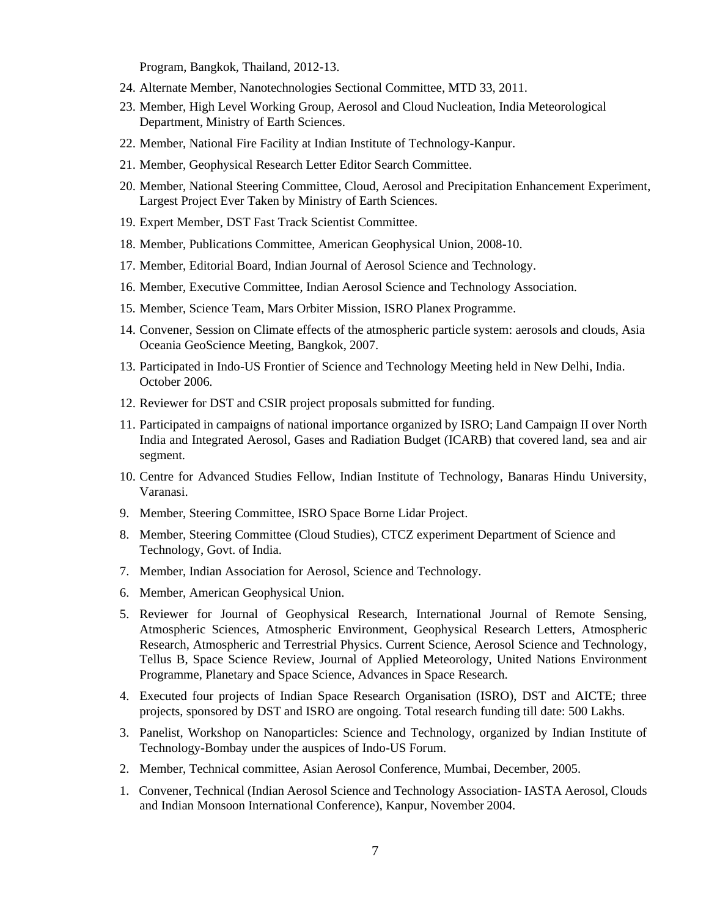Program, Bangkok, Thailand, 2012-13.

24. Alternate Member, Nanotechnologies Sectional Committee, MTD 33, 2011.
23. Member, High Level Working Group, Aerosol and Cloud Nucleation, India Meteorological Department, Ministry of Earth Sciences.
22. Member, National Fire Facility at Indian Institute of Technology-Kanpur.
21. Member, Geophysical Research Letter Editor Search Committee.
20. Member, National Steering Committee, Cloud, Aerosol and Precipitation Enhancement Experiment, Largest Project Ever Taken by Ministry of Earth Sciences.
19. Expert Member, DST Fast Track Scientist Committee.
18. Member, Publications Committee, American Geophysical Union, 2008-10.
17. Member, Editorial Board, Indian Journal of Aerosol Science and Technology.
16. Member, Executive Committee, Indian Aerosol Science and Technology Association.
15. Member, Science Team, Mars Orbiter Mission, ISRO Planex Programme.
14. Convener, Session on Climate effects of the atmospheric particle system: aerosols and clouds, Asia Oceania GeoScience Meeting, Bangkok, 2007.
13. Participated in Indo-US Frontier of Science and Technology Meeting held in New Delhi, India. October 2006.
12. Reviewer for DST and CSIR project proposals submitted for funding.
11. Participated in campaigns of national importance organized by ISRO; Land Campaign II over North India and Integrated Aerosol, Gases and Radiation Budget (ICARB) that covered land, sea and air segment.
10. Centre for Advanced Studies Fellow, Indian Institute of Technology, Banaras Hindu University, Varanasi.
9. Member, Steering Committee, ISRO Space Borne Lidar Project.
8. Member, Steering Committee (Cloud Studies), CTCZ experiment Department of Science and Technology, Govt. of India.
7. Member, Indian Association for Aerosol, Science and Technology.
6. Member, American Geophysical Union.
5. Reviewer for Journal of Geophysical Research, International Journal of Remote Sensing, Atmospheric Sciences, Atmospheric Environment, Geophysical Research Letters, Atmospheric Research, Atmospheric and Terrestrial Physics. Current Science, Aerosol Science and Technology, Tellus B, Space Science Review, Journal of Applied Meteorology, United Nations Environment Programme, Planetary and Space Science, Advances in Space Research.
4. Executed four projects of Indian Space Research Organisation (ISRO), DST and AICTE; three projects, sponsored by DST and ISRO are ongoing. Total research funding till date: 500 Lakhs.
3. Panelist, Workshop on Nanoparticles: Science and Technology, organized by Indian Institute of Technology-Bombay under the auspices of Indo-US Forum.
2. Member, Technical committee, Asian Aerosol Conference, Mumbai, December, 2005.
1. Convener, Technical (Indian Aerosol Science and Technology Association- IASTA Aerosol, Clouds and Indian Monsoon International Conference), Kanpur, November 2004.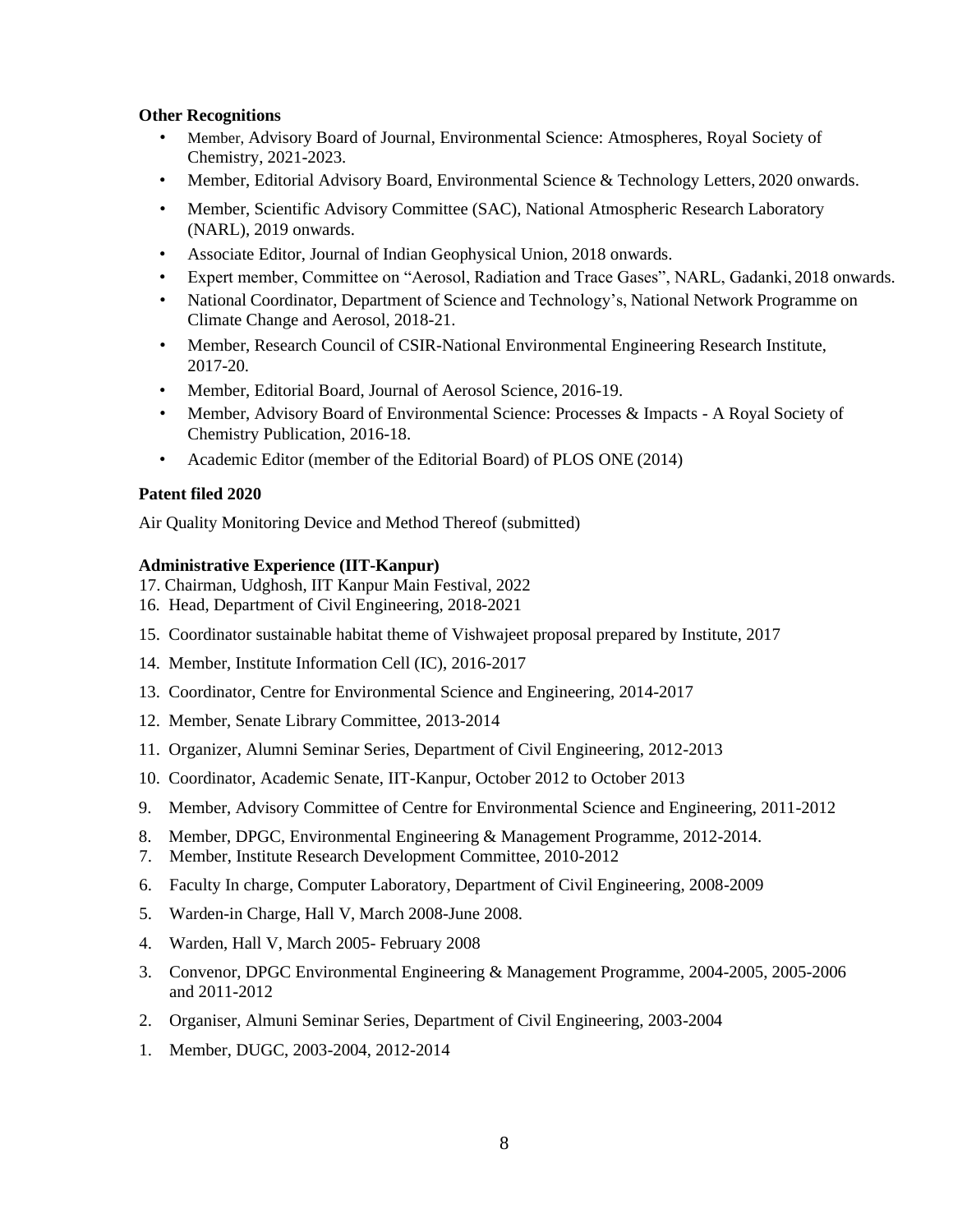**Other Recognitions**

- Member, Advisory Board of Journal, Environmental Science: Atmospheres, Royal Society of Chemistry, 2021-2023.
- Member, Editorial Advisory Board, Environmental Science & Technology Letters, 2020 onwards.
- Member, Scientific Advisory Committee (SAC), National Atmospheric Research Laboratory (NARL), 2019 onwards.
- Associate Editor, Journal of Indian Geophysical Union, 2018 onwards.
- Expert member, Committee on "Aerosol, Radiation and Trace Gases", NARL, Gadanki, 2018 onwards.
- National Coordinator, Department of Science and Technology's, National Network Programme on Climate Change and Aerosol, 2018-21.
- Member, Research Council of CSIR-National Environmental Engineering Research Institute, 2017-20.
- Member, Editorial Board, Journal of Aerosol Science, 2016-19.
- Member, Advisory Board of Environmental Science: Processes & Impacts - A Royal Society of Chemistry Publication, 2016-18.
- Academic Editor (member of the Editorial Board) of PLOS ONE (2014)

**Patent filed 2020**

Air Quality Monitoring Device and Method Thereof (submitted)

**Administrative Experience (IIT-Kanpur)**

17. Chairman, Udghosh, IIT Kanpur Main Festival, 2022
16. Head, Department of Civil Engineering, 2018-2021
15. Coordinator sustainable habitat theme of Vishwajeet proposal prepared by Institute, 2017
14. Member, Institute Information Cell (IC), 2016-2017
13. Coordinator, Centre for Environmental Science and Engineering, 2014-2017
12. Member, Senate Library Committee, 2013-2014
11. Organizer, Alumni Seminar Series, Department of Civil Engineering, 2012-2013
10. Coordinator, Academic Senate, IIT-Kanpur, October 2012 to October 2013
9. Member, Advisory Committee of Centre for Environmental Science and Engineering, 2011-2012
8. Member, DPGC, Environmental Engineering & Management Programme, 2012-2014.
7. Member, Institute Research Development Committee, 2010-2012
6. Faculty In charge, Computer Laboratory, Department of Civil Engineering, 2008-2009
5. Warden-in Charge, Hall V, March 2008-June 2008.
4. Warden, Hall V, March 2005- February 2008
3. Convenor, DPGC Environmental Engineering & Management Programme, 2004-2005, 2005-2006 and 2011-2012
2. Organiser, Almuni Seminar Series, Department of Civil Engineering, 2003-2004
1. Member, DUGC, 2003-2004, 2012-2014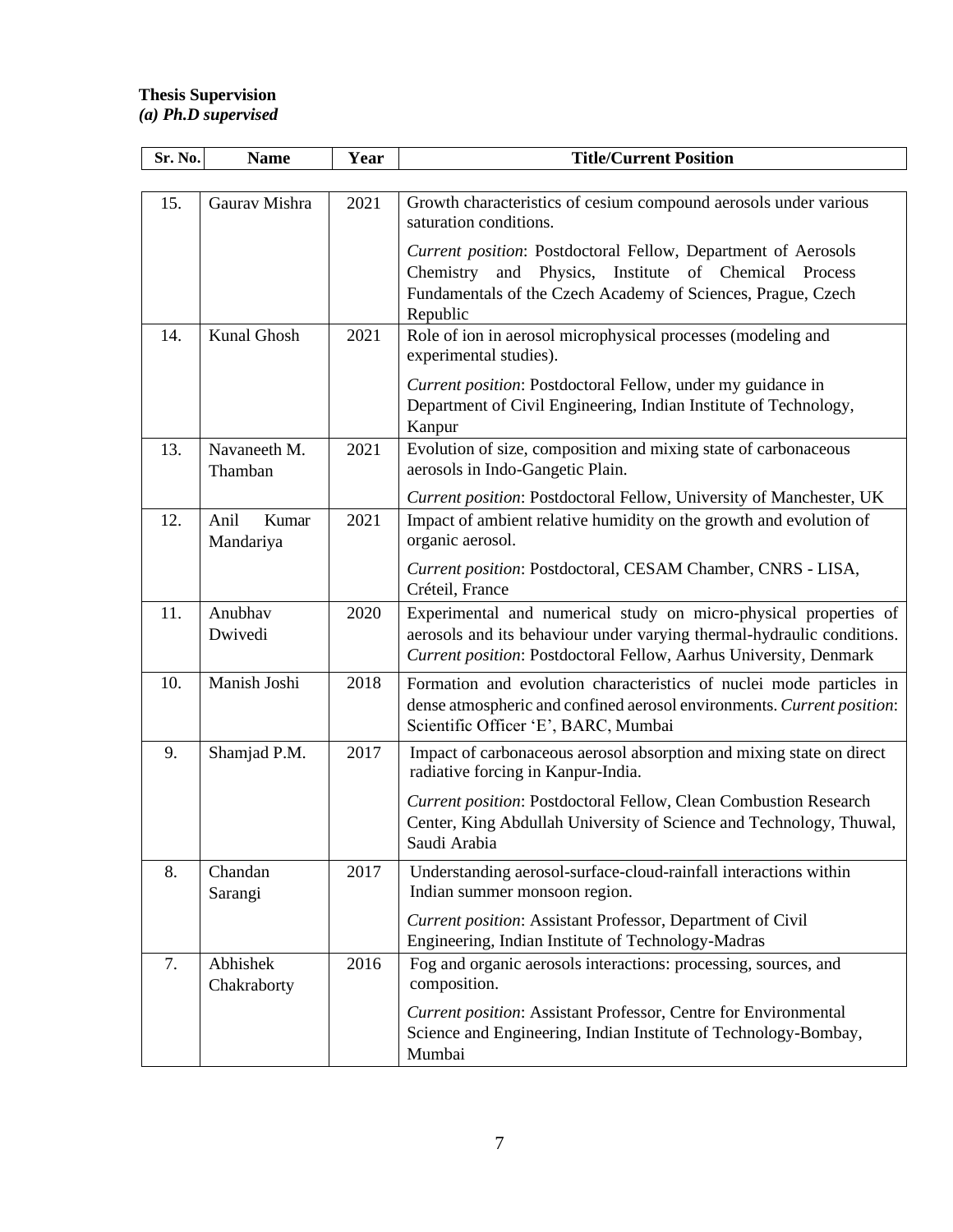**Thesis Supervision**
***(a) Ph.D supervised***

| Sr. No. | Name | Year | Title/Current Position |
|---|---|---|---|
| 15. | Gaurav Mishra | 2021 | Growth characteristics of cesium compound aerosols under various saturation conditions. *Current position*: Postdoctoral Fellow, Department of Aerosols Chemistry and Physics, Institute of Chemical Process Fundamentals of the Czech Academy of Sciences, Prague, Czech Republic |
| 14. | Kunal Ghosh | 2021 | Role of ion in aerosol microphysical processes (modeling and experimental studies). *Current position*: Postdoctoral Fellow, under my guidance in Department of Civil Engineering, Indian Institute of Technology, Kanpur |
| 13. | Navaneeth M. Thamban | 2021 | Evolution of size, composition and mixing state of carbonaceous aerosols in Indo-Gangetic Plain. *Current position*: Postdoctoral Fellow, University of Manchester, UK |
| 12. | Anil Kumar Mandariya | 2021 | Impact of ambient relative humidity on the growth and evolution of organic aerosol. *Current position*: Postdoctoral, CESAM Chamber, CNRS - LISA, Créteil, France |
| 11. | Anubhav Dwivedi | 2020 | Experimental and numerical study on micro-physical properties of aerosols and its behaviour under varying thermal-hydraulic conditions. *Current position*: Postdoctoral Fellow, Aarhus University, Denmark |
| 10. | Manish Joshi | 2018 | Formation and evolution characteristics of nuclei mode particles in dense atmospheric and confined aerosol environments. *Current position*: Scientific Officer 'E', BARC, Mumbai |
| 9. | Shamjad P.M. | 2017 | Impact of carbonaceous aerosol absorption and mixing state on direct radiative forcing in Kanpur-India. *Current position*: Postdoctoral Fellow, Clean Combustion Research Center, King Abdullah University of Science and Technology, Thuwal, Saudi Arabia |
| 8. | Chandan Sarangi | 2017 | Understanding aerosol-surface-cloud-rainfall interactions within Indian summer monsoon region. *Current position*: Assistant Professor, Department of Civil Engineering, Indian Institute of Technology-Madras |
| 7. | Abhishek Chakraborty | 2016 | Fog and organic aerosols interactions: processing, sources, and composition. *Current position*: Assistant Professor, Centre for Environmental Science and Engineering, Indian Institute of Technology-Bombay, Mumbai |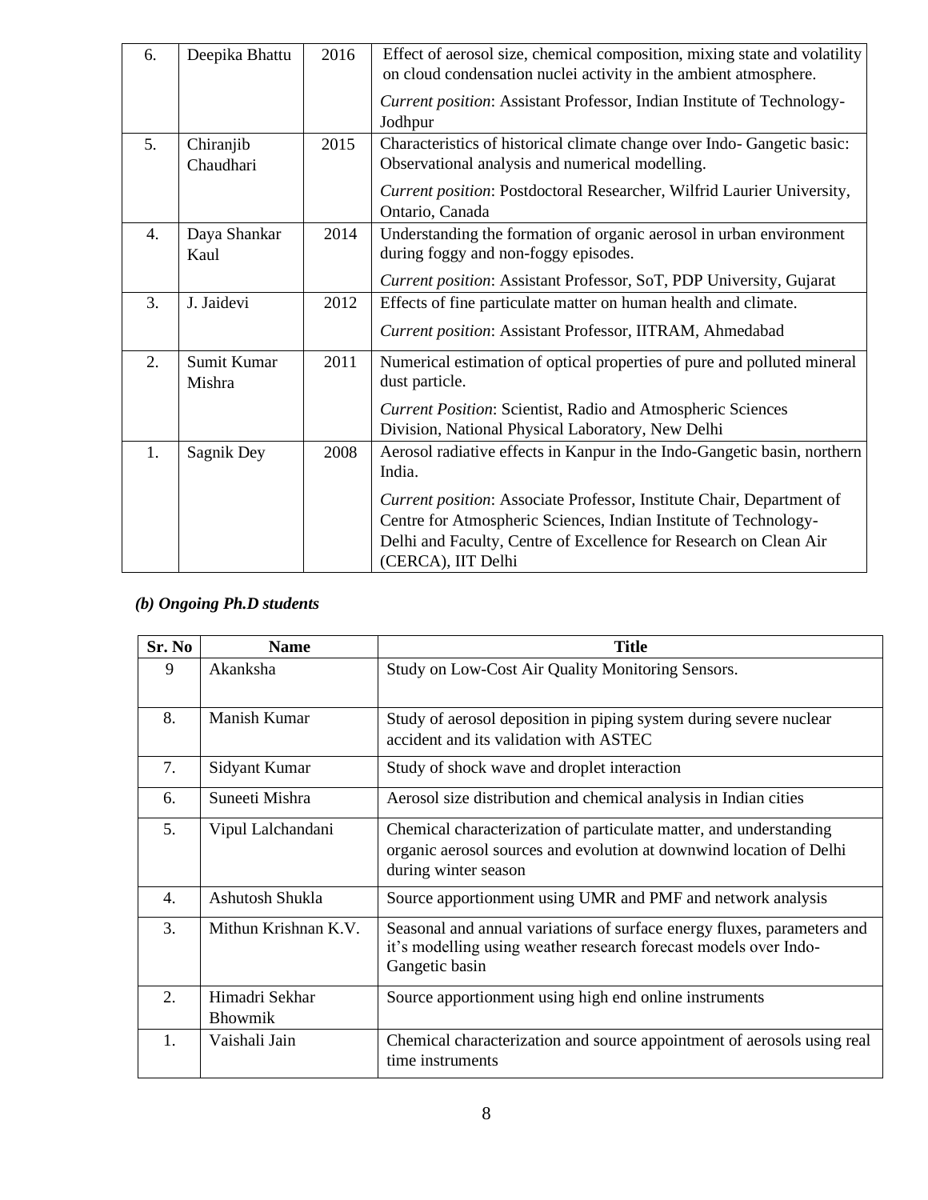| | | | |
|---|---|---|---|
| 6. | Deepika Bhattu | 2016 | Effect of aerosol size, chemical composition, mixing state and volatility on cloud condensation nuclei activity in the ambient atmosphere.<br><br>*Current position*: Assistant Professor, Indian Institute of Technology-Jodhpur |
| 5. | Chiranjib Chaudhari | 2015 | Characteristics of historical climate change over Indo- Gangetic basic: Observational analysis and numerical modelling.<br><br>*Current position*: Postdoctoral Researcher, Wilfrid Laurier University, Ontario, Canada |
| 4. | Daya Shankar Kaul | 2014 | Understanding the formation of organic aerosol in urban environment during foggy and non-foggy episodes.<br><br>*Current position*: Assistant Professor, SoT, PDP University, Gujarat |
| 3. | J. Jaidevi | 2012 | Effects of fine particulate matter on human health and climate.<br><br>*Current position*: Assistant Professor, IITRAM, Ahmedabad |
| 2. | Sumit Kumar Mishra | 2011 | Numerical estimation of optical properties of pure and polluted mineral dust particle.<br><br>*Current Position*: Scientist, Radio and Atmospheric Sciences Division, National Physical Laboratory, New Delhi |
| 1. | Sagnik Dey | 2008 | Aerosol radiative effects in Kanpur in the Indo-Gangetic basin, northern India.<br><br>*Current position*: Associate Professor, Institute Chair, Department of Centre for Atmospheric Sciences, Indian Institute of Technology-Delhi and Faculty, Centre of Excellence for Research on Clean Air (CERCA), IIT Delhi |

***(b) Ongoing Ph.D students***

| Sr. No | Name | Title |
|---|---|---|
| 9 | Akanksha | Study on Low-Cost Air Quality Monitoring Sensors. |
| 8. | Manish Kumar | Study of aerosol deposition in piping system during severe nuclear accident and its validation with ASTEC |
| 7. | Sidyant Kumar | Study of shock wave and droplet interaction |
| 6. | Suneeti Mishra | Aerosol size distribution and chemical analysis in Indian cities |
| 5. | Vipul Lalchandani | Chemical characterization of particulate matter, and understanding organic aerosol sources and evolution at downwind location of Delhi during winter season |
| 4. | Ashutosh Shukla | Source apportionment using UMR and PMF and network analysis |
| 3. | Mithun Krishnan K.V. | Seasonal and annual variations of surface energy fluxes, parameters and it's modelling using weather research forecast models over Indo-Gangetic basin |
| 2. | Himadri Sekhar Bhowmik | Source apportionment using high end online instruments |
| 1. | Vaishali Jain | Chemical characterization and source appointment of aerosols using real time instruments |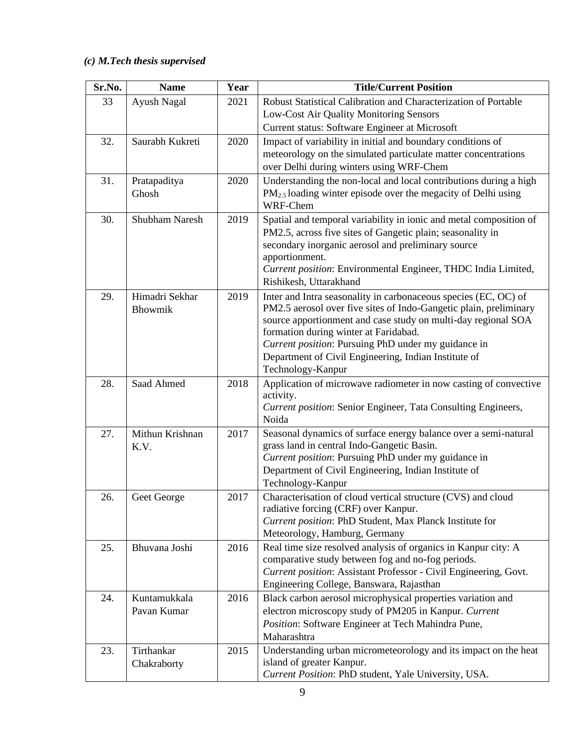### *(c) M.Tech thesis supervised*

| Sr.No. | Name | Year | Title/Current Position |
|---|---|---|---|
| 33 | Ayush Nagal | 2021 | Robust Statistical Calibration and Characterization of Portable Low-Cost Air Quality Monitoring Sensors<br>Current status: Software Engineer at Microsoft |
| 32. | Saurabh Kukreti | 2020 | Impact of variability in initial and boundary conditions of meteorology on the simulated particulate matter concentrations over Delhi during winters using WRF-Chem |
| 31. | Pratapaditya Ghosh | 2020 | Understanding the non-local and local contributions during a high $PM_{2.5}$ loading winter episode over the megacity of Delhi using WRF-Chem |
| 30. | Shubham Naresh | 2019 | Spatial and temporal variability in ionic and metal composition of PM2.5, across five sites of Gangetic plain; seasonality in secondary inorganic aerosol and preliminary source apportionment.<br>*Current position*: Environmental Engineer, THDC India Limited, Rishikesh, Uttarakhand |
| 29. | Himadri Sekhar Bhowmik | 2019 | Inter and Intra seasonality in carbonaceous species (EC, OC) of PM2.5 aerosol over five sites of Indo-Gangetic plain, preliminary source apportionment and case study on multi-day regional SOA formation during winter at Faridabad.<br>*Current position*: Pursuing PhD under my guidance in Department of Civil Engineering, Indian Institute of Technology-Kanpur |
| 28. | Saad Ahmed | 2018 | Application of microwave radiometer in now casting of convective activity.<br>*Current position*: Senior Engineer, Tata Consulting Engineers, Noida |
| 27. | Mithun Krishnan K.V. | 2017 | Seasonal dynamics of surface energy balance over a semi-natural grass land in central Indo-Gangetic Basin.<br>*Current position*: Pursuing PhD under my guidance in Department of Civil Engineering, Indian Institute of Technology-Kanpur |
| 26. | Geet George | 2017 | Characterisation of cloud vertical structure (CVS) and cloud radiative forcing (CRF) over Kanpur.<br>*Current position*: PhD Student, Max Planck Institute for Meteorology, Hamburg, Germany |
| 25. | Bhuvana Joshi | 2016 | Real time size resolved analysis of organics in Kanpur city: A comparative study between fog and no-fog periods.<br>*Current position*: Assistant Professor - Civil Engineering, Govt. Engineering College, Banswara, Rajasthan |
| 24. | Kuntamukkala Pavan Kumar | 2016 | Black carbon aerosol microphysical properties variation and electron microscopy study of PM205 in Kanpur. *Current Position*: Software Engineer at Tech Mahindra Pune, Maharashtra |
| 23. | Tirthankar Chakraborty | 2015 | Understanding urban micrometeorology and its impact on the heat island of greater Kanpur.<br>*Current Position*: PhD student, Yale University, USA. |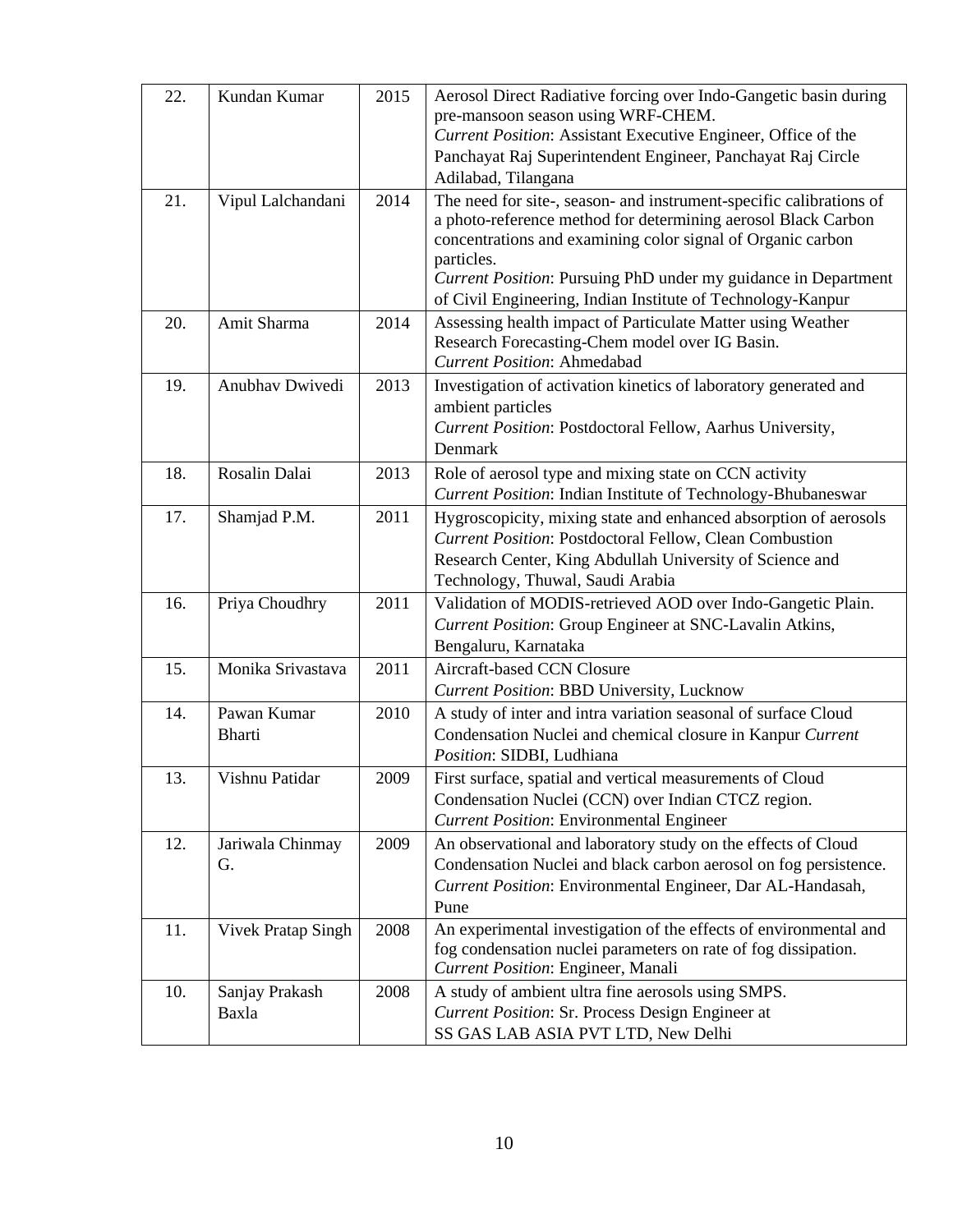| 22. | Kundan Kumar | 2015 | Aerosol Direct Radiative forcing over Indo-Gangetic basin during pre-mansoon season using WRF-CHEM. *Current Position*: Assistant Executive Engineer, Office of the Panchayat Raj Superintendent Engineer, Panchayat Raj Circle Adilabad, Tilangana |
|---|---|---|---|
| 21. | Vipul Lalchandani | 2014 | The need for site-, season- and instrument-specific calibrations of a photo-reference method for determining aerosol Black Carbon concentrations and examining color signal of Organic carbon particles. *Current Position*: Pursuing PhD under my guidance in Department of Civil Engineering, Indian Institute of Technology-Kanpur |
| 20. | Amit Sharma | 2014 | Assessing health impact of Particulate Matter using Weather Research Forecasting-Chem model over IG Basin. *Current Position*: Ahmedabad |
| 19. | Anubhav Dwivedi | 2013 | Investigation of activation kinetics of laboratory generated and ambient particles *Current Position*: Postdoctoral Fellow, Aarhus University, Denmark |
| 18. | Rosalin Dalai | 2013 | Role of aerosol type and mixing state on CCN activity *Current Position*: Indian Institute of Technology-Bhubaneswar |
| 17. | Shamjad P.M. | 2011 | Hygroscopicity, mixing state and enhanced absorption of aerosols *Current Position*: Postdoctoral Fellow, Clean Combustion Research Center, King Abdullah University of Science and Technology, Thuwal, Saudi Arabia |
| 16. | Priya Choudhry | 2011 | Validation of MODIS-retrieved AOD over Indo-Gangetic Plain. *Current Position*: Group Engineer at SNC-Lavalin Atkins, Bengaluru, Karnataka |
| 15. | Monika Srivastava | 2011 | Aircraft-based CCN Closure *Current Position*: BBD University, Lucknow |
| 14. | Pawan Kumar Bharti | 2010 | A study of inter and intra variation seasonal of surface Cloud Condensation Nuclei and chemical closure in Kanpur *Current Position*: SIDBI, Ludhiana |
| 13. | Vishnu Patidar | 2009 | First surface, spatial and vertical measurements of Cloud Condensation Nuclei (CCN) over Indian CTCZ region. *Current Position*: Environmental Engineer |
| 12. | Jariwala Chinmay G. | 2009 | An observational and laboratory study on the effects of Cloud Condensation Nuclei and black carbon aerosol on fog persistence. *Current Position*: Environmental Engineer, Dar AL-Handasah, Pune |
| 11. | Vivek Pratap Singh | 2008 | An experimental investigation of the effects of environmental and fog condensation nuclei parameters on rate of fog dissipation. *Current Position*: Engineer, Manali |
| 10. | Sanjay Prakash Baxla | 2008 | A study of ambient ultra fine aerosols using SMPS. *Current Position*: Sr. Process Design Engineer at SS GAS LAB ASIA PVT LTD, New Delhi |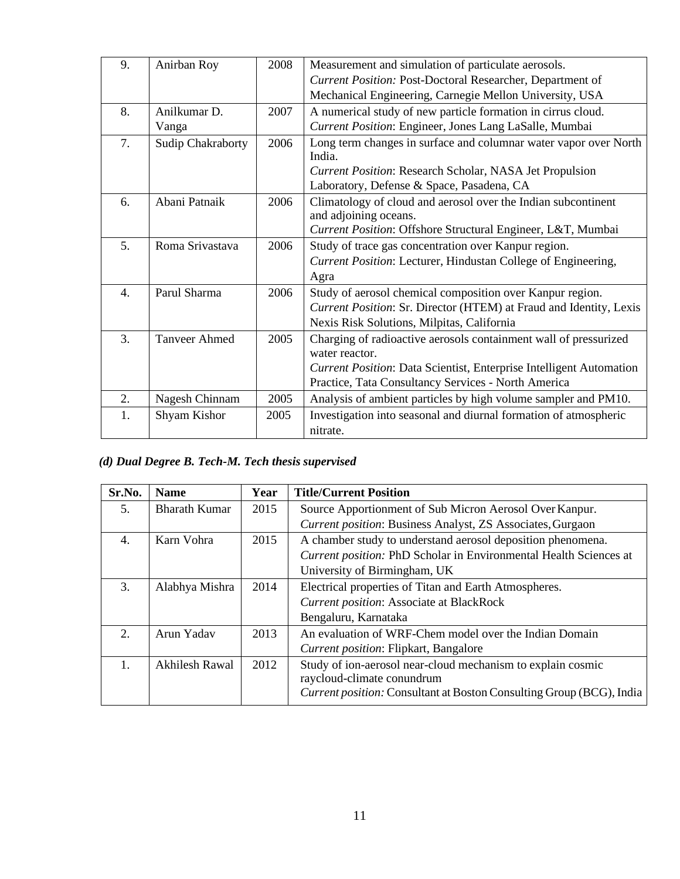| | | | |
|---|---|---|---|
| 9. | Anirban Roy | 2008 | Measurement and simulation of particulate aerosols. *Current Position:* Post-Doctoral Researcher, Department of Mechanical Engineering, Carnegie Mellon University, USA |
| 8. | Anilkumar D. Vanga | 2007 | A numerical study of new particle formation in cirrus cloud. *Current Position*: Engineer, Jones Lang LaSalle, Mumbai |
| 7. | Sudip Chakraborty | 2006 | Long term changes in surface and columnar water vapor over North India. *Current Position*: Research Scholar, NASA Jet Propulsion Laboratory, Defense & Space, Pasadena, CA |
| 6. | Abani Patnaik | 2006 | Climatology of cloud and aerosol over the Indian subcontinent and adjoining oceans. *Current Position*: Offshore Structural Engineer, L&T, Mumbai |
| 5. | Roma Srivastava | 2006 | Study of trace gas concentration over Kanpur region. *Current Position*: Lecturer, Hindustan College of Engineering, Agra |
| 4. | Parul Sharma | 2006 | Study of aerosol chemical composition over Kanpur region. *Current Position*: Sr. Director (HTEM) at Fraud and Identity, Lexis Nexis Risk Solutions, Milpitas, California |
| 3. | Tanveer Ahmed | 2005 | Charging of radioactive aerosols containment wall of pressurized water reactor. *Current Position*: Data Scientist, Enterprise Intelligent Automation Practice, Tata Consultancy Services - North America |
| 2. | Nagesh Chinnam | 2005 | Analysis of ambient particles by high volume sampler and PM10. |
| 1. | Shyam Kishor | 2005 | Investigation into seasonal and diurnal formation of atmospheric nitrate. |

### *(d) Dual Degree B. Tech-M. Tech thesis supervised*

| Sr.No. | Name | Year | Title/Current Position |
|---|---|---|---|
| 5. | Bharath Kumar | 2015 | Source Apportionment of Sub Micron Aerosol Over Kanpur. *Current position*: Business Analyst, ZS Associates, Gurgaon |
| 4. | Karn Vohra | 2015 | A chamber study to understand aerosol deposition phenomena. *Current position:* PhD Scholar in Environmental Health Sciences at University of Birmingham, UK |
| 3. | Alabhya Mishra | 2014 | Electrical properties of Titan and Earth Atmospheres. *Current position*: Associate at BlackRock Bengaluru, Karnataka |
| 2. | Arun Yadav | 2013 | An evaluation of WRF-Chem model over the Indian Domain *Current position*: Flipkart, Bangalore |
| 1. | Akhilesh Rawal | 2012 | Study of ion-aerosol near-cloud mechanism to explain cosmic raycloud-climate conundrum *Current position:* Consultant at Boston Consulting Group (BCG), India |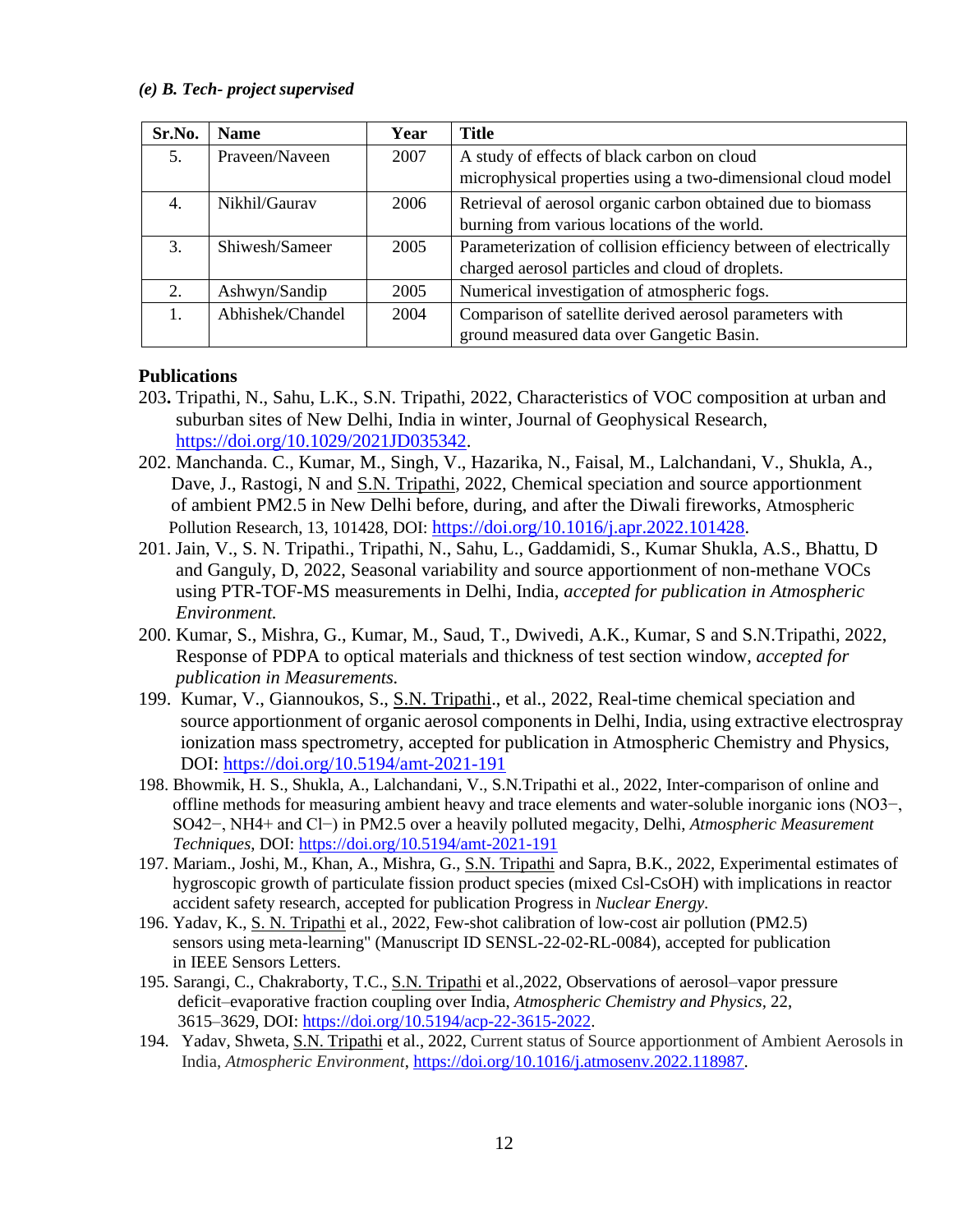*(e) B. Tech- project supervised*

| Sr.No. | Name | Year | Title |
|---|---|---|---|
| 5. | Praveen/Naveen | 2007 | A study of effects of black carbon on cloud microphysical properties using a two-dimensional cloud model |
| 4. | Nikhil/Gaurav | 2006 | Retrieval of aerosol organic carbon obtained due to biomass burning from various locations of the world. |
| 3. | Shiwesh/Sameer | 2005 | Parameterization of collision efficiency between of electrically charged aerosol particles and cloud of droplets. |
| 2. | Ashwyn/Sandip | 2005 | Numerical investigation of atmospheric fogs. |
| 1. | Abhishek/Chandel | 2004 | Comparison of satellite derived aerosol parameters with ground measured data over Gangetic Basin. |

**Publications**

203**.** Tripathi, N., Sahu, L.K., S.N. Tripathi, 2022, Characteristics of VOC composition at urban and suburban sites of New Delhi, India in winter, Journal of Geophysical Research, https://doi.org/10.1029/2021JD035342.

202. Manchanda. C., Kumar, M., Singh, V., Hazarika, N., Faisal, M., Lalchandani, V., Shukla, A., Dave, J., Rastogi, N and S.N. Tripathi, 2022, Chemical speciation and source apportionment of ambient PM2.5 in New Delhi before, during, and after the Diwali fireworks, Atmospheric Pollution Research, 13, 101428, DOI: https://doi.org/10.1016/j.apr.2022.101428.

201. Jain, V., S. N. Tripathi., Tripathi, N., Sahu, L., Gaddamidi, S., Kumar Shukla, A.S., Bhattu, D and Ganguly, D, 2022, Seasonal variability and source apportionment of non-methane VOCs using PTR-TOF-MS measurements in Delhi, India, *accepted for publication in Atmospheric Environment.*

200. Kumar, S., Mishra, G., Kumar, M., Saud, T., Dwivedi, A.K., Kumar, S and S.N.Tripathi, 2022, Response of PDPA to optical materials and thickness of test section window, *accepted for publication in Measurements.*

199. Kumar, V., Giannoukos, S., S.N. Tripathi., et al., 2022, Real-time chemical speciation and source apportionment of organic aerosol components in Delhi, India, using extractive electrospray ionization mass spectrometry, accepted for publication in Atmospheric Chemistry and Physics, DOI: https://doi.org/10.5194/amt-2021-191

198. Bhowmik, H. S., Shukla, A., Lalchandani, V., S.N.Tripathi et al., 2022, Inter-comparison of online and offline methods for measuring ambient heavy and trace elements and water-soluble inorganic ions ($NO_3^-$, $SO_4^{2-}$, $NH_4^+$ and $Cl^-$) in PM2.5 over a heavily polluted megacity, Delhi, *Atmospheric Measurement Techniques*, DOI: https://doi.org/10.5194/amt-2021-191

197. Mariam., Joshi, M., Khan, A., Mishra, G., S.N. Tripathi and Sapra, B.K., 2022, Experimental estimates of hygroscopic growth of particulate fission product species (mixed CsI-CsOH) with implications in reactor accident safety research, accepted for publication Progress in *Nuclear Energy.*

196. Yadav, K., S. N. Tripathi et al., 2022, Few-shot calibration of low-cost air pollution (PM2.5) sensors using meta-learning" (Manuscript ID SENSL-22-02-RL-0084), accepted for publication in IEEE Sensors Letters.

195. Sarangi, C., Chakraborty, T.C., S.N. Tripathi et al.,2022, Observations of aerosol–vapor pressure deficit–evaporative fraction coupling over India, *Atmospheric Chemistry and Physics*, 22, 3615–3629, DOI: https://doi.org/10.5194/acp-22-3615-2022.

194. Yadav, Shweta, S.N. Tripathi et al., 2022, Current status of Source apportionment of Ambient Aerosols in India, *Atmospheric Environment*, https://doi.org/10.1016/j.atmosenv.2022.118987.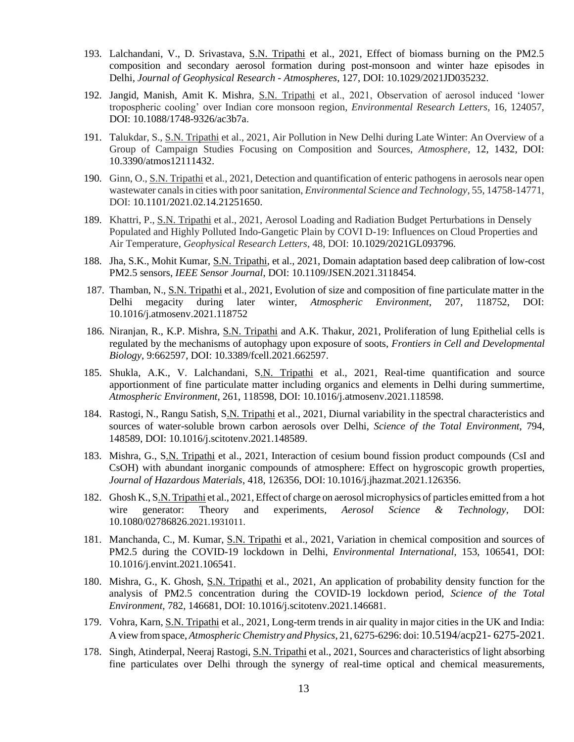193. Lalchandani, V., D. Srivastava, S.N. Tripathi et al., 2021, Effect of biomass burning on the PM2.5 composition and secondary aerosol formation during post-monsoon and winter haze episodes in Delhi, *Journal of Geophysical Research - Atmospheres*, 127, DOI: 10.1029/2021JD035232.

192. Jangid, Manish, Amit K. Mishra, S.N. Tripathi et al., 2021, Observation of aerosol induced 'lower tropospheric cooling' over Indian core monsoon region, *Environmental Research Letters*, 16, 124057, DOI: 10.1088/1748-9326/ac3b7a.

191. Talukdar, S., S.N. Tripathi et al., 2021, Air Pollution in New Delhi during Late Winter: An Overview of a Group of Campaign Studies Focusing on Composition and Sources, *Atmosphere*, 12, 1432, DOI: 10.3390/atmos12111432.

190. Ginn, O., S.N. Tripathi et al., 2021, Detection and quantification of enteric pathogens in aerosols near open wastewater canals in cities with poor sanitation, *Environmental Science and Technology*, 55, 14758-14771, DOI: 10.1101/2021.02.14.21251650.

189. Khattri, P., S.N. Tripathi et al., 2021, Aerosol Loading and Radiation Budget Perturbations in Densely Populated and Highly Polluted Indo-Gangetic Plain by COVI D-19: Influences on Cloud Properties and Air Temperature, *Geophysical Research Letters*, 48, DOI: 10.1029/2021GL093796.

188. Jha, S.K., Mohit Kumar, S.N. Tripathi, et al., 2021, Domain adaptation based deep calibration of low-cost PM2.5 sensors, *IEEE Sensor Journal*, DOI: 10.1109/JSEN.2021.3118454.

187. Thamban, N., S.N. Tripathi et al., 2021, Evolution of size and composition of fine particulate matter in the Delhi megacity during later winter, *Atmospheric Environment*, 207, 118752, DOI: 10.1016/j.atmosenv.2021.118752

186. Niranjan, R., K.P. Mishra, S.N. Tripathi and A.K. Thakur, 2021, Proliferation of lung Epithelial cells is regulated by the mechanisms of autophagy upon exposure of soots, *Frontiers in Cell and Developmental Biology*, 9:662597, DOI: 10.3389/fcell.2021.662597.

185. Shukla, A.K., V. Lalchandani, S.N. Tripathi et al., 2021, Real-time quantification and source apportionment of fine particulate matter including organics and elements in Delhi during summertime, *Atmospheric Environment*, 261, 118598, DOI: 10.1016/j.atmosenv.2021.118598.

184. Rastogi, N., Rangu Satish, S.N. Tripathi et al., 2021, Diurnal variability in the spectral characteristics and sources of water-soluble brown carbon aerosols over Delhi, *Science of the Total Environment*, 794, 148589, DOI: 10.1016/j.scitotenv.2021.148589.

183. Mishra, G., S.N. Tripathi et al., 2021, Interaction of cesium bound fission product compounds (CsI and CsOH) with abundant inorganic compounds of atmosphere: Effect on hygroscopic growth properties, *Journal of Hazardous Materials*, 418, 126356, DOI: 10.1016/j.jhazmat.2021.126356.

182. Ghosh K., S.N. Tripathi et al., 2021, Effect of charge on aerosol microphysics of particles emitted from a hot wire generator: Theory and experiments, *Aerosol Science & Technology*, DOI: 10.1080/02786826.2021.1931011.

181. Manchanda, C., M. Kumar, S.N. Tripathi et al., 2021, Variation in chemical composition and sources of PM2.5 during the COVID-19 lockdown in Delhi, *Environmental International*, 153, 106541, DOI: 10.1016/j.envint.2021.106541.

180. Mishra, G., K. Ghosh, S.N. Tripathi et al., 2021, An application of probability density function for the analysis of PM2.5 concentration during the COVID-19 lockdown period, *Science of the Total Environment*, 782, 146681, DOI: 10.1016/j.scitotenv.2021.146681.

179. Vohra, Karn, S.N. Tripathi et al., 2021, Long-term trends in air quality in major cities in the UK and India: A view from space, *Atmospheric Chemistry and Physics*, 21, 6275-6296: doi: 10.5194/acp21- 6275-2021.

178. Singh, Atinderpal, Neeraj Rastogi, S.N. Tripathi et al., 2021, Sources and characteristics of light absorbing fine particulates over Delhi through the synergy of real-time optical and chemical measurements,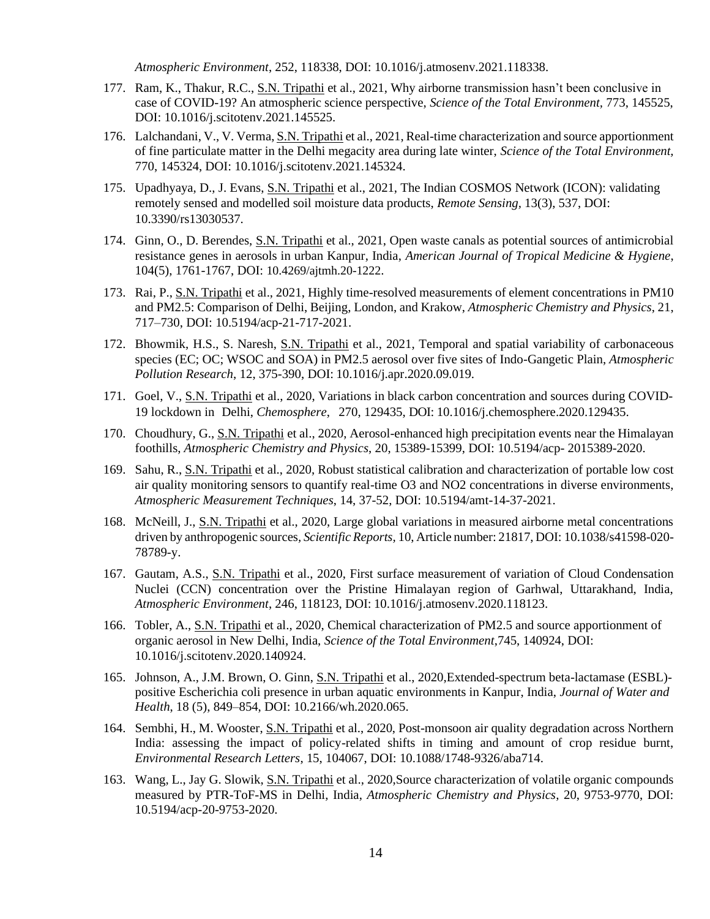*Atmospheric Environment*, 252, 118338, DOI: 10.1016/j.atmosenv.2021.118338.

177. Ram, K., Thakur, R.C., S.N. Tripathi et al., 2021, Why airborne transmission hasn't been conclusive in case of COVID-19? An atmospheric science perspective, *Science of the Total Environment*, 773, 145525, DOI: 10.1016/j.scitotenv.2021.145525.

176. Lalchandani, V., V. Verma, S.N. Tripathi et al., 2021, Real-time characterization and source apportionment of fine particulate matter in the Delhi megacity area during late winter, *Science of the Total Environment*, 770, 145324, DOI: 10.1016/j.scitotenv.2021.145324.

175. Upadhyaya, D., J. Evans, S.N. Tripathi et al., 2021, The Indian COSMOS Network (ICON): validating remotely sensed and modelled soil moisture data products, *Remote Sensing*, 13(3), 537, DOI: 10.3390/rs13030537.

174. Ginn, O., D. Berendes, S.N. Tripathi et al., 2021, Open waste canals as potential sources of antimicrobial resistance genes in aerosols in urban Kanpur, India, *American Journal of Tropical Medicine & Hygiene*, 104(5), 1761-1767, DOI: 10.4269/ajtmh.20-1222.

173. Rai, P., S.N. Tripathi et al., 2021, Highly time-resolved measurements of element concentrations in PM10 and PM2.5: Comparison of Delhi, Beijing, London, and Krakow, *Atmospheric Chemistry and Physics*, 21, 717–730, DOI: 10.5194/acp-21-717-2021.

172. Bhowmik, H.S., S. Naresh, S.N. Tripathi et al., 2021, Temporal and spatial variability of carbonaceous species (EC; OC; WSOC and SOA) in PM2.5 aerosol over five sites of Indo-Gangetic Plain, *Atmospheric Pollution Research*, 12, 375-390, DOI: 10.1016/j.apr.2020.09.019.

171. Goel, V., S.N. Tripathi et al., 2020, Variations in black carbon concentration and sources during COVID-19 lockdown in Delhi, *Chemosphere*, 270, 129435, DOI: 10.1016/j.chemosphere.2020.129435.

170. Choudhury, G., S.N. Tripathi et al., 2020, Aerosol-enhanced high precipitation events near the Himalayan foothills, *Atmospheric Chemistry and Physics*, 20, 15389-15399, DOI: 10.5194/acp- 2015389-2020.

169. Sahu, R., S.N. Tripathi et al., 2020, Robust statistical calibration and characterization of portable low cost air quality monitoring sensors to quantify real-time O3 and NO2 concentrations in diverse environments, *Atmospheric Measurement Techniques*, 14, 37-52, DOI: 10.5194/amt-14-37-2021.

168. McNeill, J., S.N. Tripathi et al., 2020, Large global variations in measured airborne metal concentrations driven by anthropogenic sources, *Scientific Reports*, 10, Article number: 21817, DOI: 10.1038/s41598-020-78789-y.

167. Gautam, A.S., S.N. Tripathi et al., 2020, First surface measurement of variation of Cloud Condensation Nuclei (CCN) concentration over the Pristine Himalayan region of Garhwal, Uttarakhand, India, *Atmospheric Environment*, 246, 118123, DOI: 10.1016/j.atmosenv.2020.118123.

166. Tobler, A., S.N. Tripathi et al., 2020, Chemical characterization of PM2.5 and source apportionment of organic aerosol in New Delhi, India, *Science of the Total Environment*,745, 140924, DOI: 10.1016/j.scitotenv.2020.140924.

165. Johnson, A., J.M. Brown, O. Ginn, S.N. Tripathi et al., 2020,Extended-spectrum beta-lactamase (ESBL)-positive Escherichia coli presence in urban aquatic environments in Kanpur, India, *Journal of Water and Health*, 18 (5), 849–854, DOI: 10.2166/wh.2020.065.

164. Sembhi, H., M. Wooster, S.N. Tripathi et al., 2020, Post-monsoon air quality degradation across Northern India: assessing the impact of policy-related shifts in timing and amount of crop residue burnt, *Environmental Research Letters*, 15, 104067, DOI: 10.1088/1748-9326/aba714.

163. Wang, L., Jay G. Slowik, S.N. Tripathi et al., 2020,Source characterization of volatile organic compounds measured by PTR-ToF-MS in Delhi, India, *Atmospheric Chemistry and Physics*, 20, 9753-9770, DOI: 10.5194/acp-20-9753-2020.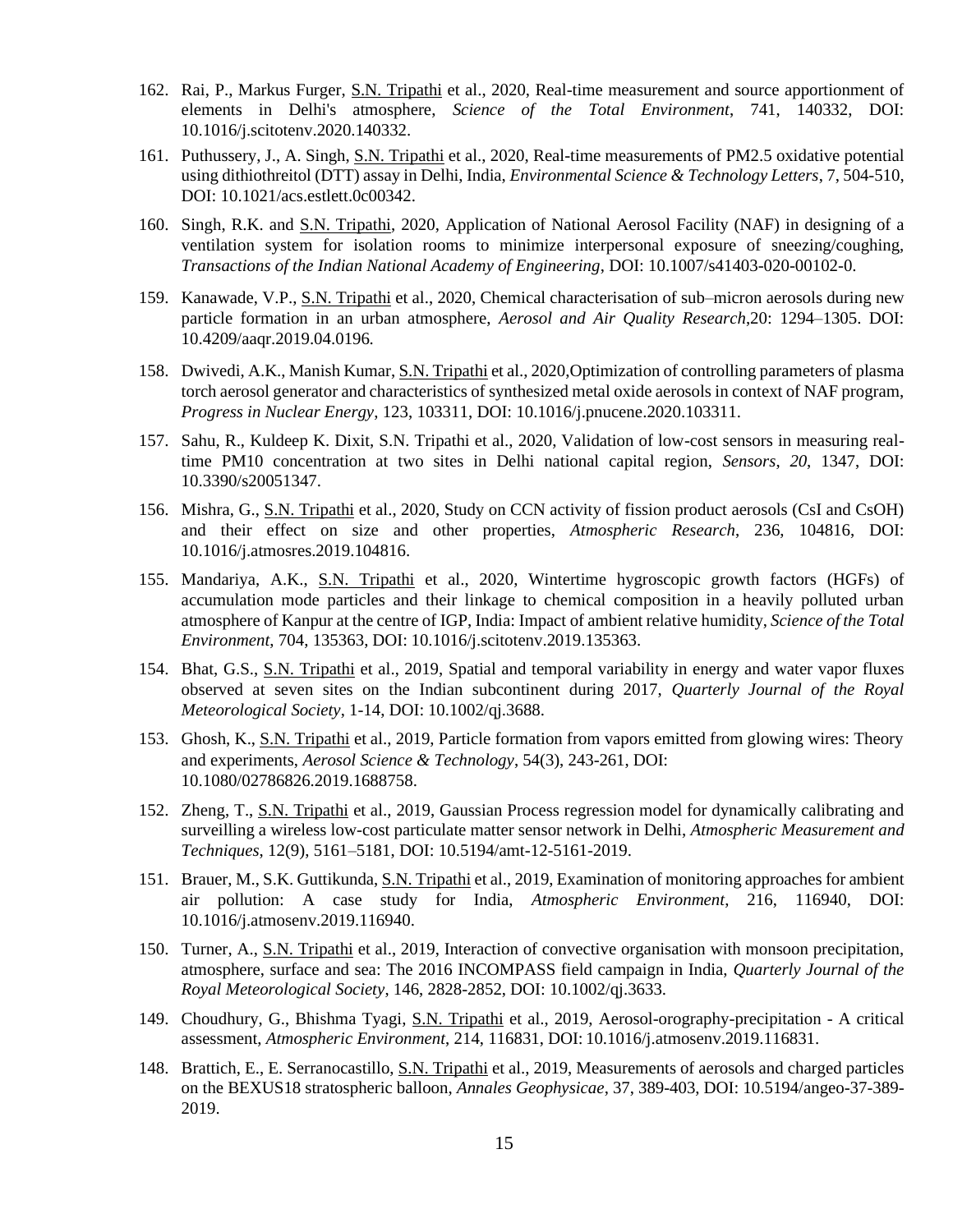162. Rai, P., Markus Furger, S.N. Tripathi et al., 2020, Real-time measurement and source apportionment of elements in Delhi's atmosphere, *Science of the Total Environment*, 741, 140332, DOI: 10.1016/j.scitotenv.2020.140332.

161. Puthussery, J., A. Singh, S.N. Tripathi et al., 2020, Real-time measurements of PM2.5 oxidative potential using dithiothreitol (DTT) assay in Delhi, India, *Environmental Science & Technology Letters*, 7, 504-510, DOI: 10.1021/acs.estlett.0c00342.

160. Singh, R.K. and S.N. Tripathi, 2020, Application of National Aerosol Facility (NAF) in designing of a ventilation system for isolation rooms to minimize interpersonal exposure of sneezing/coughing, *Transactions of the Indian National Academy of Engineering*, DOI: 10.1007/s41403-020-00102-0.

159. Kanawade, V.P., S.N. Tripathi et al., 2020, Chemical characterisation of sub–micron aerosols during new particle formation in an urban atmosphere, *Aerosol and Air Quality Research*,20: 1294–1305. DOI: 10.4209/aaqr.2019.04.0196.

158. Dwivedi, A.K., Manish Kumar, S.N. Tripathi et al., 2020,Optimization of controlling parameters of plasma torch aerosol generator and characteristics of synthesized metal oxide aerosols in context of NAF program, *Progress in Nuclear Energy*, 123, 103311, DOI: 10.1016/j.pnucene.2020.103311.

157. Sahu, R., Kuldeep K. Dixit, S.N. Tripathi et al., 2020, Validation of low-cost sensors in measuring real-time PM10 concentration at two sites in Delhi national capital region, *Sensors*, *20*, 1347, DOI: 10.3390/s20051347.

156. Mishra, G., S.N. Tripathi et al., 2020, Study on CCN activity of fission product aerosols (CsI and CsOH) and their effect on size and other properties, *Atmospheric Research*, 236, 104816, DOI: 10.1016/j.atmosres.2019.104816.

155. Mandariya, A.K., S.N. Tripathi et al., 2020, Wintertime hygroscopic growth factors (HGFs) of accumulation mode particles and their linkage to chemical composition in a heavily polluted urban atmosphere of Kanpur at the centre of IGP, India: Impact of ambient relative humidity, *Science of the Total Environment*, 704, 135363, DOI: 10.1016/j.scitotenv.2019.135363.

154. Bhat, G.S., S.N. Tripathi et al., 2019, Spatial and temporal variability in energy and water vapor fluxes observed at seven sites on the Indian subcontinent during 2017, *Quarterly Journal of the Royal Meteorological Society*, 1-14, DOI: 10.1002/qj.3688.

153. Ghosh, K., S.N. Tripathi et al., 2019, Particle formation from vapors emitted from glowing wires: Theory and experiments, *Aerosol Science & Technology*, 54(3), 243-261, DOI: 10.1080/02786826.2019.1688758.

152. Zheng, T., S.N. Tripathi et al., 2019, Gaussian Process regression model for dynamically calibrating and surveilling a wireless low-cost particulate matter sensor network in Delhi, *Atmospheric Measurement and Techniques*, 12(9), 5161–5181, DOI: 10.5194/amt-12-5161-2019.

151. Brauer, M., S.K. Guttikunda, S.N. Tripathi et al., 2019, Examination of monitoring approaches for ambient air pollution: A case study for India, *Atmospheric Environment*, 216, 116940, DOI: 10.1016/j.atmosenv.2019.116940.

150. Turner, A., S.N. Tripathi et al., 2019, Interaction of convective organisation with monsoon precipitation, atmosphere, surface and sea: The 2016 INCOMPASS field campaign in India, *Quarterly Journal of the Royal Meteorological Society*, 146, 2828-2852, DOI: 10.1002/qj.3633.

149. Choudhury, G., Bhishma Tyagi, S.N. Tripathi et al., 2019, Aerosol-orography-precipitation - A critical assessment, *Atmospheric Environment*, 214, 116831, DOI: 10.1016/j.atmosenv.2019.116831.

148. Brattich, E., E. Serranocastillo, S.N. Tripathi et al., 2019, Measurements of aerosols and charged particles on the BEXUS18 stratospheric balloon, *Annales Geophysicae*, 37, 389-403, DOI: 10.5194/angeo-37-389-2019.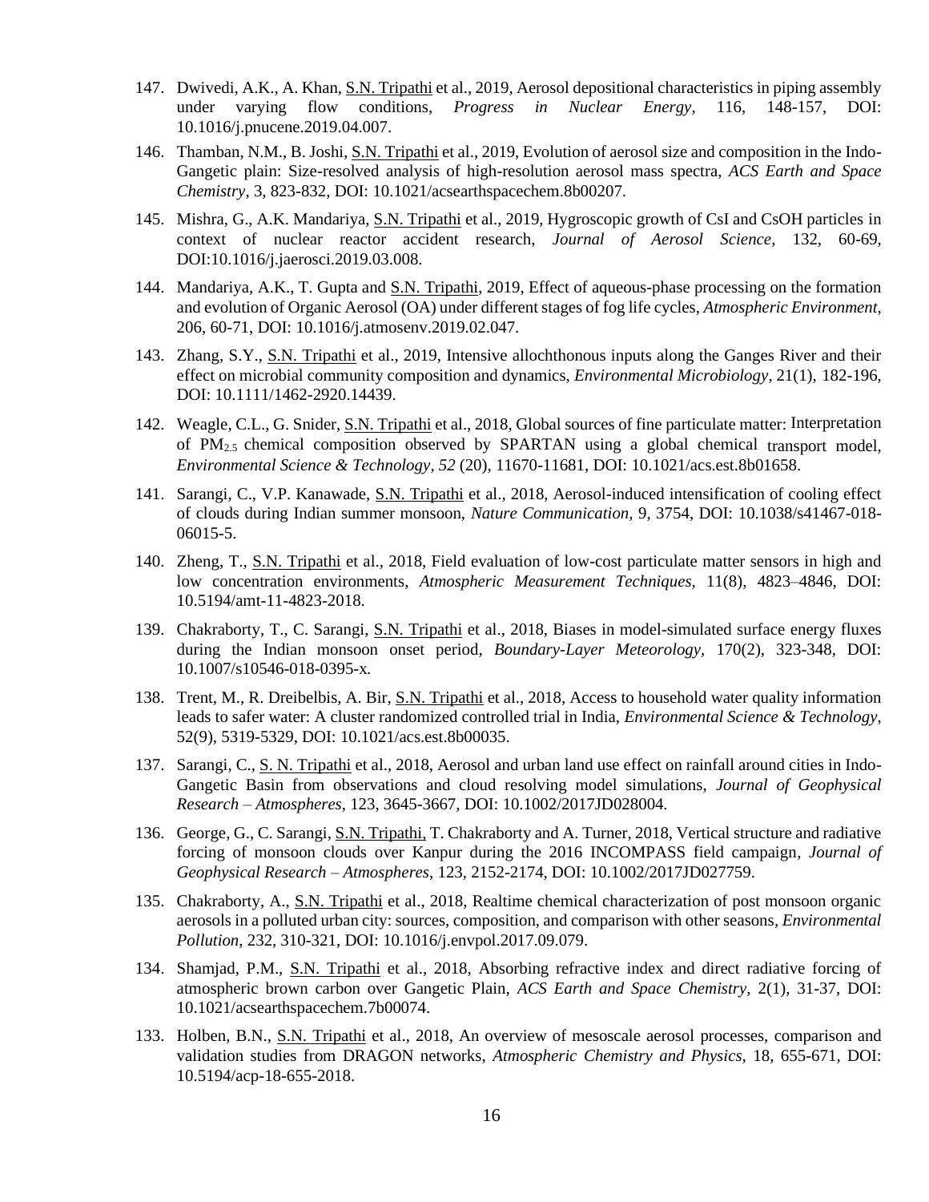147. Dwivedi, A.K., A. Khan, S.N. Tripathi et al., 2019, Aerosol depositional characteristics in piping assembly under varying flow conditions, *Progress in Nuclear Energy*, 116, 148-157, DOI: 10.1016/j.pnucene.2019.04.007.

146. Thamban, N.M., B. Joshi, S.N. Tripathi et al., 2019, Evolution of aerosol size and composition in the Indo-Gangetic plain: Size-resolved analysis of high-resolution aerosol mass spectra, *ACS Earth and Space Chemistry*, 3, 823-832, DOI: 10.1021/acsearthspacechem.8b00207.

145. Mishra, G., A.K. Mandariya, S.N. Tripathi et al., 2019, Hygroscopic growth of CsI and CsOH particles in context of nuclear reactor accident research, *Journal of Aerosol Science*, 132, 60-69, DOI:10.1016/j.jaerosci.2019.03.008.

144. Mandariya, A.K., T. Gupta and S.N. Tripathi, 2019, Effect of aqueous-phase processing on the formation and evolution of Organic Aerosol (OA) under different stages of fog life cycles, *Atmospheric Environment*, 206, 60-71, DOI: 10.1016/j.atmosenv.2019.02.047.

143. Zhang, S.Y., S.N. Tripathi et al., 2019, Intensive allochthonous inputs along the Ganges River and their effect on microbial community composition and dynamics, *Environmental Microbiology*, 21(1), 182-196, DOI: 10.1111/1462-2920.14439.

142. Weagle, C.L., G. Snider, S.N. Tripathi et al., 2018, Global sources of fine particulate matter: Interpretation of $PM_{2.5}$ chemical composition observed by SPARTAN using a global chemical transport model, *Environmental Science & Technology*, *52* (20), 11670-11681, DOI: 10.1021/acs.est.8b01658.

141. Sarangi, C., V.P. Kanawade, S.N. Tripathi et al., 2018, Aerosol-induced intensification of cooling effect of clouds during Indian summer monsoon, *Nature Communication*, 9, 3754, DOI: 10.1038/s41467-018-06015-5.

140. Zheng, T., S.N. Tripathi et al., 2018, Field evaluation of low-cost particulate matter sensors in high and low concentration environments, *Atmospheric Measurement Techniques*, 11(8), 4823–4846, DOI: 10.5194/amt-11-4823-2018.

139. Chakraborty, T., C. Sarangi, S.N. Tripathi et al., 2018, Biases in model-simulated surface energy fluxes during the Indian monsoon onset period, *Boundary-Layer Meteorology*, 170(2), 323-348, DOI: 10.1007/s10546-018-0395-x.

138. Trent, M., R. Dreibelbis, A. Bir, S.N. Tripathi et al., 2018, Access to household water quality information leads to safer water: A cluster randomized controlled trial in India, *Environmental Science & Technology*, 52(9), 5319-5329, DOI: 10.1021/acs.est.8b00035.

137. Sarangi, C., S. N. Tripathi et al., 2018, Aerosol and urban land use effect on rainfall around cities in Indo-Gangetic Basin from observations and cloud resolving model simulations, *Journal of Geophysical Research – Atmospheres*, 123, 3645-3667, DOI: 10.1002/2017JD028004.

136. George, G., C. Sarangi, S.N. Tripathi, T. Chakraborty and A. Turner, 2018, Vertical structure and radiative forcing of monsoon clouds over Kanpur during the 2016 INCOMPASS field campaign, *Journal of Geophysical Research – Atmospheres*, 123, 2152-2174, DOI: 10.1002/2017JD027759.

135. Chakraborty, A., S.N. Tripathi et al., 2018, Realtime chemical characterization of post monsoon organic aerosols in a polluted urban city: sources, composition, and comparison with other seasons, *Environmental Pollution*, 232, 310-321, DOI: 10.1016/j.envpol.2017.09.079.

134. Shamjad, P.M., S.N. Tripathi et al., 2018, Absorbing refractive index and direct radiative forcing of atmospheric brown carbon over Gangetic Plain, *ACS Earth and Space Chemistry*, 2(1), 31-37, DOI: 10.1021/acsearthspacechem.7b00074.

133. Holben, B.N., S.N. Tripathi et al., 2018, An overview of mesoscale aerosol processes, comparison and validation studies from DRAGON networks, *Atmospheric Chemistry and Physics*, 18, 655-671, DOI: 10.5194/acp-18-655-2018.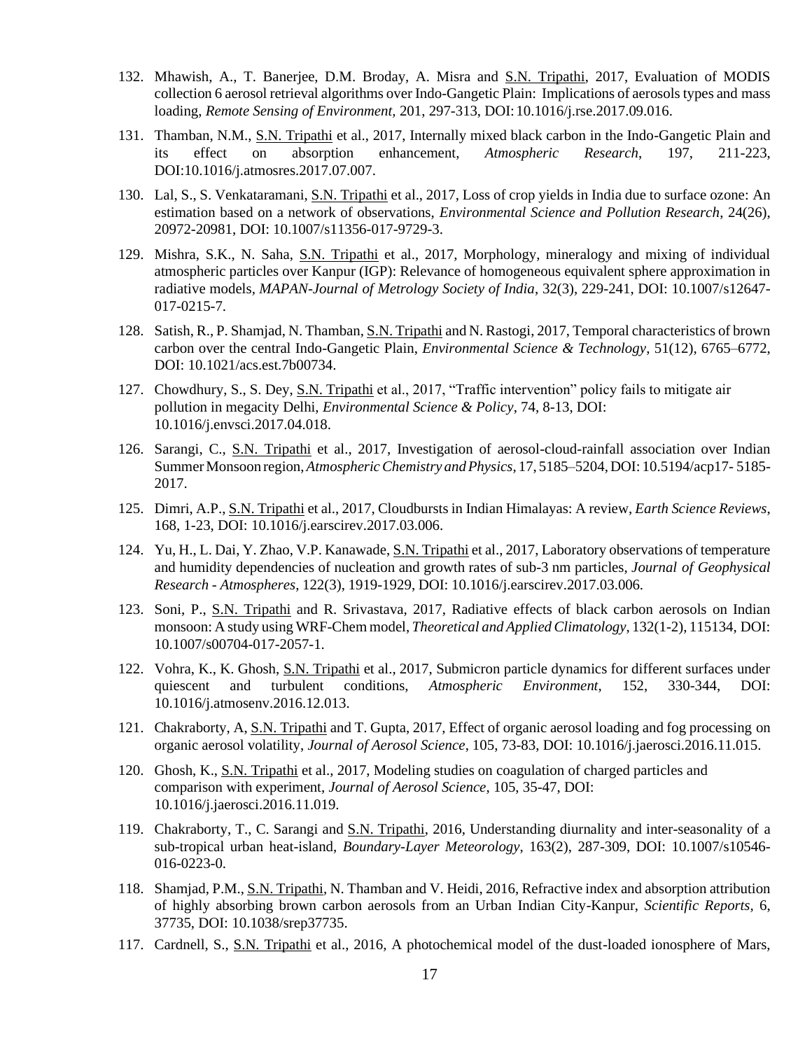132. Mhawish, A., T. Banerjee, D.M. Broday, A. Misra and S.N. Tripathi, 2017, Evaluation of MODIS collection 6 aerosol retrieval algorithms over Indo-Gangetic Plain: Implications of aerosols types and mass loading, *Remote Sensing of Environment*, 201, 297-313, DOI:10.1016/j.rse.2017.09.016.

131. Thamban, N.M., S.N. Tripathi et al., 2017, Internally mixed black carbon in the Indo-Gangetic Plain and its effect on absorption enhancement, *Atmospheric Research*, 197, 211-223, DOI:10.1016/j.atmosres.2017.07.007.

130. Lal, S., S. Venkataramani, S.N. Tripathi et al., 2017, Loss of crop yields in India due to surface ozone: An estimation based on a network of observations, *Environmental Science and Pollution Research*, 24(26), 20972-20981, DOI: 10.1007/s11356-017-9729-3.

129. Mishra, S.K., N. Saha, S.N. Tripathi et al., 2017, Morphology, mineralogy and mixing of individual atmospheric particles over Kanpur (IGP): Relevance of homogeneous equivalent sphere approximation in radiative models, *MAPAN-Journal of Metrology Society of India*, 32(3), 229-241, DOI: 10.1007/s12647-017-0215-7.

128. Satish, R., P. Shamjad, N. Thamban, S.N. Tripathi and N. Rastogi, 2017, Temporal characteristics of brown carbon over the central Indo-Gangetic Plain, *Environmental Science & Technology*, 51(12), 6765–6772, DOI: 10.1021/acs.est.7b00734.

127. Chowdhury, S., S. Dey, S.N. Tripathi et al., 2017, "Traffic intervention" policy fails to mitigate air pollution in megacity Delhi, *Environmental Science & Policy*, 74, 8-13, DOI: 10.1016/j.envsci.2017.04.018.

126. Sarangi, C., S.N. Tripathi et al., 2017, Investigation of aerosol-cloud-rainfall association over Indian Summer Monsoon region, *Atmospheric Chemistry and Physics*, 17, 5185–5204, DOI: 10.5194/acp17- 5185-2017.

125. Dimri, A.P., S.N. Tripathi et al., 2017, Cloudbursts in Indian Himalayas: A review, *Earth Science Reviews*, 168, 1-23, DOI: 10.1016/j.earscirev.2017.03.006.

124. Yu, H., L. Dai, Y. Zhao, V.P. Kanawade, S.N. Tripathi et al., 2017, Laboratory observations of temperature and humidity dependencies of nucleation and growth rates of sub-3 nm particles, *Journal of Geophysical Research - Atmospheres*, 122(3), 1919-1929, DOI: 10.1016/j.earscirev.2017.03.006.

123. Soni, P., S.N. Tripathi and R. Srivastava, 2017, Radiative effects of black carbon aerosols on Indian monsoon: A study using WRF-Chem model, *Theoretical and Applied Climatology*, 132(1-2), 115134, DOI: 10.1007/s00704-017-2057-1.

122. Vohra, K., K. Ghosh, S.N. Tripathi et al., 2017, Submicron particle dynamics for different surfaces under quiescent and turbulent conditions, *Atmospheric Environment*, 152, 330-344, DOI: 10.1016/j.atmosenv.2016.12.013.

121. Chakraborty, A, S.N. Tripathi and T. Gupta, 2017, Effect of organic aerosol loading and fog processing on organic aerosol volatility, *Journal of Aerosol Science*, 105, 73-83, DOI: 10.1016/j.jaerosci.2016.11.015.

120. Ghosh, K., S.N. Tripathi et al., 2017, Modeling studies on coagulation of charged particles and comparison with experiment, *Journal of Aerosol Science*, 105, 35-47, DOI: 10.1016/j.jaerosci.2016.11.019.

119. Chakraborty, T., C. Sarangi and S.N. Tripathi, 2016, Understanding diurnality and inter-seasonality of a sub-tropical urban heat-island, *Boundary-Layer Meteorology*, 163(2), 287-309, DOI: 10.1007/s10546-016-0223-0.

118. Shamjad, P.M., S.N. Tripathi, N. Thamban and V. Heidi, 2016, Refractive index and absorption attribution of highly absorbing brown carbon aerosols from an Urban Indian City-Kanpur, *Scientific Reports*, 6, 37735, DOI: 10.1038/srep37735.

117. Cardnell, S., S.N. Tripathi et al., 2016, A photochemical model of the dust-loaded ionosphere of Mars,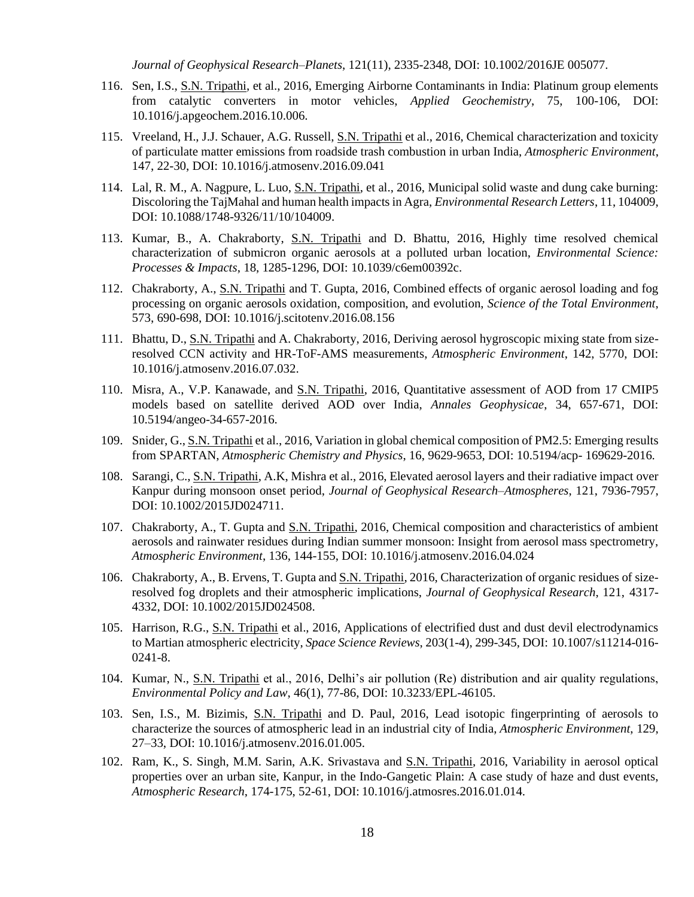*Journal of Geophysical Research–Planets*, 121(11), 2335-2348, DOI: 10.1002/2016JE 005077.

116. Sen, I.S., <u>S.N. Tripathi</u>, et al., 2016, Emerging Airborne Contaminants in India: Platinum group elements from catalytic converters in motor vehicles, *Applied Geochemistry*, 75, 100-106, DOI: 10.1016/j.apgeochem.2016.10.006.

115. Vreeland, H., J.J. Schauer, A.G. Russell, <u>S.N. Tripathi</u> et al., 2016, Chemical characterization and toxicity of particulate matter emissions from roadside trash combustion in urban India, *Atmospheric Environment*, 147, 22-30, DOI: 10.1016/j.atmosenv.2016.09.041

114. Lal, R. M., A. Nagpure, L. Luo, <u>S.N. Tripathi</u>, et al., 2016, Municipal solid waste and dung cake burning: Discoloring the TajMahal and human health impacts in Agra, *Environmental Research Letters*, 11, 104009, DOI: 10.1088/1748-9326/11/10/104009.

113. Kumar, B., A. Chakraborty, <u>S.N. Tripathi</u> and D. Bhattu, 2016, Highly time resolved chemical characterization of submicron organic aerosols at a polluted urban location, *Environmental Science: Processes & Impacts*, 18, 1285-1296, DOI: 10.1039/c6em00392c.

112. Chakraborty, A., <u>S.N. Tripathi</u> and T. Gupta, 2016, Combined effects of organic aerosol loading and fog processing on organic aerosols oxidation, composition, and evolution, *Science of the Total Environment*, 573, 690-698, DOI: 10.1016/j.scitotenv.2016.08.156

111. Bhattu, D., <u>S.N. Tripathi</u> and A. Chakraborty, 2016, Deriving aerosol hygroscopic mixing state from size-resolved CCN activity and HR-ToF-AMS measurements, *Atmospheric Environment*, 142, 5770, DOI: 10.1016/j.atmosenv.2016.07.032.

110. Misra, A., V.P. Kanawade, and <u>S.N. Tripathi</u>, 2016, Quantitative assessment of AOD from 17 CMIP5 models based on satellite derived AOD over India, *Annales Geophysicae*, 34, 657-671, DOI: 10.5194/angeo-34-657-2016.

109. Snider, G., <u>S.N. Tripathi</u> et al., 2016, Variation in global chemical composition of PM2.5: Emerging results from SPARTAN, *Atmospheric Chemistry and Physics*, 16, 9629-9653, DOI: 10.5194/acp- 169629-2016.

108. Sarangi, C., <u>S.N. Tripathi</u>, A.K, Mishra et al., 2016, Elevated aerosol layers and their radiative impact over Kanpur during monsoon onset period, *Journal of Geophysical Research–Atmospheres*, 121, 7936-7957, DOI: 10.1002/2015JD024711.

107. Chakraborty, A., T. Gupta and <u>S.N. Tripathi</u>, 2016, Chemical composition and characteristics of ambient aerosols and rainwater residues during Indian summer monsoon: Insight from aerosol mass spectrometry, *Atmospheric Environment*, 136, 144-155, DOI: 10.1016/j.atmosenv.2016.04.024

106. Chakraborty, A., B. Ervens, T. Gupta and <u>S.N. Tripathi</u>, 2016, Characterization of organic residues of size-resolved fog droplets and their atmospheric implications, *Journal of Geophysical Research*, 121, 4317-4332, DOI: 10.1002/2015JD024508.

105. Harrison, R.G., <u>S.N. Tripathi</u> et al., 2016, Applications of electrified dust and dust devil electrodynamics to Martian atmospheric electricity, *Space Science Reviews*, 203(1-4), 299-345, DOI: 10.1007/s11214-016-0241-8.

104. Kumar, N., <u>S.N. Tripathi</u> et al., 2016, Delhi's air pollution (Re) distribution and air quality regulations, *Environmental Policy and Law*, 46(1), 77-86, DOI: 10.3233/EPL-46105.

103. Sen, I.S., M. Bizimis, <u>S.N. Tripathi</u> and D. Paul, 2016, Lead isotopic fingerprinting of aerosols to characterize the sources of atmospheric lead in an industrial city of India, *Atmospheric Environment*, 129, 27–33, DOI: 10.1016/j.atmosenv.2016.01.005.

102. Ram, K., S. Singh, M.M. Sarin, A.K. Srivastava and <u>S.N. Tripathi</u>, 2016, Variability in aerosol optical properties over an urban site, Kanpur, in the Indo-Gangetic Plain: A case study of haze and dust events, *Atmospheric Research*, 174-175, 52-61, DOI: 10.1016/j.atmosres.2016.01.014.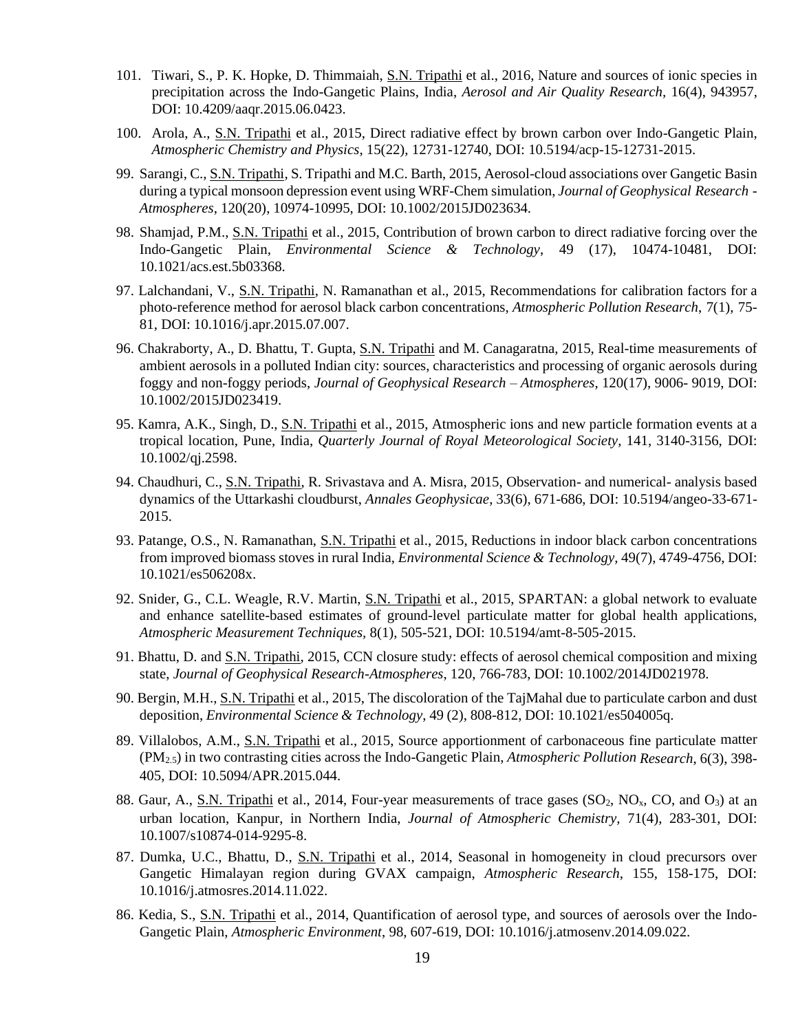101. Tiwari, S., P. K. Hopke, D. Thimmaiah, <u>S.N. Tripathi</u> et al., 2016, Nature and sources of ionic species in precipitation across the Indo-Gangetic Plains, India, *Aerosol and Air Quality Research*, 16(4), 943957, DOI: 10.4209/aaqr.2015.06.0423.

100. Arola, A., <u>S.N. Tripathi</u> et al., 2015, Direct radiative effect by brown carbon over Indo-Gangetic Plain, *Atmospheric Chemistry and Physics*, 15(22), 12731-12740, DOI: 10.5194/acp-15-12731-2015.

99. Sarangi, C., <u>S.N. Tripathi</u>, S. Tripathi and M.C. Barth, 2015, Aerosol-cloud associations over Gangetic Basin during a typical monsoon depression event using WRF-Chem simulation, *Journal of Geophysical Research - Atmospheres*, 120(20), 10974-10995, DOI: 10.1002/2015JD023634.

98. Shamjad, P.M., <u>S.N. Tripathi</u> et al., 2015, Contribution of brown carbon to direct radiative forcing over the Indo-Gangetic Plain, *Environmental Science & Technology*, 49 (17), 10474-10481, DOI: 10.1021/acs.est.5b03368.

97. Lalchandani, V., <u>S.N. Tripathi</u>, N. Ramanathan et al., 2015, Recommendations for calibration factors for a photo-reference method for aerosol black carbon concentrations, *Atmospheric Pollution Research*, 7(1), 75-81, DOI: 10.1016/j.apr.2015.07.007.

96. Chakraborty, A., D. Bhattu, T. Gupta, <u>S.N. Tripathi</u> and M. Canagaratna, 2015, Real-time measurements of ambient aerosols in a polluted Indian city: sources, characteristics and processing of organic aerosols during foggy and non-foggy periods, *Journal of Geophysical Research – Atmospheres*, 120(17), 9006- 9019, DOI: 10.1002/2015JD023419.

95. Kamra, A.K., Singh, D., <u>S.N. Tripathi</u> et al., 2015, Atmospheric ions and new particle formation events at a tropical location, Pune, India, *Quarterly Journal of Royal Meteorological Society*, 141, 3140-3156, DOI: 10.1002/qj.2598.

94. Chaudhuri, C., <u>S.N. Tripathi</u>, R. Srivastava and A. Misra, 2015, Observation- and numerical- analysis based dynamics of the Uttarkashi cloudburst, *Annales Geophysicae*, 33(6), 671-686, DOI: 10.5194/angeo-33-671-2015.

93. Patange, O.S., N. Ramanathan, <u>S.N. Tripathi</u> et al., 2015, Reductions in indoor black carbon concentrations from improved biomass stoves in rural India, *Environmental Science & Technology*, 49(7), 4749-4756, DOI: 10.1021/es506208x.

92. Snider, G., C.L. Weagle, R.V. Martin, <u>S.N. Tripathi</u> et al., 2015, SPARTAN: a global network to evaluate and enhance satellite-based estimates of ground-level particulate matter for global health applications, *Atmospheric Measurement Techniques*, 8(1), 505-521, DOI: 10.5194/amt-8-505-2015.

91. Bhattu, D. and <u>S.N. Tripathi</u>, 2015, CCN closure study: effects of aerosol chemical composition and mixing state, *Journal of Geophysical Research-Atmospheres*, 120, 766-783, DOI: 10.1002/2014JD021978.

90. Bergin, M.H., <u>S.N. Tripathi</u> et al., 2015, The discoloration of the TajMahal due to particulate carbon and dust deposition, *Environmental Science & Technology*, 49 (2), 808-812, DOI: 10.1021/es504005q.

89. Villalobos, A.M., <u>S.N. Tripathi</u> et al., 2015, Source apportionment of carbonaceous fine particulate matter ($PM_{2.5}$) in two contrasting cities across the Indo-Gangetic Plain, *Atmospheric Pollution Research*, 6(3), 398-405, DOI: 10.5094/APR.2015.044.

88. Gaur, A., <u>S.N. Tripathi</u> et al., 2014, Four-year measurements of trace gases ($SO_2$, $NO_x$, CO, and $O_3$) at an urban location, Kanpur, in Northern India, *Journal of Atmospheric Chemistry,* 71(4), 283-301, DOI: 10.1007/s10874-014-9295-8.

87. Dumka, U.C., Bhattu, D., <u>S.N. Tripathi</u> et al., 2014, Seasonal in homogeneity in cloud precursors over Gangetic Himalayan region during GVAX campaign, *Atmospheric Research*, 155, 158-175, DOI: 10.1016/j.atmosres.2014.11.022.

86. Kedia, S., <u>S.N. Tripathi</u> et al., 2014, Quantification of aerosol type, and sources of aerosols over the Indo-Gangetic Plain, *Atmospheric Environment*, 98, 607-619, DOI: 10.1016/j.atmosenv.2014.09.022.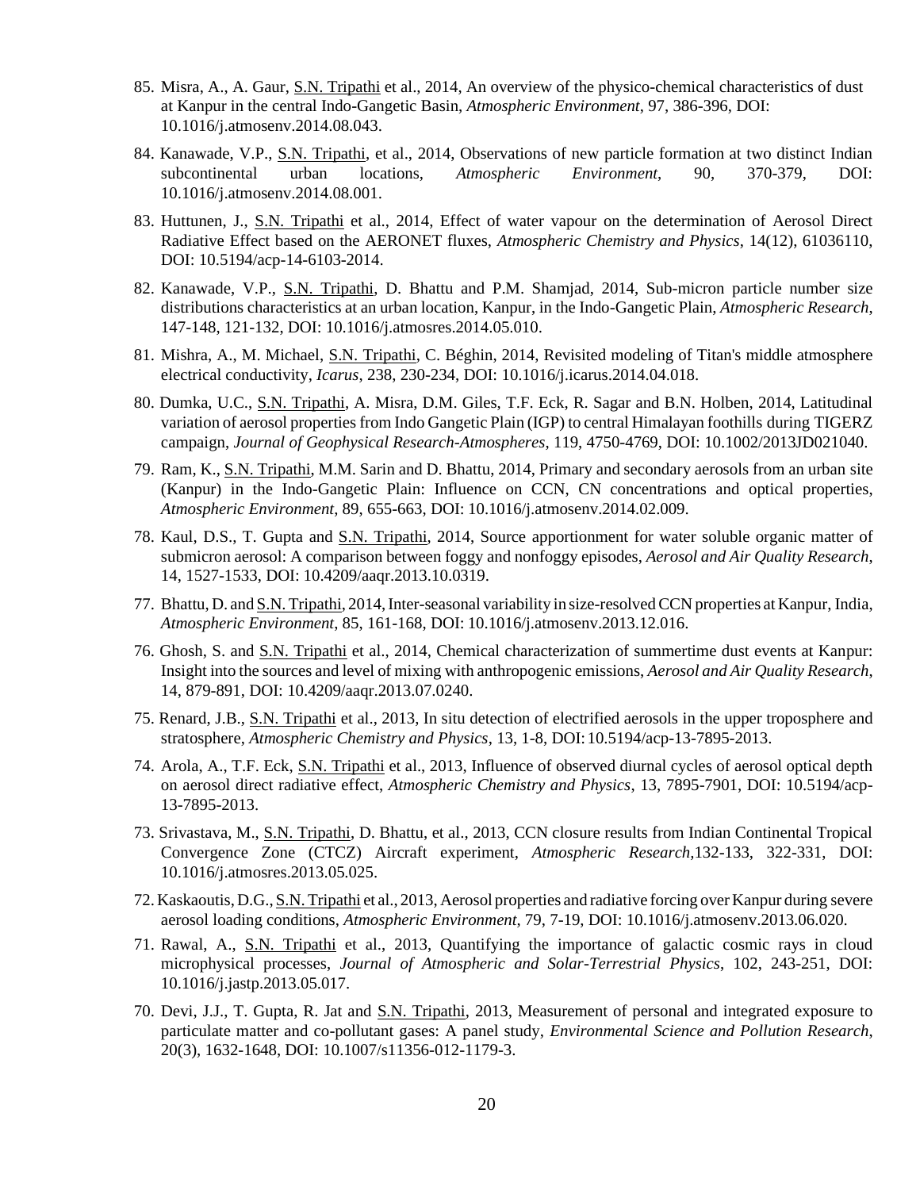85. Misra, A., A. Gaur, <u>S.N. Tripathi</u> et al., 2014, An overview of the physico-chemical characteristics of dust at Kanpur in the central Indo-Gangetic Basin, *Atmospheric Environment*, 97, 386-396, DOI: 10.1016/j.atmosenv.2014.08.043.

84. Kanawade, V.P., <u>S.N. Tripathi</u>, et al., 2014, Observations of new particle formation at two distinct Indian subcontinental urban locations, *Atmospheric Environment*, 90, 370-379, DOI: 10.1016/j.atmosenv.2014.08.001.

83. Huttunen, J., <u>S.N. Tripathi</u> et al., 2014, Effect of water vapour on the determination of Aerosol Direct Radiative Effect based on the AERONET fluxes, *Atmospheric Chemistry and Physics*, 14(12), 61036110, DOI: 10.5194/acp-14-6103-2014.

82. Kanawade, V.P., <u>S.N. Tripathi</u>, D. Bhattu and P.M. Shamjad, 2014, Sub-micron particle number size distributions characteristics at an urban location, Kanpur, in the Indo-Gangetic Plain, *Atmospheric Research*, 147-148, 121-132, DOI: 10.1016/j.atmosres.2014.05.010.

81. Mishra, A., M. Michael, <u>S.N. Tripathi</u>, C. Béghin, 2014, Revisited modeling of Titan's middle atmosphere electrical conductivity, *Icarus*, 238, 230-234, DOI: 10.1016/j.icarus.2014.04.018.

80. Dumka, U.C., <u>S.N. Tripathi</u>, A. Misra, D.M. Giles, T.F. Eck, R. Sagar and B.N. Holben, 2014, Latitudinal variation of aerosol properties from Indo Gangetic Plain (IGP) to central Himalayan foothills during TIGERZ campaign, *Journal of Geophysical Research-Atmospheres*, 119, 4750-4769, DOI: 10.1002/2013JD021040.

79. Ram, K., <u>S.N. Tripathi</u>, M.M. Sarin and D. Bhattu, 2014, Primary and secondary aerosols from an urban site (Kanpur) in the Indo-Gangetic Plain: Influence on CCN, CN concentrations and optical properties, *Atmospheric Environment*, 89, 655-663, DOI: 10.1016/j.atmosenv.2014.02.009.

78. Kaul, D.S., T. Gupta and <u>S.N. Tripathi</u>, 2014, Source apportionment for water soluble organic matter of submicron aerosol: A comparison between foggy and nonfoggy episodes, *Aerosol and Air Quality Research*, 14, 1527-1533, DOI: 10.4209/aaqr.2013.10.0319.

77. Bhattu, D. and <u>S.N. Tripathi</u>, 2014, Inter-seasonal variability in size-resolved CCN properties at Kanpur, India, *Atmospheric Environment*, 85, 161-168, DOI: 10.1016/j.atmosenv.2013.12.016.

76. Ghosh, S. and <u>S.N. Tripathi</u> et al., 2014, Chemical characterization of summertime dust events at Kanpur: Insight into the sources and level of mixing with anthropogenic emissions, *Aerosol and Air Quality Research*, 14, 879-891, DOI: 10.4209/aaqr.2013.07.0240.

75. Renard, J.B., <u>S.N. Tripathi</u> et al., 2013, In situ detection of electrified aerosols in the upper troposphere and stratosphere, *Atmospheric Chemistry and Physics*, 13, 1-8, DOI: 10.5194/acp-13-7895-2013.

74. Arola, A., T.F. Eck, <u>S.N. Tripathi</u> et al., 2013, Influence of observed diurnal cycles of aerosol optical depth on aerosol direct radiative effect, *Atmospheric Chemistry and Physics*, 13, 7895-7901, DOI: 10.5194/acp-13-7895-2013.

73. Srivastava, M., <u>S.N. Tripathi</u>, D. Bhattu, et al., 2013, CCN closure results from Indian Continental Tropical Convergence Zone (CTCZ) Aircraft experiment, *Atmospheric Research*,132-133, 322-331, DOI: 10.1016/j.atmosres.2013.05.025.

72. Kaskaoutis, D.G., <u>S.N. Tripathi</u> et al., 2013, Aerosol properties and radiative forcing over Kanpur during severe aerosol loading conditions, *Atmospheric Environment*, 79, 7-19, DOI: 10.1016/j.atmosenv.2013.06.020.

71. Rawal, A., <u>S.N. Tripathi</u> et al., 2013, Quantifying the importance of galactic cosmic rays in cloud microphysical processes, *Journal of Atmospheric and Solar-Terrestrial Physics*, 102, 243-251, DOI: 10.1016/j.jastp.2013.05.017.

70. Devi, J.J., T. Gupta, R. Jat and <u>S.N. Tripathi</u>, 2013, Measurement of personal and integrated exposure to particulate matter and co-pollutant gases: A panel study, *Environmental Science and Pollution Research*, 20(3), 1632-1648, DOI: 10.1007/s11356-012-1179-3.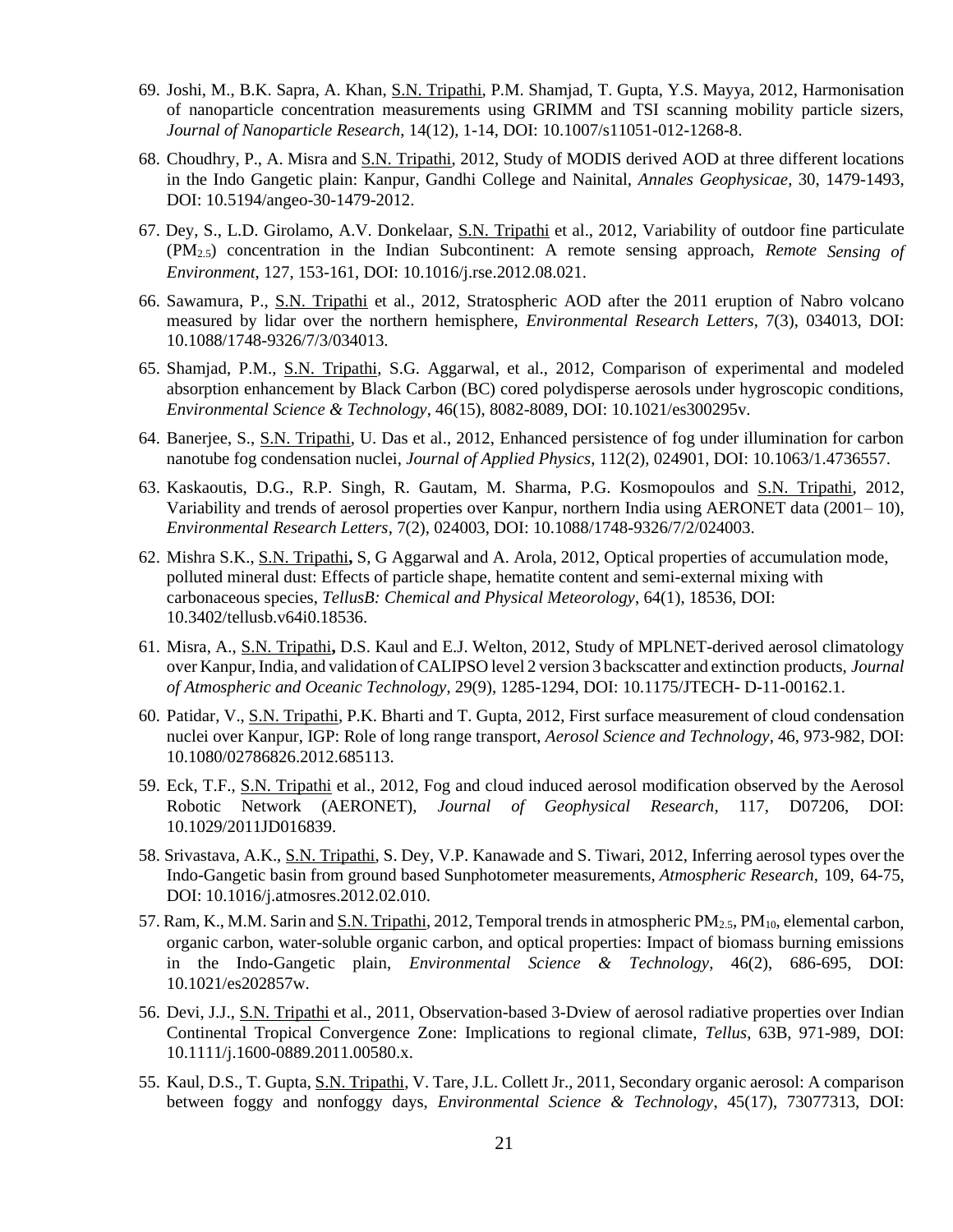69. Joshi, M., B.K. Sapra, A. Khan, S.N. Tripathi, P.M. Shamjad, T. Gupta, Y.S. Mayya, 2012, Harmonisation of nanoparticle concentration measurements using GRIMM and TSI scanning mobility particle sizers, *Journal of Nanoparticle Research*, 14(12), 1-14, DOI: 10.1007/s11051-012-1268-8.

68. Choudhry, P., A. Misra and S.N. Tripathi, 2012, Study of MODIS derived AOD at three different locations in the Indo Gangetic plain: Kanpur, Gandhi College and Nainital, *Annales Geophysicae*, 30, 1479-1493, DOI: 10.5194/angeo-30-1479-2012.

67. Dey, S., L.D. Girolamo, A.V. Donkelaar, S.N. Tripathi et al., 2012, Variability of outdoor fine particulate ($PM_{2.5}$) concentration in the Indian Subcontinent: A remote sensing approach, *Remote Sensing of Environment*, 127, 153-161, DOI: 10.1016/j.rse.2012.08.021.

66. Sawamura, P., S.N. Tripathi et al., 2012, Stratospheric AOD after the 2011 eruption of Nabro volcano measured by lidar over the northern hemisphere, *Environmental Research Letters*, 7(3), 034013, DOI: 10.1088/1748-9326/7/3/034013.

65. Shamjad, P.M., S.N. Tripathi, S.G. Aggarwal, et al., 2012, Comparison of experimental and modeled absorption enhancement by Black Carbon (BC) cored polydisperse aerosols under hygroscopic conditions, *Environmental Science & Technology*, 46(15), 8082-8089, DOI: 10.1021/es300295v.

64. Banerjee, S., S.N. Tripathi, U. Das et al., 2012, Enhanced persistence of fog under illumination for carbon nanotube fog condensation nuclei, *Journal of Applied Physics*, 112(2), 024901, DOI: 10.1063/1.4736557.

63. Kaskaoutis, D.G., R.P. Singh, R. Gautam, M. Sharma, P.G. Kosmopoulos and S.N. Tripathi, 2012, Variability and trends of aerosol properties over Kanpur, northern India using AERONET data (2001– 10), *Environmental Research Letters*, 7(2), 024003, DOI: 10.1088/1748-9326/7/2/024003.

62. Mishra S.K., **S.N. Tripathi,** S, G Aggarwal and A. Arola, 2012, Optical properties of accumulation mode, polluted mineral dust: Effects of particle shape, hematite content and semi-external mixing with carbonaceous species, *TellusB: Chemical and Physical Meteorology*, 64(1), 18536, DOI: 10.3402/tellusb.v64i0.18536.

61. Misra, A., **S.N. Tripathi,** D.S. Kaul and E.J. Welton, 2012, Study of MPLNET-derived aerosol climatology over Kanpur, India, and validation of CALIPSO level 2 version 3 backscatter and extinction products, *Journal of Atmospheric and Oceanic Technology*, 29(9), 1285-1294, DOI: 10.1175/JTECH- D-11-00162.1.

60. Patidar, V., S.N. Tripathi, P.K. Bharti and T. Gupta, 2012, First surface measurement of cloud condensation nuclei over Kanpur, IGP: Role of long range transport, *Aerosol Science and Technology*, 46, 973-982, DOI: 10.1080/02786826.2012.685113.

59. Eck, T.F., S.N. Tripathi et al., 2012, Fog and cloud induced aerosol modification observed by the Aerosol Robotic Network (AERONET), *Journal of Geophysical Research*, 117, D07206, DOI: 10.1029/2011JD016839.

58. Srivastava, A.K., S.N. Tripathi, S. Dey, V.P. Kanawade and S. Tiwari, 2012, Inferring aerosol types over the Indo-Gangetic basin from ground based Sunphotometer measurements, *Atmospheric Research*, 109, 64-75, DOI: 10.1016/j.atmosres.2012.02.010.

57. Ram, K., M.M. Sarin and S.N. Tripathi, 2012, Temporal trends in atmospheric $PM_{2.5}$, $PM_{10}$, elemental carbon, organic carbon, water-soluble organic carbon, and optical properties: Impact of biomass burning emissions in the Indo-Gangetic plain, *Environmental Science & Technology*, 46(2), 686-695, DOI: 10.1021/es202857w.

56. Devi, J.J., S.N. Tripathi et al., 2011, Observation-based 3-Dview of aerosol radiative properties over Indian Continental Tropical Convergence Zone: Implications to regional climate, *Tellus*, 63B, 971-989, DOI: 10.1111/j.1600-0889.2011.00580.x.

55. Kaul, D.S., T. Gupta, S.N. Tripathi, V. Tare, J.L. Collett Jr., 2011, Secondary organic aerosol: A comparison between foggy and nonfoggy days, *Environmental Science & Technology*, 45(17), 73077313, DOI: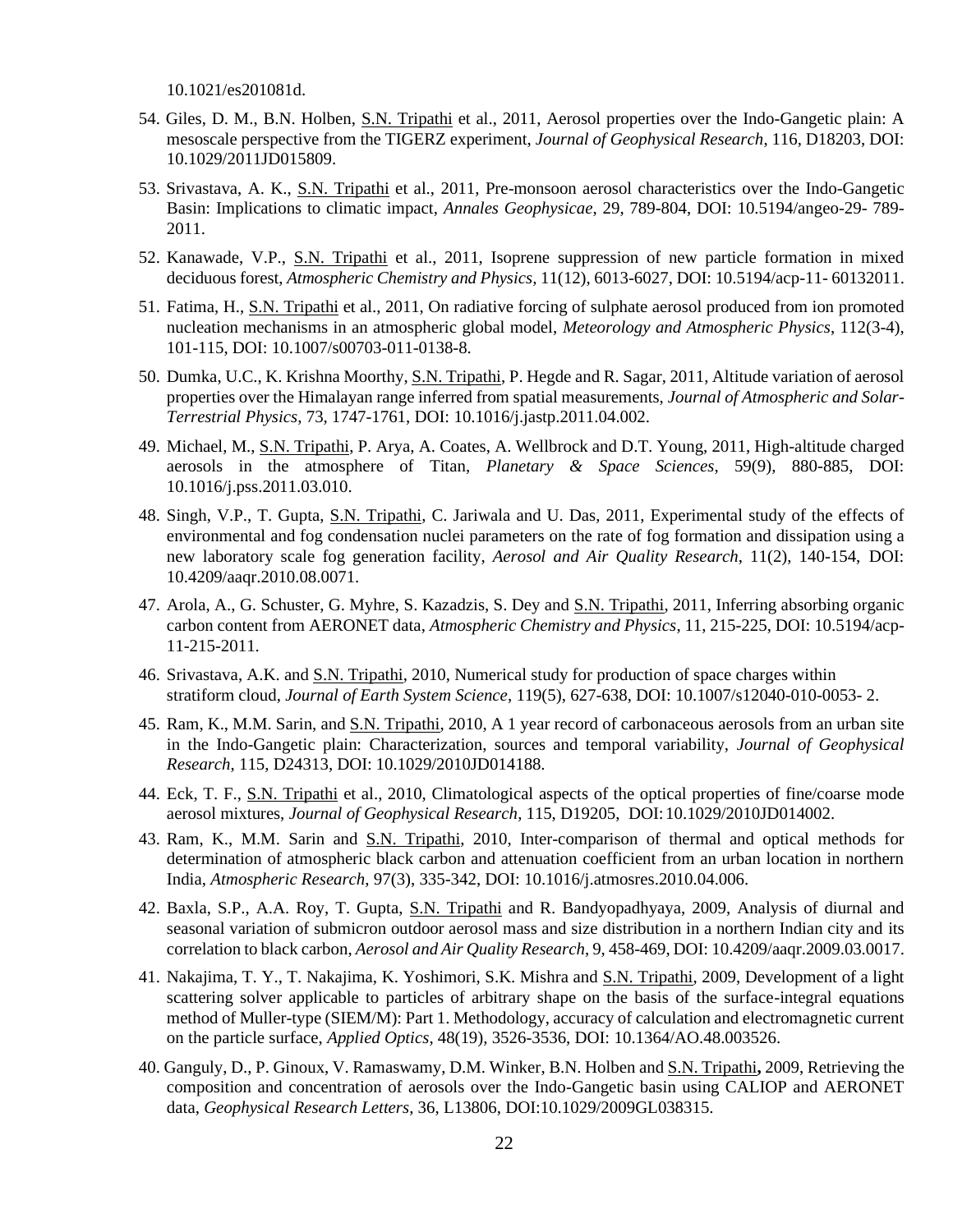10.1021/es201081d.

54. Giles, D. M., B.N. Holben, S.N. Tripathi et al., 2011, Aerosol properties over the Indo-Gangetic plain: A mesoscale perspective from the TIGERZ experiment, *Journal of Geophysical Research*, 116, D18203, DOI: 10.1029/2011JD015809.

53. Srivastava, A. K., S.N. Tripathi et al., 2011, Pre-monsoon aerosol characteristics over the Indo-Gangetic Basin: Implications to climatic impact, *Annales Geophysicae*, 29, 789-804, DOI: 10.5194/angeo-29- 789-2011.

52. Kanawade, V.P., S.N. Tripathi et al., 2011, Isoprene suppression of new particle formation in mixed deciduous forest, *Atmospheric Chemistry and Physics*, 11(12), 6013-6027, DOI: 10.5194/acp-11- 60132011.

51. Fatima, H., S.N. Tripathi et al., 2011, On radiative forcing of sulphate aerosol produced from ion promoted nucleation mechanisms in an atmospheric global model, *Meteorology and Atmospheric Physics*, 112(3-4), 101-115, DOI: 10.1007/s00703-011-0138-8.

50. Dumka, U.C., K. Krishna Moorthy, S.N. Tripathi, P. Hegde and R. Sagar, 2011, Altitude variation of aerosol properties over the Himalayan range inferred from spatial measurements, *Journal of Atmospheric and Solar-Terrestrial Physics*, 73, 1747-1761, DOI: 10.1016/j.jastp.2011.04.002.

49. Michael, M., S.N. Tripathi, P. Arya, A. Coates, A. Wellbrock and D.T. Young, 2011, High-altitude charged aerosols in the atmosphere of Titan, *Planetary & Space Sciences*, 59(9), 880-885, DOI: 10.1016/j.pss.2011.03.010.

48. Singh, V.P., T. Gupta, S.N. Tripathi, C. Jariwala and U. Das, 2011, Experimental study of the effects of environmental and fog condensation nuclei parameters on the rate of fog formation and dissipation using a new laboratory scale fog generation facility, *Aerosol and Air Quality Research*, 11(2), 140-154, DOI: 10.4209/aaqr.2010.08.0071.

47. Arola, A., G. Schuster, G. Myhre, S. Kazadzis, S. Dey and S.N. Tripathi, 2011, Inferring absorbing organic carbon content from AERONET data, *Atmospheric Chemistry and Physics*, 11, 215-225, DOI: 10.5194/acp-11-215-2011.

46. Srivastava, A.K. and S.N. Tripathi, 2010, Numerical study for production of space charges within stratiform cloud, *Journal of Earth System Science*, 119(5), 627-638, DOI: 10.1007/s12040-010-0053- 2.

45. Ram, K., M.M. Sarin, and S.N. Tripathi, 2010, A 1 year record of carbonaceous aerosols from an urban site in the Indo-Gangetic plain: Characterization, sources and temporal variability, *Journal of Geophysical Research*, 115, D24313, DOI: 10.1029/2010JD014188.

44. Eck, T. F., S.N. Tripathi et al., 2010, Climatological aspects of the optical properties of fine/coarse mode aerosol mixtures, *Journal of Geophysical Research*, 115, D19205, DOI: 10.1029/2010JD014002.

43. Ram, K., M.M. Sarin and S.N. Tripathi, 2010, Inter-comparison of thermal and optical methods for determination of atmospheric black carbon and attenuation coefficient from an urban location in northern India, *Atmospheric Research*, 97(3), 335-342, DOI: 10.1016/j.atmosres.2010.04.006.

42. Baxla, S.P., A.A. Roy, T. Gupta, S.N. Tripathi and R. Bandyopadhyaya, 2009, Analysis of diurnal and seasonal variation of submicron outdoor aerosol mass and size distribution in a northern Indian city and its correlation to black carbon, *Aerosol and Air Quality Research*, 9, 458-469, DOI: 10.4209/aaqr.2009.03.0017.

41. Nakajima, T. Y., T. Nakajima, K. Yoshimori, S.K. Mishra and S.N. Tripathi, 2009, Development of a light scattering solver applicable to particles of arbitrary shape on the basis of the surface-integral equations method of Muller-type (SIEM/M): Part 1. Methodology, accuracy of calculation and electromagnetic current on the particle surface, *Applied Optics*, 48(19), 3526-3536, DOI: 10.1364/AO.48.003526.

40. Ganguly, D., P. Ginoux, V. Ramaswamy, D.M. Winker, B.N. Holben and **S.N. Tripathi,** 2009, Retrieving the composition and concentration of aerosols over the Indo-Gangetic basin using CALIOP and AERONET data, *Geophysical Research Letters*, 36, L13806, DOI:10.1029/2009GL038315.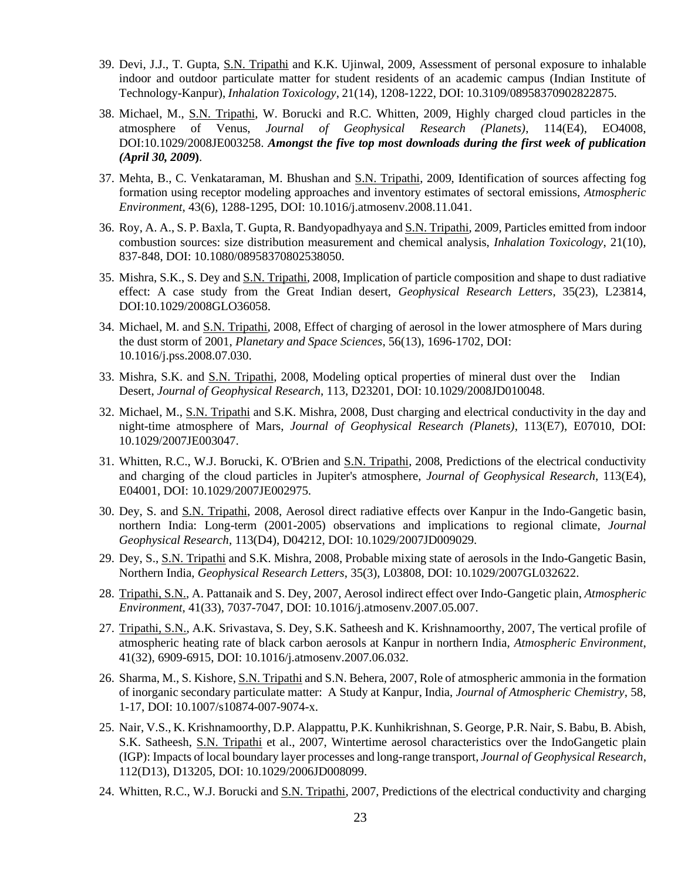39. Devi, J.J., T. Gupta, S.N. Tripathi and K.K. Ujinwal, 2009, Assessment of personal exposure to inhalable indoor and outdoor particulate matter for student residents of an academic campus (Indian Institute of Technology-Kanpur), *Inhalation Toxicology*, 21(14), 1208-1222, DOI: 10.3109/08958370902822875.

38. Michael, M., S.N. Tripathi, W. Borucki and R.C. Whitten, 2009, Highly charged cloud particles in the atmosphere of Venus, *Journal of Geophysical Research (Planets)*, 114(E4), EO4008, DOI:10.1029/2008JE003258. ***Amongst the five top most downloads during the first week of publication (April 30, 2009)***.

37. Mehta, B., C. Venkataraman, M. Bhushan and S.N. Tripathi, 2009, Identification of sources affecting fog formation using receptor modeling approaches and inventory estimates of sectoral emissions, *Atmospheric Environment*, 43(6), 1288-1295, DOI: 10.1016/j.atmosenv.2008.11.041.

36. Roy, A. A., S. P. Baxla, T. Gupta, R. Bandyopadhyaya and S.N. Tripathi, 2009, Particles emitted from indoor combustion sources: size distribution measurement and chemical analysis, *Inhalation Toxicology*, 21(10), 837-848, DOI: 10.1080/08958370802538050.

35. Mishra, S.K., S. Dey and S.N. Tripathi, 2008, Implication of particle composition and shape to dust radiative effect: A case study from the Great Indian desert, *Geophysical Research Letters*, 35(23), L23814, DOI:10.1029/2008GLO36058.

34. Michael, M. and S.N. Tripathi, 2008, Effect of charging of aerosol in the lower atmosphere of Mars during the dust storm of 2001, *Planetary and Space Sciences*, 56(13), 1696-1702, DOI: 10.1016/j.pss.2008.07.030.

33. Mishra, S.K. and S.N. Tripathi, 2008, Modeling optical properties of mineral dust over the Indian Desert, *Journal of Geophysical Research*, 113, D23201, DOI: 10.1029/2008JD010048.

32. Michael, M., S.N. Tripathi and S.K. Mishra, 2008, Dust charging and electrical conductivity in the day and night-time atmosphere of Mars, *Journal of Geophysical Research (Planets)*, 113(E7), E07010, DOI: 10.1029/2007JE003047.

31. Whitten, R.C., W.J. Borucki, K. O'Brien and S.N. Tripathi, 2008, Predictions of the electrical conductivity and charging of the cloud particles in Jupiter's atmosphere, *Journal of Geophysical Research*, 113(E4), E04001, DOI: 10.1029/2007JE002975.

30. Dey, S. and S.N. Tripathi, 2008, Aerosol direct radiative effects over Kanpur in the Indo-Gangetic basin, northern India: Long-term (2001-2005) observations and implications to regional climate, *Journal Geophysical Research*, 113(D4), D04212, DOI: 10.1029/2007JD009029.

29. Dey, S., S.N. Tripathi and S.K. Mishra, 2008, Probable mixing state of aerosols in the Indo-Gangetic Basin, Northern India, *Geophysical Research Letters*, 35(3), L03808, DOI: 10.1029/2007GL032622.

28. Tripathi, S.N., A. Pattanaik and S. Dey, 2007, Aerosol indirect effect over Indo-Gangetic plain, *Atmospheric Environment*, 41(33), 7037-7047, DOI: 10.1016/j.atmosenv.2007.05.007.

27. Tripathi, S.N., A.K. Srivastava, S. Dey, S.K. Satheesh and K. Krishnamoorthy, 2007, The vertical profile of atmospheric heating rate of black carbon aerosols at Kanpur in northern India, *Atmospheric Environment*, 41(32), 6909-6915, DOI: 10.1016/j.atmosenv.2007.06.032.

26. Sharma, M., S. Kishore, S.N. Tripathi and S.N. Behera, 2007, Role of atmospheric ammonia in the formation of inorganic secondary particulate matter: A Study at Kanpur, India, *Journal of Atmospheric Chemistry*, 58, 1-17, DOI: 10.1007/s10874-007-9074-x.

25. Nair, V.S., K. Krishnamoorthy, D.P. Alappattu, P.K. Kunhikrishnan, S. George, P.R. Nair, S. Babu, B. Abish, S.K. Satheesh, S.N. Tripathi et al., 2007, Wintertime aerosol characteristics over the IndoGangetic plain (IGP): Impacts of local boundary layer processes and long-range transport, *Journal of Geophysical Research*, 112(D13), D13205, DOI: 10.1029/2006JD008099.

24. Whitten, R.C., W.J. Borucki and S.N. Tripathi, 2007, Predictions of the electrical conductivity and charging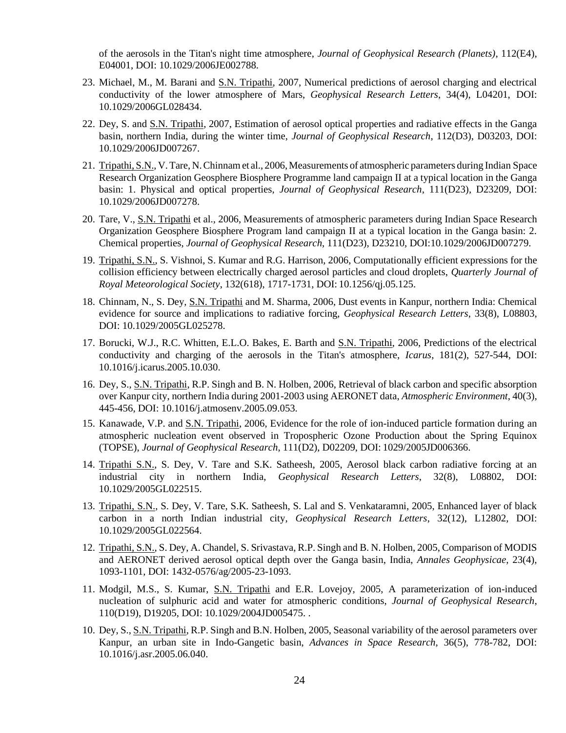of the aerosols in the Titan's night time atmosphere, *Journal of Geophysical Research (Planets)*, 112(E4), E04001, DOI: 10.1029/2006JE002788.

23. Michael, M., M. Barani and S.N. Tripathi, 2007, Numerical predictions of aerosol charging and electrical conductivity of the lower atmosphere of Mars, *Geophysical Research Letters*, 34(4), L04201, DOI: 10.1029/2006GL028434.

22. Dey, S. and S.N. Tripathi, 2007, Estimation of aerosol optical properties and radiative effects in the Ganga basin, northern India, during the winter time, *Journal of Geophysical Research*, 112(D3), D03203, DOI: 10.1029/2006JD007267.

21. Tripathi, S.N., V. Tare, N. Chinnam et al., 2006, Measurements of atmospheric parameters during Indian Space Research Organization Geosphere Biosphere Programme land campaign II at a typical location in the Ganga basin: 1. Physical and optical properties, *Journal of Geophysical Research*, 111(D23), D23209, DOI: 10.1029/2006JD007278.

20. Tare, V., S.N. Tripathi et al., 2006, Measurements of atmospheric parameters during Indian Space Research Organization Geosphere Biosphere Program land campaign II at a typical location in the Ganga basin: 2. Chemical properties, *Journal of Geophysical Research*, 111(D23), D23210, DOI:10.1029/2006JD007279.

19. Tripathi, S.N., S. Vishnoi, S. Kumar and R.G. Harrison, 2006, Computationally efficient expressions for the collision efficiency between electrically charged aerosol particles and cloud droplets, *Quarterly Journal of Royal Meteorological Society*, 132(618), 1717-1731, DOI: 10.1256/qj.05.125.

18. Chinnam, N., S. Dey, S.N. Tripathi and M. Sharma, 2006, Dust events in Kanpur, northern India: Chemical evidence for source and implications to radiative forcing, *Geophysical Research Letters*, 33(8), L08803, DOI: 10.1029/2005GL025278.

17. Borucki, W.J., R.C. Whitten, E.L.O. Bakes, E. Barth and S.N. Tripathi, 2006, Predictions of the electrical conductivity and charging of the aerosols in the Titan's atmosphere, *Icarus*, 181(2), 527-544, DOI: 10.1016/j.icarus.2005.10.030.

16. Dey, S., S.N. Tripathi, R.P. Singh and B. N. Holben, 2006, Retrieval of black carbon and specific absorption over Kanpur city, northern India during 2001-2003 using AERONET data, *Atmospheric Environment*, 40(3), 445-456, DOI: 10.1016/j.atmosenv.2005.09.053.

15. Kanawade, V.P. and S.N. Tripathi, 2006, Evidence for the role of ion-induced particle formation during an atmospheric nucleation event observed in Tropospheric Ozone Production about the Spring Equinox (TOPSE), *Journal of Geophysical Research*, 111(D2), D02209, DOI: 1029/2005JD006366.

14. Tripathi S.N., S. Dey, V. Tare and S.K. Satheesh, 2005, Aerosol black carbon radiative forcing at an industrial city in northern India, *Geophysical Research Letters*, 32(8), L08802, DOI: 10.1029/2005GL022515.

13. Tripathi, S.N., S. Dey, V. Tare, S.K. Satheesh, S. Lal and S. Venkataramni, 2005, Enhanced layer of black carbon in a north Indian industrial city, *Geophysical Research Letters*, 32(12), L12802, DOI: 10.1029/2005GL022564.

12. Tripathi, S.N., S. Dey, A. Chandel, S. Srivastava, R.P. Singh and B. N. Holben, 2005, Comparison of MODIS and AERONET derived aerosol optical depth over the Ganga basin, India, *Annales Geophysicae*, 23(4), 1093-1101, DOI: 1432-0576/ag/2005-23-1093.

11. Modgil, M.S., S. Kumar, S.N. Tripathi and E.R. Lovejoy, 2005, A parameterization of ion-induced nucleation of sulphuric acid and water for atmospheric conditions, *Journal of Geophysical Research*, 110(D19), D19205, DOI: 10.1029/2004JD005475. .

10. Dey, S., S.N. Tripathi, R.P. Singh and B.N. Holben, 2005, Seasonal variability of the aerosol parameters over Kanpur, an urban site in Indo-Gangetic basin, *Advances in Space Research*, 36(5), 778-782, DOI: 10.1016/j.asr.2005.06.040.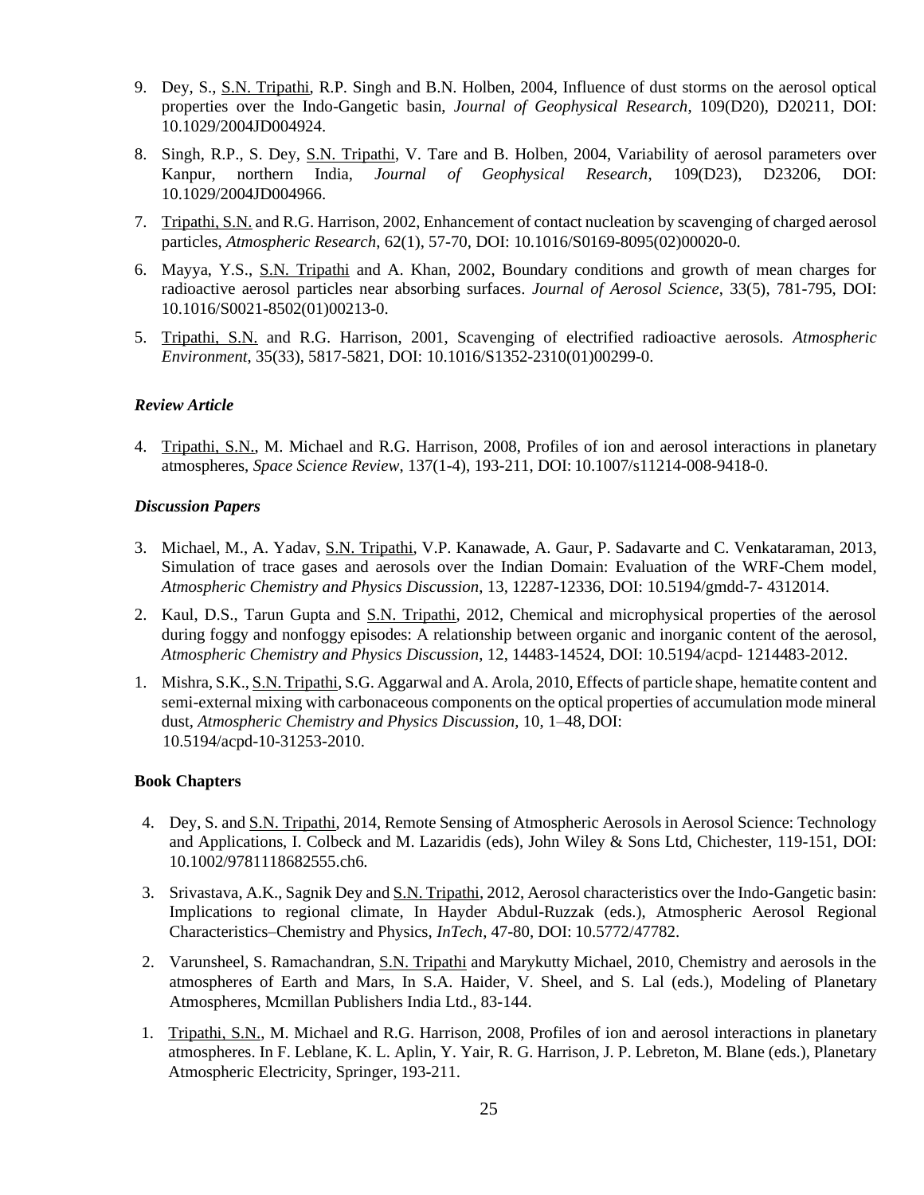9. Dey, S., S.N. Tripathi, R.P. Singh and B.N. Holben, 2004, Influence of dust storms on the aerosol optical properties over the Indo-Gangetic basin, *Journal of Geophysical Research*, 109(D20), D20211, DOI: 10.1029/2004JD004924.

8. Singh, R.P., S. Dey, S.N. Tripathi, V. Tare and B. Holben, 2004, Variability of aerosol parameters over Kanpur, northern India, *Journal of Geophysical Research*, 109(D23), D23206, DOI: 10.1029/2004JD004966.

7. Tripathi, S.N. and R.G. Harrison, 2002, Enhancement of contact nucleation by scavenging of charged aerosol particles, *Atmospheric Research*, 62(1), 57-70, DOI: 10.1016/S0169-8095(02)00020-0.

6. Mayya, Y.S., S.N. Tripathi and A. Khan, 2002, Boundary conditions and growth of mean charges for radioactive aerosol particles near absorbing surfaces. *Journal of Aerosol Science*, 33(5), 781-795, DOI: 10.1016/S0021-8502(01)00213-0.

5. Tripathi, S.N. and R.G. Harrison, 2001, Scavenging of electrified radioactive aerosols. *Atmospheric Environment*, 35(33), 5817-5821, DOI: 10.1016/S1352-2310(01)00299-0.

### *Review Article*

4. Tripathi, S.N., M. Michael and R.G. Harrison, 2008, Profiles of ion and aerosol interactions in planetary atmospheres, *Space Science Review*, 137(1-4), 193-211, DOI: 10.1007/s11214-008-9418-0.

### *Discussion Papers*

3. Michael, M., A. Yadav, S.N. Tripathi, V.P. Kanawade, A. Gaur, P. Sadavarte and C. Venkataraman, 2013, Simulation of trace gases and aerosols over the Indian Domain: Evaluation of the WRF-Chem model, *Atmospheric Chemistry and Physics Discussion*, 13, 12287-12336, DOI: 10.5194/gmdd-7- 4312014.

2. Kaul, D.S., Tarun Gupta and S.N. Tripathi, 2012, Chemical and microphysical properties of the aerosol during foggy and nonfoggy episodes: A relationship between organic and inorganic content of the aerosol, *Atmospheric Chemistry and Physics Discussion*, 12, 14483-14524, DOI: 10.5194/acpd- 1214483-2012.

1. Mishra, S.K., S.N. Tripathi, S.G. Aggarwal and A. Arola, 2010, Effects of particle shape, hematite content and semi-external mixing with carbonaceous components on the optical properties of accumulation mode mineral dust, *Atmospheric Chemistry and Physics Discussion,* 10, 1–48, DOI: 10.5194/acpd-10-31253-2010.

### Book Chapters

4. Dey, S. and S.N. Tripathi, 2014, Remote Sensing of Atmospheric Aerosols in Aerosol Science: Technology and Applications, I. Colbeck and M. Lazaridis (eds), John Wiley & Sons Ltd, Chichester, 119-151, DOI: 10.1002/9781118682555.ch6.

3. Srivastava, A.K., Sagnik Dey and S.N. Tripathi, 2012, Aerosol characteristics over the Indo-Gangetic basin: Implications to regional climate, In Hayder Abdul-Ruzzak (eds.), Atmospheric Aerosol Regional Characteristics–Chemistry and Physics, *InTech*, 47-80, DOI: 10.5772/47782.

2. Varunsheel, S. Ramachandran, S.N. Tripathi and Marykutty Michael, 2010, Chemistry and aerosols in the atmospheres of Earth and Mars, In S.A. Haider, V. Sheel, and S. Lal (eds.), Modeling of Planetary Atmospheres, Mcmillan Publishers India Ltd., 83-144.

1. Tripathi, S.N., M. Michael and R.G. Harrison, 2008, Profiles of ion and aerosol interactions in planetary atmospheres. In F. Leblane, K. L. Aplin, Y. Yair, R. G. Harrison, J. P. Lebreton, M. Blane (eds.), Planetary Atmospheric Electricity, Springer, 193-211.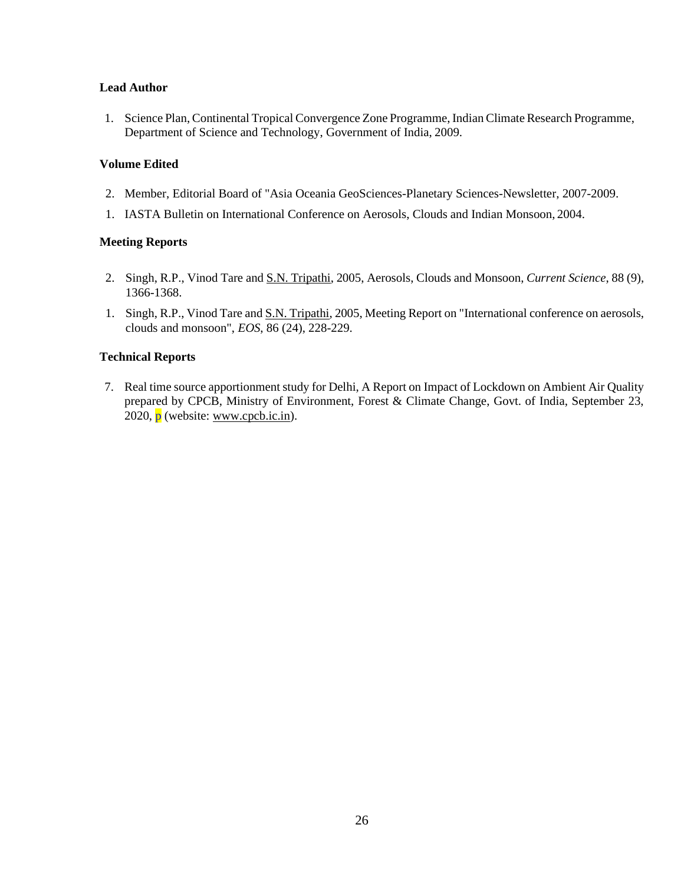**Lead Author**

1. Science Plan, Continental Tropical Convergence Zone Programme, Indian Climate Research Programme, Department of Science and Technology, Government of India, 2009.

**Volume Edited**

2. Member, Editorial Board of "Asia Oceania GeoSciences-Planetary Sciences-Newsletter, 2007-2009.
1. IASTA Bulletin on International Conference on Aerosols, Clouds and Indian Monsoon, 2004.

**Meeting Reports**

2. Singh, R.P., Vinod Tare and S.N. Tripathi, 2005, Aerosols, Clouds and Monsoon, *Current Science*, 88 (9), 1366-1368.
1. Singh, R.P., Vinod Tare and S.N. Tripathi, 2005, Meeting Report on "International conference on aerosols, clouds and monsoon", *EOS*, 86 (24), 228-229.

**Technical Reports**

7. Real time source apportionment study for Delhi, A Report on Impact of Lockdown on Ambient Air Quality prepared by CPCB, Ministry of Environment, Forest & Climate Change, Govt. of India, September 23, 2020, p (website: www.cpcb.ic.in).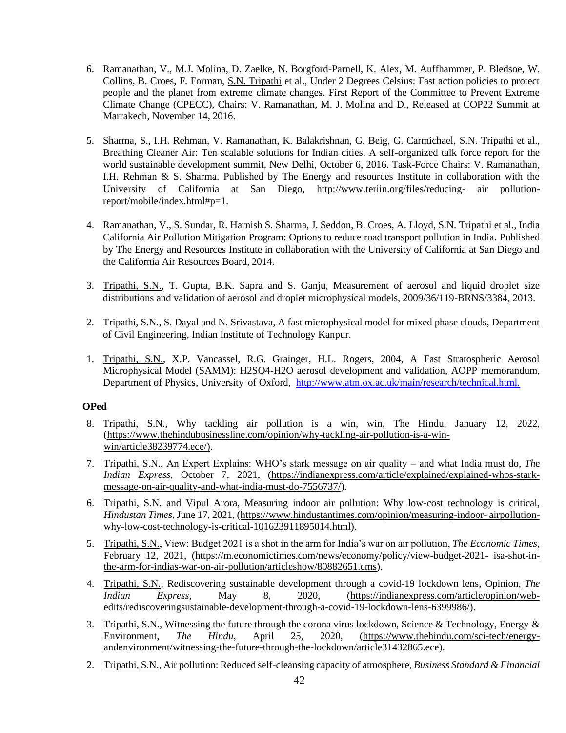6. Ramanathan, V., M.J. Molina, D. Zaelke, N. Borgford-Parnell, K. Alex, M. Auffhammer, P. Bledsoe, W. Collins, B. Croes, F. Forman, S.N. Tripathi et al., Under 2 Degrees Celsius: Fast action policies to protect people and the planet from extreme climate changes. First Report of the Committee to Prevent Extreme Climate Change (CPECC), Chairs: V. Ramanathan, M. J. Molina and D., Released at COP22 Summit at Marrakech, November 14, 2016.

5. Sharma, S., I.H. Rehman, V. Ramanathan, K. Balakrishnan, G. Beig, G. Carmichael, S.N. Tripathi et al., Breathing Cleaner Air: Ten scalable solutions for Indian cities. A self-organized talk force report for the world sustainable development summit, New Delhi, October 6, 2016. Task-Force Chairs: V. Ramanathan, I.H. Rehman & S. Sharma. Published by The Energy and resources Institute in collaboration with the University of California at San Diego, http://www.teriin.org/files/reducing- air pollution-report/mobile/index.html#p=1.

4. Ramanathan, V., S. Sundar, R. Harnish S. Sharma, J. Seddon, B. Croes, A. Lloyd, S.N. Tripathi et al., India California Air Pollution Mitigation Program: Options to reduce road transport pollution in India. Published by The Energy and Resources Institute in collaboration with the University of California at San Diego and the California Air Resources Board, 2014.

3. Tripathi, S.N., T. Gupta, B.K. Sapra and S. Ganju, Measurement of aerosol and liquid droplet size distributions and validation of aerosol and droplet microphysical models, 2009/36/119-BRNS/3384, 2013.

2. Tripathi, S.N., S. Dayal and N. Srivastava, A fast microphysical model for mixed phase clouds, Department of Civil Engineering, Indian Institute of Technology Kanpur.

1. Tripathi, S.N., X.P. Vancassel, R.G. Grainger, H.L. Rogers, 2004, A Fast Stratospheric Aerosol Microphysical Model (SAMM): $H_2SO_4$-$H_2O$ aerosol development and validation, AOPP memorandum, Department of Physics, University of Oxford, http://www.atm.ox.ac.uk/main/research/technical.html.

**OPed**

8. Tripathi, S.N., Why tackling air pollution is a win, win, The Hindu, January 12, 2022, (https://www.thehindubusinessline.com/opinion/why-tackling-air-pollution-is-a-win-win/article38239774.ece/).

7. Tripathi, S.N., An Expert Explains: WHO's stark message on air quality – and what India must do, *The Indian Express*, October 7, 2021, (https://indianexpress.com/article/explained/explained-whos-stark-message-on-air-quality-and-what-india-must-do-7556737/).

6. Tripathi, S.N. and Vipul Arora, Measuring indoor air pollution: Why low-cost technology is critical, *Hindustan Times*, June 17, 2021, (https://www.hindustantimes.com/opinion/measuring-indoor- airpollution-why-low-cost-technology-is-critical-101623911895014.html).

5. Tripathi, S.N., View: Budget 2021 is a shot in the arm for India's war on air pollution, *The Economic Times*, February 12, 2021, (https://m.economictimes.com/news/economy/policy/view-budget-2021- isa-shot-in-the-arm-for-indias-war-on-air-pollution/articleshow/80882651.cms).

4. Tripathi, S.N., Rediscovering sustainable development through a covid-19 lockdown lens, Opinion, *The Indian Express*, May 8, 2020, (https://indianexpress.com/article/opinion/web-edits/rediscoveringsustainable-development-through-a-covid-19-lockdown-lens-6399986/).

3. Tripathi, S.N., Witnessing the future through the corona virus lockdown, Science & Technology, Energy & Environment, *The Hindu*, April 25, 2020, (https://www.thehindu.com/sci-tech/energy-andenvironment/witnessing-the-future-through-the-lockdown/article31432865.ece).

2. Tripathi, S.N., Air pollution: Reduced self-cleansing capacity of atmosphere, *Business Standard & Financial*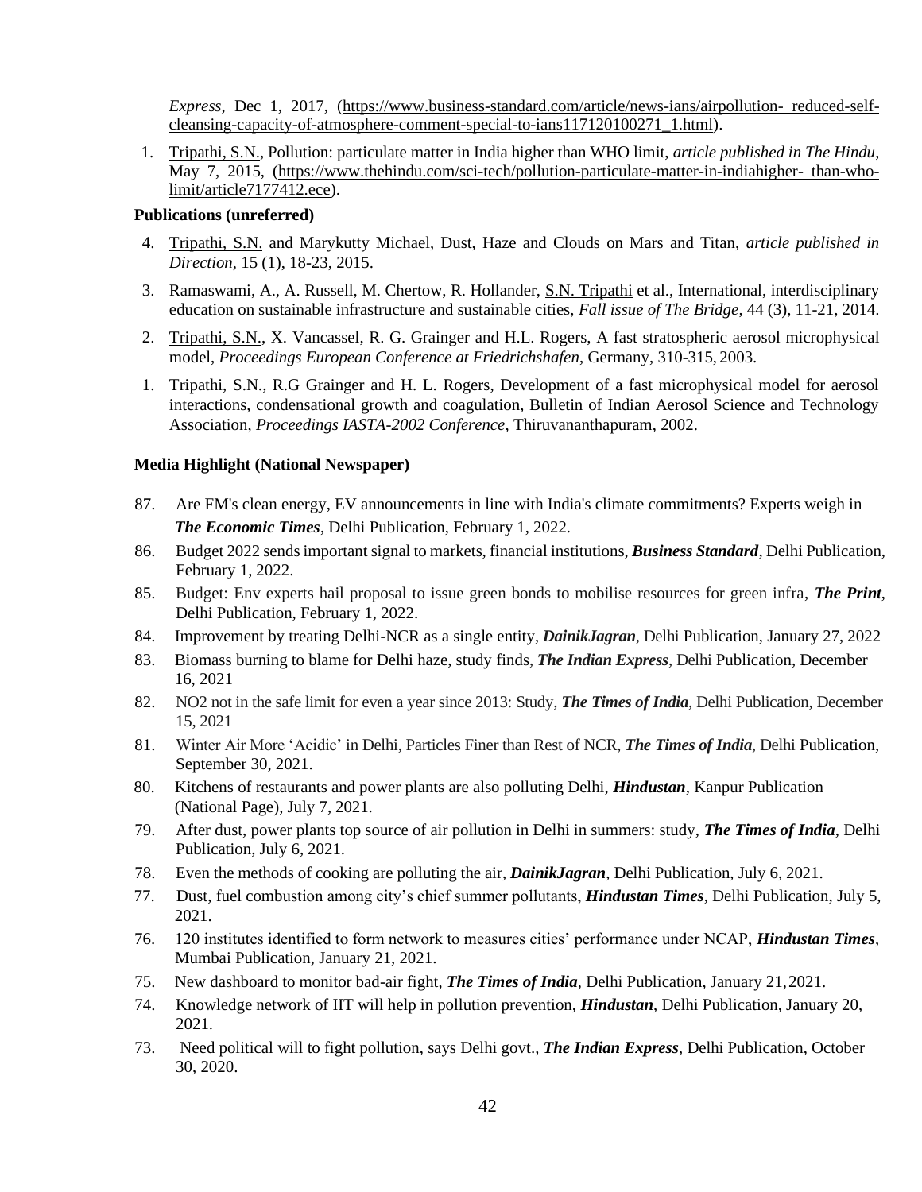*Express*, Dec 1, 2017, (https://www.business-standard.com/article/news-ians/airpollution- reduced-self-cleansing-capacity-of-atmosphere-comment-special-to-ians117120100271_1.html).

1. Tripathi, S.N., Pollution: particulate matter in India higher than WHO limit, *article published in The Hindu*, May 7, 2015, (https://www.thehindu.com/sci-tech/pollution-particulate-matter-in-indiahigher- than-who-limit/article7177412.ece).

**Publications (unreferred)**

4. Tripathi, S.N. and Marykutty Michael, Dust, Haze and Clouds on Mars and Titan, *article published in Direction*, 15 (1), 18-23, 2015.
3. Ramaswami, A., A. Russell, M. Chertow, R. Hollander, S.N. Tripathi et al., International, interdisciplinary education on sustainable infrastructure and sustainable cities, *Fall issue of The Bridge*, 44 (3), 11-21, 2014.
2. Tripathi, S.N., X. Vancassel, R. G. Grainger and H.L. Rogers, A fast stratospheric aerosol microphysical model, *Proceedings European Conference at Friedrichshafen*, Germany, 310-315, 2003.
1. Tripathi, S.N., R.G Grainger and H. L. Rogers, Development of a fast microphysical model for aerosol interactions, condensational growth and coagulation, Bulletin of Indian Aerosol Science and Technology Association, *Proceedings IASTA-2002 Conference*, Thiruvananthapuram, 2002.

**Media Highlight (National Newspaper)**

87. Are FM's clean energy, EV announcements in line with India's climate commitments? Experts weigh in ***The Economic Times***, Delhi Publication, February 1, 2022.
86. Budget 2022 sends important signal to markets, financial institutions, ***Business Standard***, Delhi Publication, February 1, 2022.
85. Budget: Env experts hail proposal to issue green bonds to mobilise resources for green infra, ***The Print***, Delhi Publication, February 1, 2022.
84. Improvement by treating Delhi-NCR as a single entity, ***DainikJagran***, Delhi Publication, January 27, 2022
83. Biomass burning to blame for Delhi haze, study finds, ***The Indian Express***, Delhi Publication, December 16, 2021
82. NO2 not in the safe limit for even a year since 2013: Study, ***The Times of India***, Delhi Publication, December 15, 2021
81. Winter Air More 'Acidic' in Delhi, Particles Finer than Rest of NCR, ***The Times of India***, Delhi Publication, September 30, 2021.
80. Kitchens of restaurants and power plants are also polluting Delhi, ***Hindustan***, Kanpur Publication (National Page), July 7, 2021.
79. After dust, power plants top source of air pollution in Delhi in summers: study, ***The Times of India***, Delhi Publication, July 6, 2021.
78. Even the methods of cooking are polluting the air, ***DainikJagran***, Delhi Publication, July 6, 2021.
77. Dust, fuel combustion among city's chief summer pollutants, ***Hindustan Times***, Delhi Publication, July 5, 2021.
76. 120 institutes identified to form network to measures cities' performance under NCAP, ***Hindustan Times***, Mumbai Publication, January 21, 2021.
75. New dashboard to monitor bad-air fight, ***The Times of India***, Delhi Publication, January 21, 2021.
74. Knowledge network of IIT will help in pollution prevention, ***Hindustan***, Delhi Publication, January 20, 2021.
73. Need political will to fight pollution, says Delhi govt., ***The Indian Express***, Delhi Publication, October 30, 2020.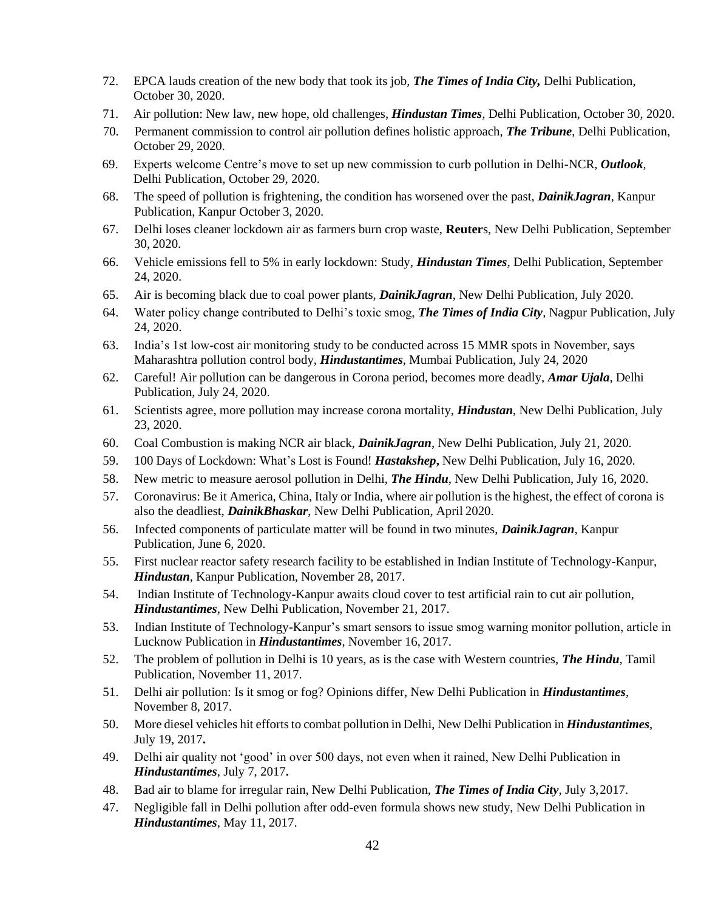72. EPCA lauds creation of the new body that took its job, ***The Times of India City,*** Delhi Publication, October 30, 2020.
71. Air pollution: New law, new hope, old challenges, ***Hindustan Times***, Delhi Publication, October 30, 2020.
70. Permanent commission to control air pollution defines holistic approach, ***The Tribune***, Delhi Publication, October 29, 2020.
69. Experts welcome Centre's move to set up new commission to curb pollution in Delhi-NCR, ***Outlook***, Delhi Publication, October 29, 2020.
68. The speed of pollution is frightening, the condition has worsened over the past, ***DainikJagran***, Kanpur Publication, Kanpur October 3, 2020.
67. Delhi loses cleaner lockdown air as farmers burn crop waste, **Reuter**s, New Delhi Publication, September 30, 2020.
66. Vehicle emissions fell to 5% in early lockdown: Study, ***Hindustan Times***, Delhi Publication, September 24, 2020.
65. Air is becoming black due to coal power plants, ***DainikJagran***, New Delhi Publication, July 2020.
64. Water policy change contributed to Delhi's toxic smog, ***The Times of India City***, Nagpur Publication, July 24, 2020.
63. India's 1st low-cost air monitoring study to be conducted across 15 MMR spots in November, says Maharashtra pollution control body, ***Hindustantimes***, Mumbai Publication, July 24, 2020
62. Careful! Air pollution can be dangerous in Corona period, becomes more deadly, ***Amar Ujala***, Delhi Publication, July 24, 2020.
61. Scientists agree, more pollution may increase corona mortality, ***Hindustan***, New Delhi Publication, July 23, 2020.
60. Coal Combustion is making NCR air black, ***DainikJagran***, New Delhi Publication, July 21, 2020.
59. 100 Days of Lockdown: What's Lost is Found! ***Hastakshep*,** New Delhi Publication, July 16, 2020.
58. New metric to measure aerosol pollution in Delhi, ***The Hindu***, New Delhi Publication, July 16, 2020.
57. Coronavirus: Be it America, China, Italy or India, where air pollution is the highest, the effect of corona is also the deadliest, ***DainikBhaskar***, New Delhi Publication, April 2020.
56. Infected components of particulate matter will be found in two minutes, ***DainikJagran***, Kanpur Publication, June 6, 2020.
55. First nuclear reactor safety research facility to be established in Indian Institute of Technology-Kanpur, ***Hindustan***, Kanpur Publication, November 28, 2017.
54. Indian Institute of Technology-Kanpur awaits cloud cover to test artificial rain to cut air pollution, ***Hindustantimes***, New Delhi Publication, November 21, 2017.
53. Indian Institute of Technology-Kanpur's smart sensors to issue smog warning monitor pollution, article in Lucknow Publication in ***Hindustantimes***, November 16, 2017.
52. The problem of pollution in Delhi is 10 years, as is the case with Western countries, ***The Hindu***, Tamil Publication, November 11, 2017.
51. Delhi air pollution: Is it smog or fog? Opinions differ, New Delhi Publication in ***Hindustantimes***, November 8, 2017.
50. More diesel vehicles hit efforts to combat pollution in Delhi, New Delhi Publication in ***Hindustantimes***, July 19, 2017**.**
49. Delhi air quality not 'good' in over 500 days, not even when it rained, New Delhi Publication in ***Hindustantimes***, July 7, 2017**.**
48. Bad air to blame for irregular rain, New Delhi Publication, ***The Times of India City***, July 3, 2017.
47. Negligible fall in Delhi pollution after odd-even formula shows new study, New Delhi Publication in ***Hindustantimes***, May 11, 2017.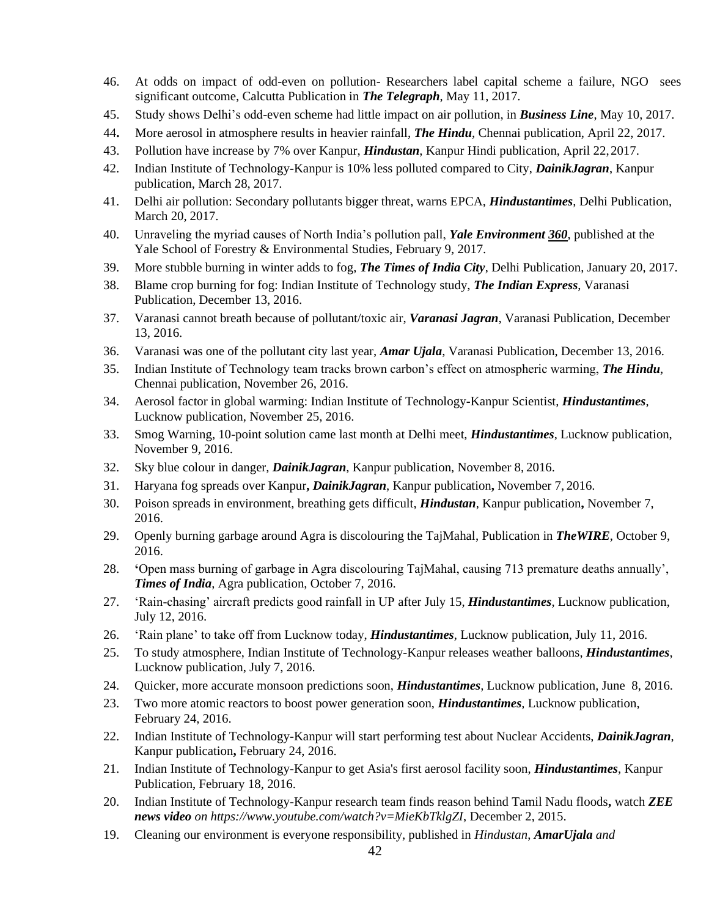46. At odds on impact of odd-even on pollution- Researchers label capital scheme a failure, NGO sees significant outcome, Calcutta Publication in ***The Telegraph***, May 11, 2017.
45. Study shows Delhi's odd-even scheme had little impact on air pollution, in ***Business Line***, May 10, 2017.
44. More aerosol in atmosphere results in heavier rainfall, ***The Hindu***, Chennai publication, April 22, 2017.
43. Pollution have increase by 7% over Kanpur, ***Hindustan***, Kanpur Hindi publication, April 22, 2017.
42. Indian Institute of Technology-Kanpur is 10% less polluted compared to City, ***DainikJagran***, Kanpur publication, March 28, 2017.
41. Delhi air pollution: Secondary pollutants bigger threat, warns EPCA, ***Hindustantimes***, Delhi Publication, March 20, 2017.
40. Unraveling the myriad causes of North India's pollution pall, ***Yale Environment 360***, published at the Yale School of Forestry & Environmental Studies, February 9, 2017.
39. More stubble burning in winter adds to fog, ***The Times of India City***, Delhi Publication, January 20, 2017.
38. Blame crop burning for fog: Indian Institute of Technology study, ***The Indian Express***, Varanasi Publication, December 13, 2016.
37. Varanasi cannot breath because of pollutant/toxic air, ***Varanasi Jagran***, Varanasi Publication, December 13, 2016.
36. Varanasi was one of the pollutant city last year, ***Amar Ujala***, Varanasi Publication, December 13, 2016.
35. Indian Institute of Technology team tracks brown carbon's effect on atmospheric warming, ***The Hindu***, Chennai publication, November 26, 2016.
34. Aerosol factor in global warming: Indian Institute of Technology-Kanpur Scientist, ***Hindustantimes***, Lucknow publication, November 25, 2016.
33. Smog Warning, 10-point solution came last month at Delhi meet, ***Hindustantimes***, Lucknow publication, November 9, 2016.
32. Sky blue colour in danger, ***DainikJagran***, Kanpur publication, November 8, 2016.
31. Haryana fog spreads over Kanpur**,** ***DainikJagran***, Kanpur publication**,** November 7, 2016.
30. Poison spreads in environment, breathing gets difficult, ***Hindustan***, Kanpur publication**,** November 7, 2016.
29. Openly burning garbage around Agra is discolouring the TajMahal, Publication in ***TheWIRE***, October 9, 2016.
28. **'**Open mass burning of garbage in Agra discolouring TajMahal, causing 713 premature deaths annually', ***Times of India***, Agra publication, October 7, 2016.
27. 'Rain-chasing' aircraft predicts good rainfall in UP after July 15, ***Hindustantimes***, Lucknow publication, July 12, 2016.
26. 'Rain plane' to take off from Lucknow today, ***Hindustantimes***, Lucknow publication, July 11, 2016.
25. To study atmosphere, Indian Institute of Technology-Kanpur releases weather balloons, ***Hindustantimes***, Lucknow publication, July 7, 2016.
24. Quicker, more accurate monsoon predictions soon, ***Hindustantimes***, Lucknow publication, June 8, 2016.
23. Two more atomic reactors to boost power generation soon, ***Hindustantimes***, Lucknow publication, February 24, 2016.
22. Indian Institute of Technology-Kanpur will start performing test about Nuclear Accidents, ***DainikJagran***, Kanpur publication**,** February 24, 2016.
21. Indian Institute of Technology-Kanpur to get Asia's first aerosol facility soon, ***Hindustantimes***, Kanpur Publication, February 18, 2016.
20. Indian Institute of Technology-Kanpur research team finds reason behind Tamil Nadu floods**,** watch ***ZEE news video*** *on https://www.youtube.com/watch?v=MieKbTklgZI*, December 2, 2015.
19. Cleaning our environment is everyone responsibility, published in *Hindustan*, ***AmarUjala*** *and*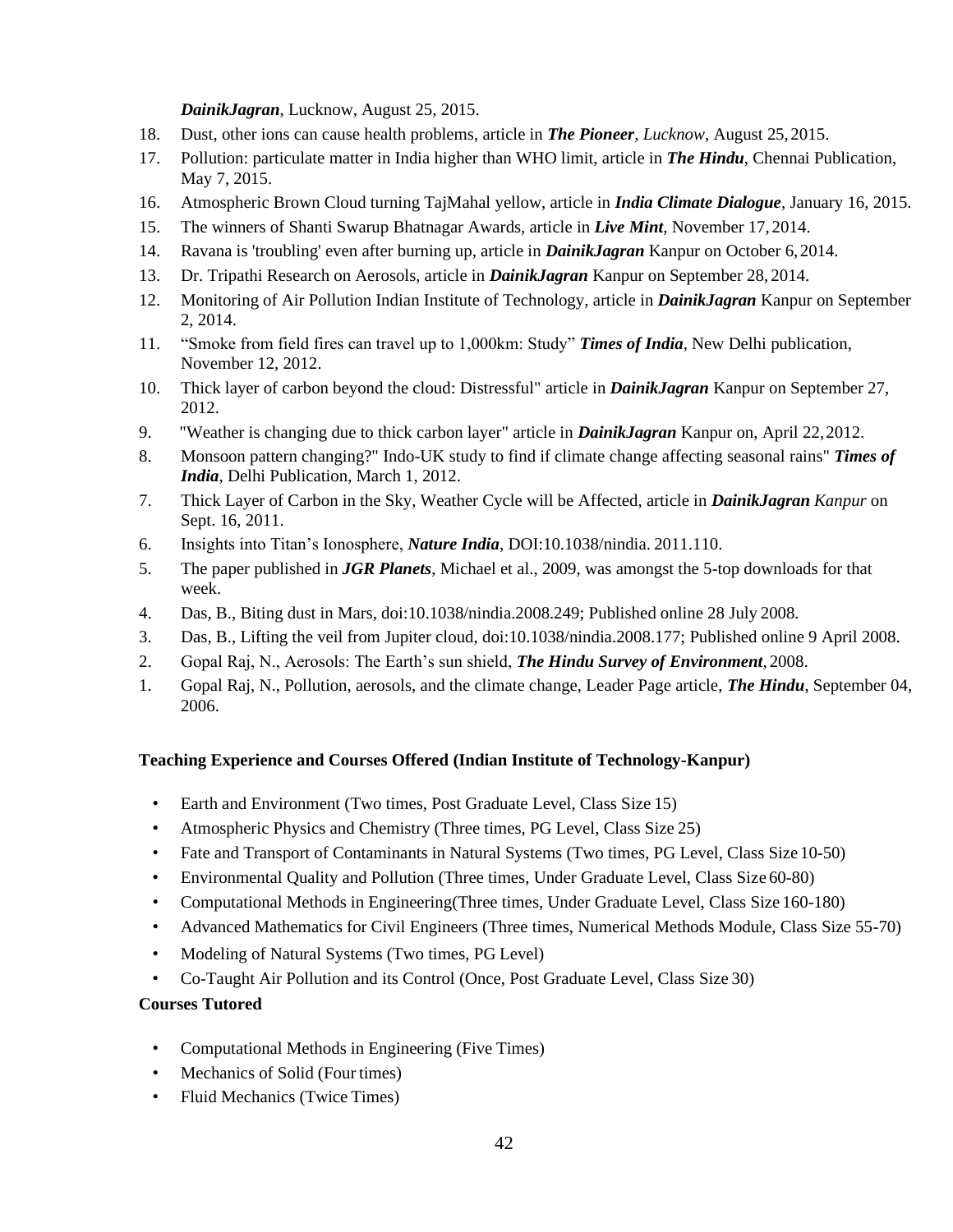***DainikJagran***, Lucknow, August 25, 2015.

18. Dust, other ions can cause health problems, article in ***The Pioneer***, *Lucknow*, August 25, 2015.
17. Pollution: particulate matter in India higher than WHO limit, article in ***The Hindu***, Chennai Publication, May 7, 2015.
16. Atmospheric Brown Cloud turning TajMahal yellow, article in ***India Climate Dialogue***, January 16, 2015.
15. The winners of Shanti Swarup Bhatnagar Awards, article in ***Live Mint***, November 17, 2014.
14. Ravana is 'troubling' even after burning up, article in ***DainikJagran*** Kanpur on October 6, 2014.
13. Dr. Tripathi Research on Aerosols, article in ***DainikJagran*** Kanpur on September 28, 2014.
12. Monitoring of Air Pollution Indian Institute of Technology, article in ***DainikJagran*** Kanpur on September 2, 2014.
11. "Smoke from field fires can travel up to 1,000km: Study" ***Times of India***, New Delhi publication, November 12, 2012.
10. Thick layer of carbon beyond the cloud: Distressful" article in ***DainikJagran*** Kanpur on September 27, 2012.
9. "Weather is changing due to thick carbon layer" article in ***DainikJagran*** Kanpur on, April 22, 2012.
8. Monsoon pattern changing?" Indo-UK study to find if climate change affecting seasonal rains" ***Times of India***, Delhi Publication, March 1, 2012.
7. Thick Layer of Carbon in the Sky, Weather Cycle will be Affected, article in ***DainikJagran*** *Kanpur* on Sept. 16, 2011.
6. Insights into Titan's Ionosphere, ***Nature India***, DOI:10.1038/nindia. 2011.110.
5. The paper published in ***JGR Planets***, Michael et al., 2009, was amongst the 5-top downloads for that week.
4. Das, B., Biting dust in Mars, doi:10.1038/nindia.2008.249; Published online 28 July 2008.
3. Das, B., Lifting the veil from Jupiter cloud, doi:10.1038/nindia.2008.177; Published online 9 April 2008.
2. Gopal Raj, N., Aerosols: The Earth's sun shield, ***The Hindu Survey of Environment***, 2008.
1. Gopal Raj, N., Pollution, aerosols, and the climate change, Leader Page article, ***The Hindu***, September 04, 2006.

**Teaching Experience and Courses Offered (Indian Institute of Technology-Kanpur)**

- Earth and Environment (Two times, Post Graduate Level, Class Size 15)
- Atmospheric Physics and Chemistry (Three times, PG Level, Class Size 25)
- Fate and Transport of Contaminants in Natural Systems (Two times, PG Level, Class Size 10-50)
- Environmental Quality and Pollution (Three times, Under Graduate Level, Class Size 60-80)
- Computational Methods in Engineering(Three times, Under Graduate Level, Class Size 160-180)
- Advanced Mathematics for Civil Engineers (Three times, Numerical Methods Module, Class Size 55-70)
- Modeling of Natural Systems (Two times, PG Level)
- Co-Taught Air Pollution and its Control (Once, Post Graduate Level, Class Size 30)

**Courses Tutored**

- Computational Methods in Engineering (Five Times)
- Mechanics of Solid (Four times)
- Fluid Mechanics (Twice Times)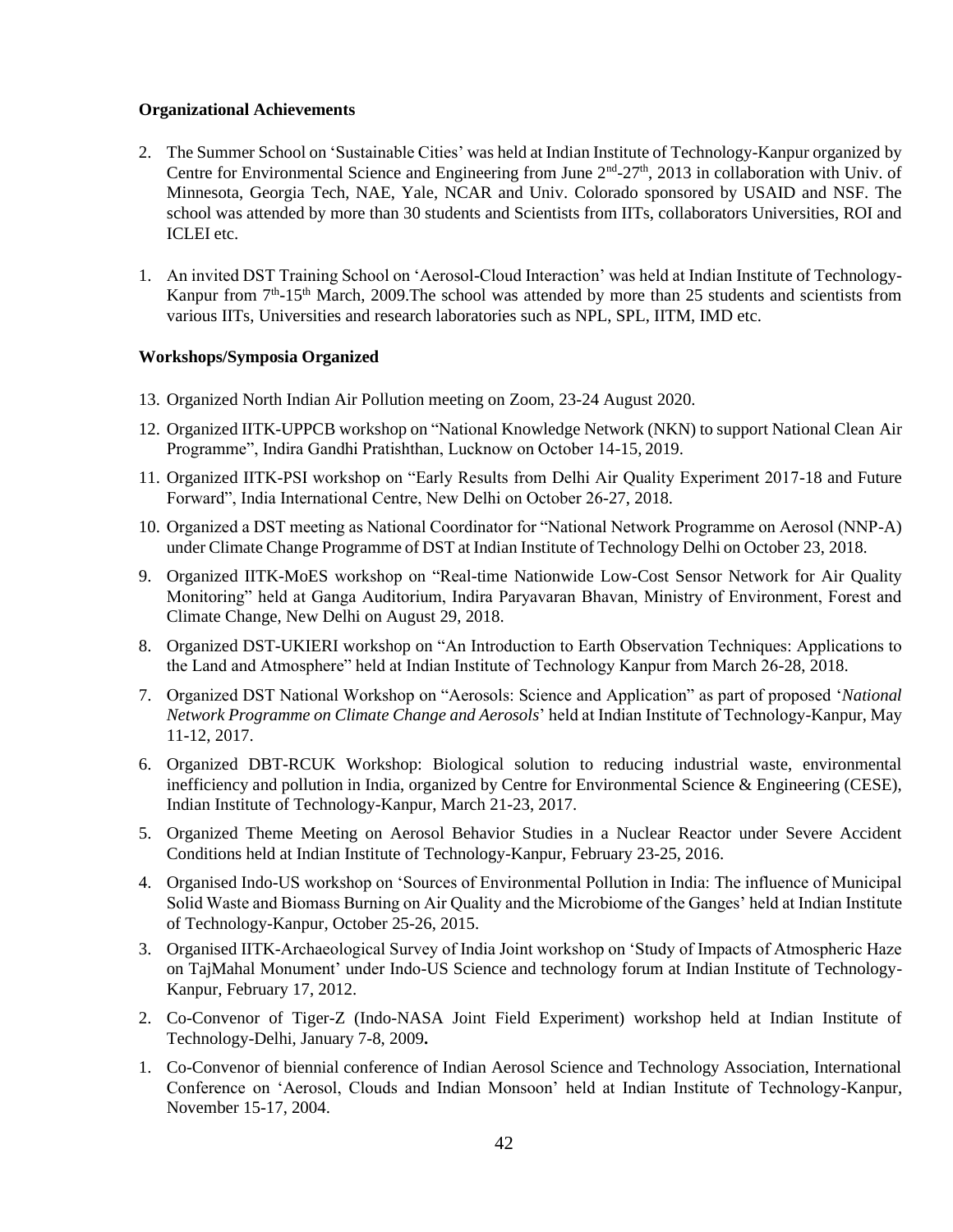### Organizational Achievements

2. The Summer School on 'Sustainable Cities' was held at Indian Institute of Technology-Kanpur organized by Centre for Environmental Science and Engineering from June 2nd-27th, 2013 in collaboration with Univ. of Minnesota, Georgia Tech, NAE, Yale, NCAR and Univ. Colorado sponsored by USAID and NSF. The school was attended by more than 30 students and Scientists from IITs, collaborators Universities, ROI and ICLEI etc.

1. An invited DST Training School on 'Aerosol-Cloud Interaction' was held at Indian Institute of Technology-Kanpur from 7th-15th March, 2009.The school was attended by more than 25 students and scientists from various IITs, Universities and research laboratories such as NPL, SPL, IITM, IMD etc.

### Workshops/Symposia Organized

13. Organized North Indian Air Pollution meeting on Zoom, 23-24 August 2020.

12. Organized IITK-UPPCB workshop on "National Knowledge Network (NKN) to support National Clean Air Programme", Indira Gandhi Pratishthan, Lucknow on October 14-15, 2019.

11. Organized IITK-PSI workshop on "Early Results from Delhi Air Quality Experiment 2017-18 and Future Forward", India International Centre, New Delhi on October 26-27, 2018.

10. Organized a DST meeting as National Coordinator for "National Network Programme on Aerosol (NNP-A) under Climate Change Programme of DST at Indian Institute of Technology Delhi on October 23, 2018.

9. Organized IITK-MoES workshop on "Real-time Nationwide Low-Cost Sensor Network for Air Quality Monitoring" held at Ganga Auditorium, Indira Paryavaran Bhavan, Ministry of Environment, Forest and Climate Change, New Delhi on August 29, 2018.

8. Organized DST-UKIERI workshop on "An Introduction to Earth Observation Techniques: Applications to the Land and Atmosphere" held at Indian Institute of Technology Kanpur from March 26-28, 2018.

7. Organized DST National Workshop on "Aerosols: Science and Application" as part of proposed '*National Network Programme on Climate Change and Aerosols*' held at Indian Institute of Technology-Kanpur, May 11-12, 2017.

6. Organized DBT-RCUK Workshop: Biological solution to reducing industrial waste, environmental inefficiency and pollution in India, organized by Centre for Environmental Science & Engineering (CESE), Indian Institute of Technology-Kanpur, March 21-23, 2017.

5. Organized Theme Meeting on Aerosol Behavior Studies in a Nuclear Reactor under Severe Accident Conditions held at Indian Institute of Technology-Kanpur, February 23-25, 2016.

4. Organised Indo-US workshop on 'Sources of Environmental Pollution in India: The influence of Municipal Solid Waste and Biomass Burning on Air Quality and the Microbiome of the Ganges' held at Indian Institute of Technology-Kanpur, October 25-26, 2015.

3. Organised IITK-Archaeological Survey of India Joint workshop on 'Study of Impacts of Atmospheric Haze on TajMahal Monument' under Indo-US Science and technology forum at Indian Institute of Technology-Kanpur, February 17, 2012.

2. Co-Convenor of Tiger-Z (Indo-NASA Joint Field Experiment) workshop held at Indian Institute of Technology-Delhi, January 7-8, 2009**.**

1. Co-Convenor of biennial conference of Indian Aerosol Science and Technology Association, International Conference on 'Aerosol, Clouds and Indian Monsoon' held at Indian Institute of Technology-Kanpur, November 15-17, 2004.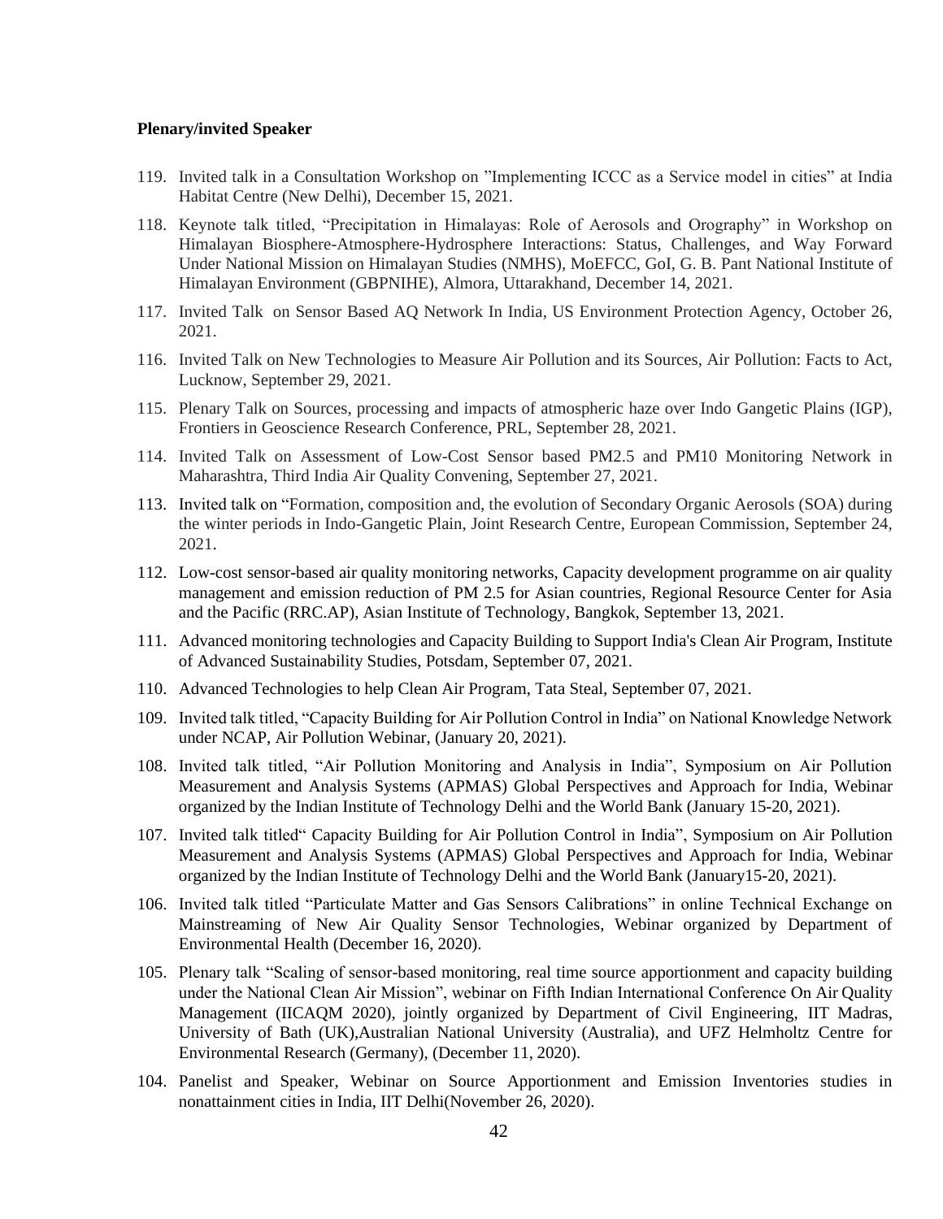**Plenary/invited Speaker**

119. Invited talk in a Consultation Workshop on "Implementing ICCC as a Service model in cities" at India Habitat Centre (New Delhi), December 15, 2021.

118. Keynote talk titled, "Precipitation in Himalayas: Role of Aerosols and Orography" in Workshop on Himalayan Biosphere-Atmosphere-Hydrosphere Interactions: Status, Challenges, and Way Forward Under National Mission on Himalayan Studies (NMHS), MoEFCC, GoI, G. B. Pant National Institute of Himalayan Environment (GBPNIHE), Almora, Uttarakhand, December 14, 2021.

117. Invited Talk on Sensor Based AQ Network In India, US Environment Protection Agency, October 26, 2021.

116. Invited Talk on New Technologies to Measure Air Pollution and its Sources, Air Pollution: Facts to Act, Lucknow, September 29, 2021.

115. Plenary Talk on Sources, processing and impacts of atmospheric haze over Indo Gangetic Plains (IGP), Frontiers in Geoscience Research Conference, PRL, September 28, 2021.

114. Invited Talk on Assessment of Low-Cost Sensor based PM2.5 and PM10 Monitoring Network in Maharashtra, Third India Air Quality Convening, September 27, 2021.

113. Invited talk on "Formation, composition and, the evolution of Secondary Organic Aerosols (SOA) during the winter periods in Indo-Gangetic Plain, Joint Research Centre, European Commission, September 24, 2021.

112. Low-cost sensor-based air quality monitoring networks, Capacity development programme on air quality management and emission reduction of PM 2.5 for Asian countries, Regional Resource Center for Asia and the Pacific (RRC.AP), Asian Institute of Technology, Bangkok, September 13, 2021.

111. Advanced monitoring technologies and Capacity Building to Support India's Clean Air Program, Institute of Advanced Sustainability Studies, Potsdam, September 07, 2021.

110. Advanced Technologies to help Clean Air Program, Tata Steal, September 07, 2021.

109. Invited talk titled, "Capacity Building for Air Pollution Control in India" on National Knowledge Network under NCAP, Air Pollution Webinar, (January 20, 2021).

108. Invited talk titled, "Air Pollution Monitoring and Analysis in India", Symposium on Air Pollution Measurement and Analysis Systems (APMAS) Global Perspectives and Approach for India, Webinar organized by the Indian Institute of Technology Delhi and the World Bank (January 15-20, 2021).

107. Invited talk titled" Capacity Building for Air Pollution Control in India", Symposium on Air Pollution Measurement and Analysis Systems (APMAS) Global Perspectives and Approach for India, Webinar organized by the Indian Institute of Technology Delhi and the World Bank (January15-20, 2021).

106. Invited talk titled "Particulate Matter and Gas Sensors Calibrations" in online Technical Exchange on Mainstreaming of New Air Quality Sensor Technologies, Webinar organized by Department of Environmental Health (December 16, 2020).

105. Plenary talk "Scaling of sensor-based monitoring, real time source apportionment and capacity building under the National Clean Air Mission", webinar on Fifth Indian International Conference On Air Quality Management (IICAQM 2020), jointly organized by Department of Civil Engineering, IIT Madras, University of Bath (UK),Australian National University (Australia), and UFZ Helmholtz Centre for Environmental Research (Germany), (December 11, 2020).

104. Panelist and Speaker, Webinar on Source Apportionment and Emission Inventories studies in nonattainment cities in India, IIT Delhi(November 26, 2020).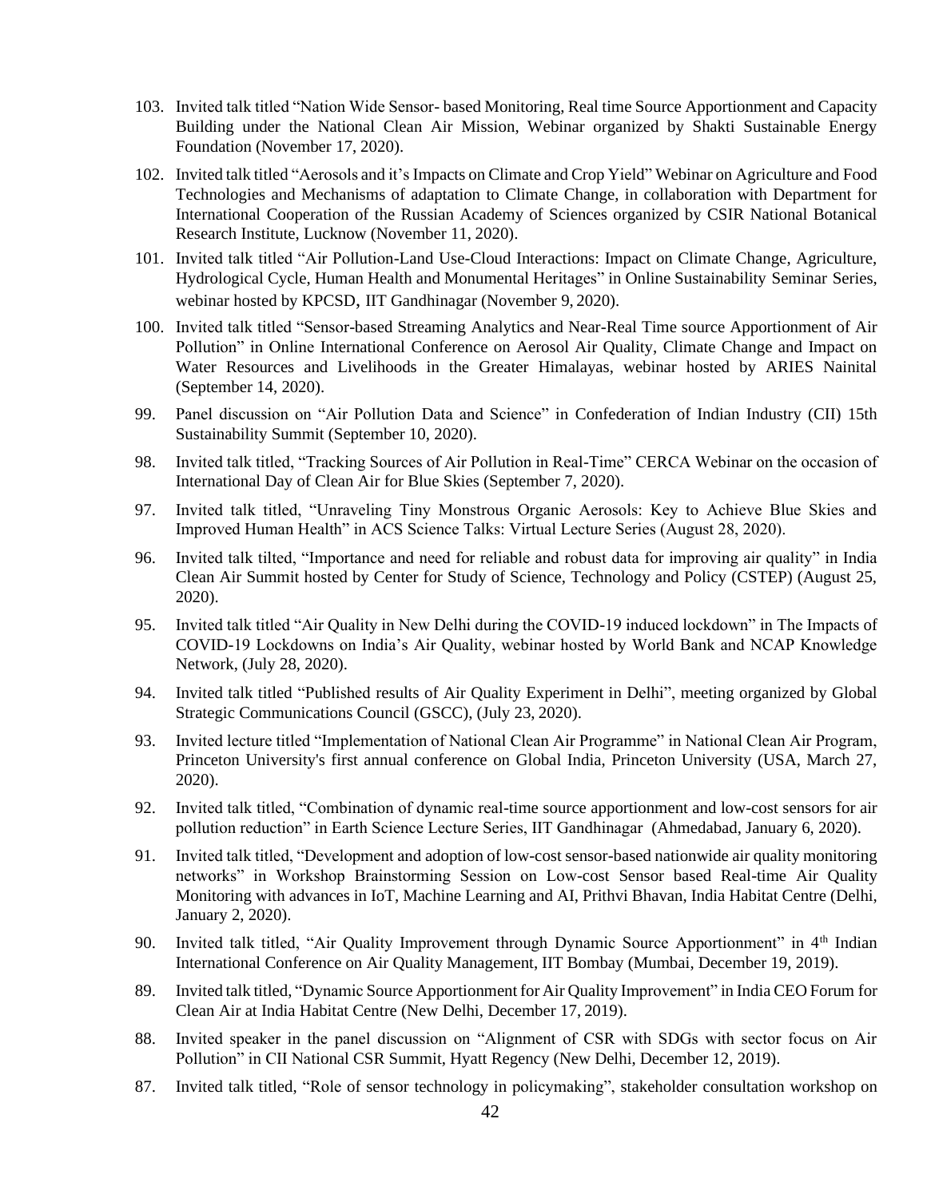103. Invited talk titled "Nation Wide Sensor- based Monitoring, Real time Source Apportionment and Capacity Building under the National Clean Air Mission, Webinar organized by Shakti Sustainable Energy Foundation (November 17, 2020).

102. Invited talk titled "Aerosols and it's Impacts on Climate and Crop Yield" Webinar on Agriculture and Food Technologies and Mechanisms of adaptation to Climate Change, in collaboration with Department for International Cooperation of the Russian Academy of Sciences organized by CSIR National Botanical Research Institute, Lucknow (November 11, 2020).

101. Invited talk titled "Air Pollution-Land Use-Cloud Interactions: Impact on Climate Change, Agriculture, Hydrological Cycle, Human Health and Monumental Heritages" in Online Sustainability Seminar Series, webinar hosted by KPCSD, IIT Gandhinagar (November 9, 2020).

100. Invited talk titled "Sensor-based Streaming Analytics and Near-Real Time source Apportionment of Air Pollution" in Online International Conference on Aerosol Air Quality, Climate Change and Impact on Water Resources and Livelihoods in the Greater Himalayas, webinar hosted by ARIES Nainital (September 14, 2020).

99. Panel discussion on "Air Pollution Data and Science" in Confederation of Indian Industry (CII) 15th Sustainability Summit (September 10, 2020).

98. Invited talk titled, "Tracking Sources of Air Pollution in Real-Time" CERCA Webinar on the occasion of International Day of Clean Air for Blue Skies (September 7, 2020).

97. Invited talk titled, "Unraveling Tiny Monstrous Organic Aerosols: Key to Achieve Blue Skies and Improved Human Health" in ACS Science Talks: Virtual Lecture Series (August 28, 2020).

96. Invited talk tilted, "Importance and need for reliable and robust data for improving air quality" in India Clean Air Summit hosted by Center for Study of Science, Technology and Policy (CSTEP) (August 25, 2020).

95. Invited talk titled "Air Quality in New Delhi during the COVID-19 induced lockdown" in The Impacts of COVID-19 Lockdowns on India's Air Quality, webinar hosted by World Bank and NCAP Knowledge Network, (July 28, 2020).

94. Invited talk titled "Published results of Air Quality Experiment in Delhi", meeting organized by Global Strategic Communications Council (GSCC), (July 23, 2020).

93. Invited lecture titled "Implementation of National Clean Air Programme" in National Clean Air Program, Princeton University's first annual conference on Global India, Princeton University (USA, March 27, 2020).

92. Invited talk titled, "Combination of dynamic real-time source apportionment and low-cost sensors for air pollution reduction" in Earth Science Lecture Series, IIT Gandhinagar (Ahmedabad, January 6, 2020).

91. Invited talk titled, "Development and adoption of low-cost sensor-based nationwide air quality monitoring networks" in Workshop Brainstorming Session on Low-cost Sensor based Real-time Air Quality Monitoring with advances in IoT, Machine Learning and AI, Prithvi Bhavan, India Habitat Centre (Delhi, January 2, 2020).

90. Invited talk titled, "Air Quality Improvement through Dynamic Source Apportionment" in 4th Indian International Conference on Air Quality Management, IIT Bombay (Mumbai, December 19, 2019).

89. Invited talk titled, "Dynamic Source Apportionment for Air Quality Improvement" in India CEO Forum for Clean Air at India Habitat Centre (New Delhi, December 17, 2019).

88. Invited speaker in the panel discussion on "Alignment of CSR with SDGs with sector focus on Air Pollution" in CII National CSR Summit, Hyatt Regency (New Delhi, December 12, 2019).

87. Invited talk titled, "Role of sensor technology in policymaking", stakeholder consultation workshop on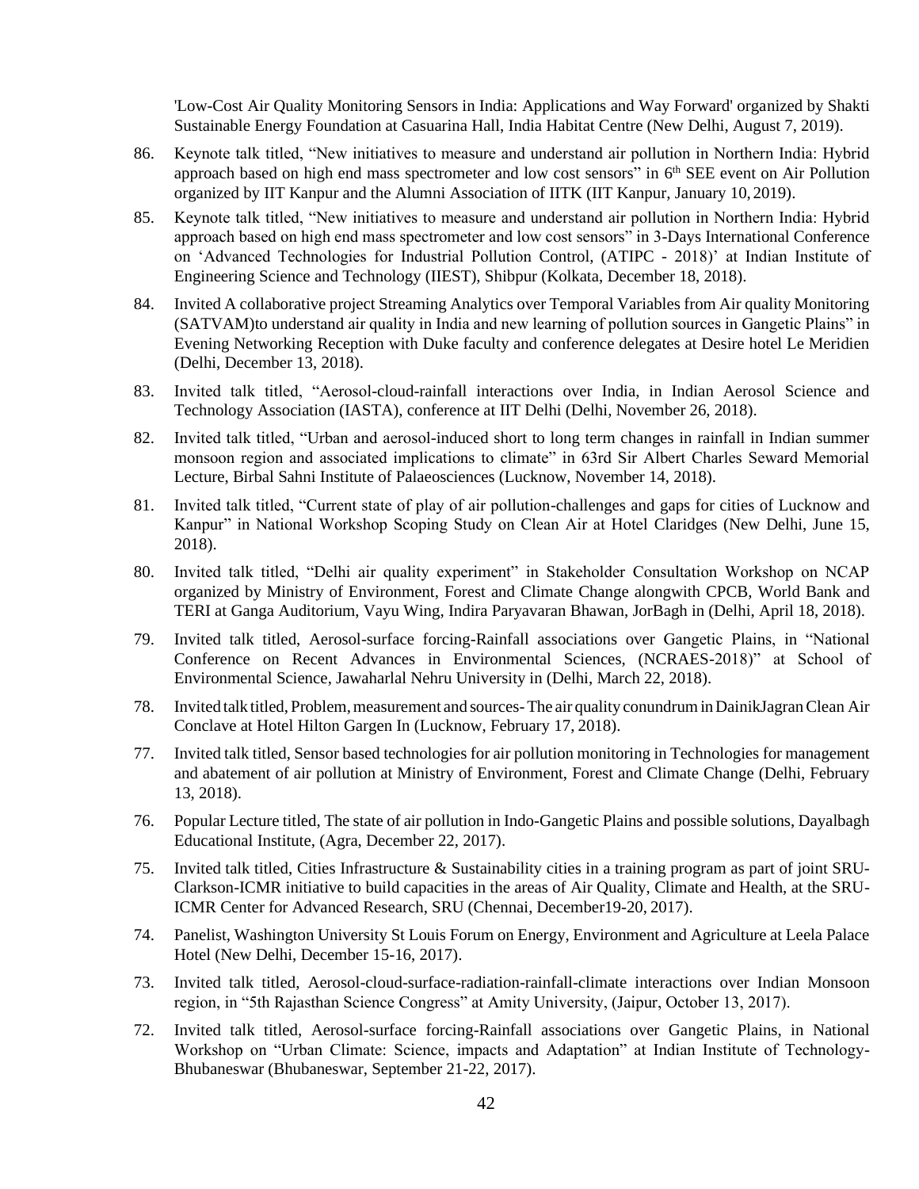'Low-Cost Air Quality Monitoring Sensors in India: Applications and Way Forward' organized by Shakti Sustainable Energy Foundation at Casuarina Hall, India Habitat Centre (New Delhi, August 7, 2019).

86. Keynote talk titled, "New initiatives to measure and understand air pollution in Northern India: Hybrid approach based on high end mass spectrometer and low cost sensors" in 6th SEE event on Air Pollution organized by IIT Kanpur and the Alumni Association of IITK (IIT Kanpur, January 10, 2019).

85. Keynote talk titled, "New initiatives to measure and understand air pollution in Northern India: Hybrid approach based on high end mass spectrometer and low cost sensors" in 3-Days International Conference on 'Advanced Technologies for Industrial Pollution Control, (ATIPC - 2018)' at Indian Institute of Engineering Science and Technology (IIEST), Shibpur (Kolkata, December 18, 2018).

84. Invited A collaborative project Streaming Analytics over Temporal Variables from Air quality Monitoring (SATVAM)to understand air quality in India and new learning of pollution sources in Gangetic Plains" in Evening Networking Reception with Duke faculty and conference delegates at Desire hotel Le Meridien (Delhi, December 13, 2018).

83. Invited talk titled, "Aerosol-cloud-rainfall interactions over India, in Indian Aerosol Science and Technology Association (IASTA), conference at IIT Delhi (Delhi, November 26, 2018).

82. Invited talk titled, "Urban and aerosol-induced short to long term changes in rainfall in Indian summer monsoon region and associated implications to climate" in 63rd Sir Albert Charles Seward Memorial Lecture, Birbal Sahni Institute of Palaeosciences (Lucknow, November 14, 2018).

81. Invited talk titled, "Current state of play of air pollution-challenges and gaps for cities of Lucknow and Kanpur" in National Workshop Scoping Study on Clean Air at Hotel Claridges (New Delhi, June 15, 2018).

80. Invited talk titled, "Delhi air quality experiment" in Stakeholder Consultation Workshop on NCAP organized by Ministry of Environment, Forest and Climate Change alongwith CPCB, World Bank and TERI at Ganga Auditorium, Vayu Wing, Indira Paryavaran Bhawan, JorBagh in (Delhi, April 18, 2018).

79. Invited talk titled, Aerosol-surface forcing-Rainfall associations over Gangetic Plains, in "National Conference on Recent Advances in Environmental Sciences, (NCRAES-2018)" at School of Environmental Science, Jawaharlal Nehru University in (Delhi, March 22, 2018).

78. Invited talk titled, Problem, measurement and sources- The air quality conundrum in DainikJagran Clean Air Conclave at Hotel Hilton Gargen In (Lucknow, February 17, 2018).

77. Invited talk titled, Sensor based technologies for air pollution monitoring in Technologies for management and abatement of air pollution at Ministry of Environment, Forest and Climate Change (Delhi, February 13, 2018).

76. Popular Lecture titled, The state of air pollution in Indo-Gangetic Plains and possible solutions, Dayalbagh Educational Institute, (Agra, December 22, 2017).

75. Invited talk titled, Cities Infrastructure & Sustainability cities in a training program as part of joint SRU-Clarkson-ICMR initiative to build capacities in the areas of Air Quality, Climate and Health, at the SRU-ICMR Center for Advanced Research, SRU (Chennai, December19-20, 2017).

74. Panelist, Washington University St Louis Forum on Energy, Environment and Agriculture at Leela Palace Hotel (New Delhi, December 15-16, 2017).

73. Invited talk titled, Aerosol-cloud-surface-radiation-rainfall-climate interactions over Indian Monsoon region, in "5th Rajasthan Science Congress" at Amity University, (Jaipur, October 13, 2017).

72. Invited talk titled, Aerosol-surface forcing-Rainfall associations over Gangetic Plains, in National Workshop on "Urban Climate: Science, impacts and Adaptation" at Indian Institute of Technology-Bhubaneswar (Bhubaneswar, September 21-22, 2017).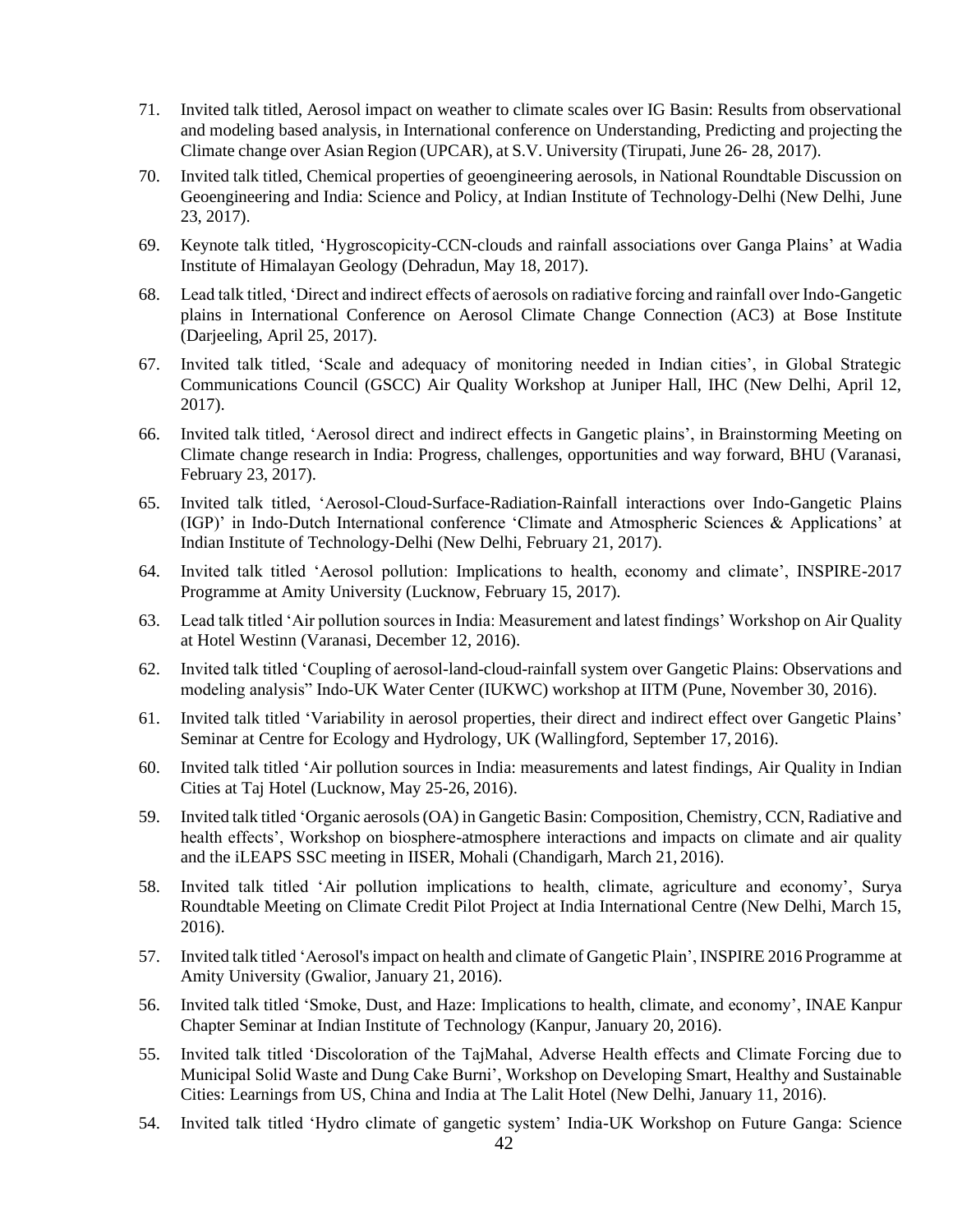71. Invited talk titled, Aerosol impact on weather to climate scales over IG Basin: Results from observational and modeling based analysis, in International conference on Understanding, Predicting and projecting the Climate change over Asian Region (UPCAR), at S.V. University (Tirupati, June 26- 28, 2017).

70. Invited talk titled, Chemical properties of geoengineering aerosols, in National Roundtable Discussion on Geoengineering and India: Science and Policy, at Indian Institute of Technology-Delhi (New Delhi, June 23, 2017).

69. Keynote talk titled, 'Hygroscopicity-CCN-clouds and rainfall associations over Ganga Plains' at Wadia Institute of Himalayan Geology (Dehradun, May 18, 2017).

68. Lead talk titled, 'Direct and indirect effects of aerosols on radiative forcing and rainfall over Indo-Gangetic plains in International Conference on Aerosol Climate Change Connection (AC3) at Bose Institute (Darjeeling, April 25, 2017).

67. Invited talk titled, 'Scale and adequacy of monitoring needed in Indian cities', in Global Strategic Communications Council (GSCC) Air Quality Workshop at Juniper Hall, IHC (New Delhi, April 12, 2017).

66. Invited talk titled, 'Aerosol direct and indirect effects in Gangetic plains', in Brainstorming Meeting on Climate change research in India: Progress, challenges, opportunities and way forward, BHU (Varanasi, February 23, 2017).

65. Invited talk titled, 'Aerosol-Cloud-Surface-Radiation-Rainfall interactions over Indo-Gangetic Plains (IGP)' in Indo-Dutch International conference 'Climate and Atmospheric Sciences & Applications' at Indian Institute of Technology-Delhi (New Delhi, February 21, 2017).

64. Invited talk titled 'Aerosol pollution: Implications to health, economy and climate', INSPIRE-2017 Programme at Amity University (Lucknow, February 15, 2017).

63. Lead talk titled 'Air pollution sources in India: Measurement and latest findings' Workshop on Air Quality at Hotel Westinn (Varanasi, December 12, 2016).

62. Invited talk titled 'Coupling of aerosol-land-cloud-rainfall system over Gangetic Plains: Observations and modeling analysis" Indo-UK Water Center (IUKWC) workshop at IITM (Pune, November 30, 2016).

61. Invited talk titled 'Variability in aerosol properties, their direct and indirect effect over Gangetic Plains' Seminar at Centre for Ecology and Hydrology, UK (Wallingford, September 17, 2016).

60. Invited talk titled 'Air pollution sources in India: measurements and latest findings, Air Quality in Indian Cities at Taj Hotel (Lucknow, May 25-26, 2016).

59. Invited talk titled 'Organic aerosols (OA) in Gangetic Basin: Composition, Chemistry, CCN, Radiative and health effects', Workshop on biosphere-atmosphere interactions and impacts on climate and air quality and the iLEAPS SSC meeting in IISER, Mohali (Chandigarh, March 21, 2016).

58. Invited talk titled 'Air pollution implications to health, climate, agriculture and economy', Surya Roundtable Meeting on Climate Credit Pilot Project at India International Centre (New Delhi, March 15, 2016).

57. Invited talk titled 'Aerosol's impact on health and climate of Gangetic Plain', INSPIRE 2016 Programme at Amity University (Gwalior, January 21, 2016).

56. Invited talk titled 'Smoke, Dust, and Haze: Implications to health, climate, and economy', INAE Kanpur Chapter Seminar at Indian Institute of Technology (Kanpur, January 20, 2016).

55. Invited talk titled 'Discoloration of the TajMahal, Adverse Health effects and Climate Forcing due to Municipal Solid Waste and Dung Cake Burni', Workshop on Developing Smart, Healthy and Sustainable Cities: Learnings from US, China and India at The Lalit Hotel (New Delhi, January 11, 2016).

54. Invited talk titled 'Hydro climate of gangetic system' India-UK Workshop on Future Ganga: Science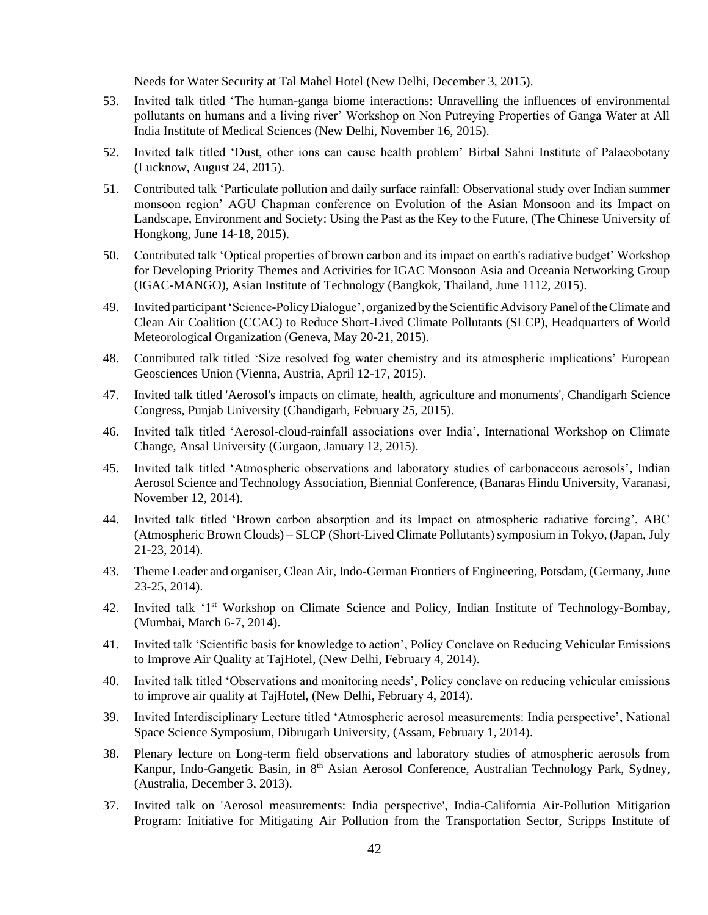Needs for Water Security at Tal Mahel Hotel (New Delhi, December 3, 2015).

53. Invited talk titled 'The human-ganga biome interactions: Unravelling the influences of environmental pollutants on humans and a living river' Workshop on Non Putreying Properties of Ganga Water at All India Institute of Medical Sciences (New Delhi, November 16, 2015).

52. Invited talk titled 'Dust, other ions can cause health problem' Birbal Sahni Institute of Palaeobotany (Lucknow, August 24, 2015).

51. Contributed talk 'Particulate pollution and daily surface rainfall: Observational study over Indian summer monsoon region' AGU Chapman conference on Evolution of the Asian Monsoon and its Impact on Landscape, Environment and Society: Using the Past as the Key to the Future, (The Chinese University of Hongkong, June 14-18, 2015).

50. Contributed talk 'Optical properties of brown carbon and its impact on earth's radiative budget' Workshop for Developing Priority Themes and Activities for IGAC Monsoon Asia and Oceania Networking Group (IGAC-MANGO), Asian Institute of Technology (Bangkok, Thailand, June 1112, 2015).

49. Invited participant 'Science-Policy Dialogue', organized by the Scientific Advisory Panel of the Climate and Clean Air Coalition (CCAC) to Reduce Short-Lived Climate Pollutants (SLCP), Headquarters of World Meteorological Organization (Geneva, May 20-21, 2015).

48. Contributed talk titled 'Size resolved fog water chemistry and its atmospheric implications' European Geosciences Union (Vienna, Austria, April 12-17, 2015).

47. Invited talk titled 'Aerosol's impacts on climate, health, agriculture and monuments', Chandigarh Science Congress, Punjab University (Chandigarh, February 25, 2015).

46. Invited talk titled 'Aerosol-cloud-rainfall associations over India', International Workshop on Climate Change, Ansal University (Gurgaon, January 12, 2015).

45. Invited talk titled 'Atmospheric observations and laboratory studies of carbonaceous aerosols', Indian Aerosol Science and Technology Association, Biennial Conference, (Banaras Hindu University, Varanasi, November 12, 2014).

44. Invited talk titled 'Brown carbon absorption and its Impact on atmospheric radiative forcing', ABC (Atmospheric Brown Clouds) – SLCP (Short-Lived Climate Pollutants) symposium in Tokyo, (Japan, July 21-23, 2014).

43. Theme Leader and organiser, Clean Air, Indo-German Frontiers of Engineering, Potsdam, (Germany, June 23-25, 2014).

42. Invited talk '1st Workshop on Climate Science and Policy, Indian Institute of Technology-Bombay, (Mumbai, March 6-7, 2014).

41. Invited talk 'Scientific basis for knowledge to action', Policy Conclave on Reducing Vehicular Emissions to Improve Air Quality at TajHotel, (New Delhi, February 4, 2014).

40. Invited talk titled 'Observations and monitoring needs', Policy conclave on reducing vehicular emissions to improve air quality at TajHotel, (New Delhi, February 4, 2014).

39. Invited Interdisciplinary Lecture titled 'Atmospheric aerosol measurements: India perspective', National Space Science Symposium, Dibrugarh University, (Assam, February 1, 2014).

38. Plenary lecture on Long-term field observations and laboratory studies of atmospheric aerosols from Kanpur, Indo-Gangetic Basin, in 8th Asian Aerosol Conference, Australian Technology Park, Sydney, (Australia, December 3, 2013).

37. Invited talk on 'Aerosol measurements: India perspective', India-California Air-Pollution Mitigation Program: Initiative for Mitigating Air Pollution from the Transportation Sector, Scripps Institute of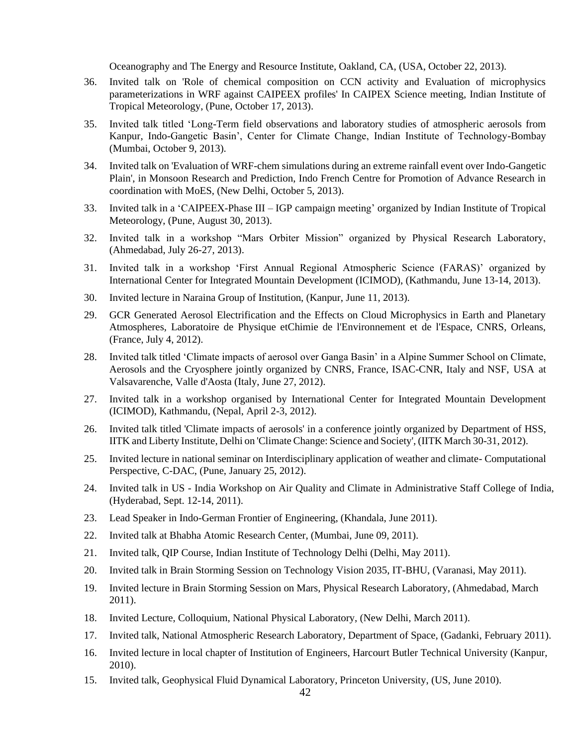Oceanography and The Energy and Resource Institute, Oakland, CA, (USA, October 22, 2013).

36. Invited talk on 'Role of chemical composition on CCN activity and Evaluation of microphysics parameterizations in WRF against CAIPEEX profiles' In CAIPEX Science meeting, Indian Institute of Tropical Meteorology, (Pune, October 17, 2013).
35. Invited talk titled 'Long-Term field observations and laboratory studies of atmospheric aerosols from Kanpur, Indo-Gangetic Basin', Center for Climate Change, Indian Institute of Technology-Bombay (Mumbai, October 9, 2013).
34. Invited talk on 'Evaluation of WRF-chem simulations during an extreme rainfall event over Indo-Gangetic Plain', in Monsoon Research and Prediction, Indo French Centre for Promotion of Advance Research in coordination with MoES, (New Delhi, October 5, 2013).
33. Invited talk in a 'CAIPEEX-Phase III – IGP campaign meeting' organized by Indian Institute of Tropical Meteorology, (Pune, August 30, 2013).
32. Invited talk in a workshop "Mars Orbiter Mission" organized by Physical Research Laboratory, (Ahmedabad, July 26-27, 2013).
31. Invited talk in a workshop 'First Annual Regional Atmospheric Science (FARAS)' organized by International Center for Integrated Mountain Development (ICIMOD), (Kathmandu, June 13-14, 2013).
30. Invited lecture in Naraina Group of Institution, (Kanpur, June 11, 2013).
29. GCR Generated Aerosol Electrification and the Effects on Cloud Microphysics in Earth and Planetary Atmospheres, Laboratoire de Physique etChimie de l'Environnement et de l'Espace, CNRS, Orleans, (France, July 4, 2012).
28. Invited talk titled 'Climate impacts of aerosol over Ganga Basin' in a Alpine Summer School on Climate, Aerosols and the Cryosphere jointly organized by CNRS, France, ISAC-CNR, Italy and NSF, USA at Valsavarenche, Valle d'Aosta (Italy, June 27, 2012).
27. Invited talk in a workshop organised by International Center for Integrated Mountain Development (ICIMOD), Kathmandu, (Nepal, April 2-3, 2012).
26. Invited talk titled 'Climate impacts of aerosols' in a conference jointly organized by Department of HSS, IITK and Liberty Institute, Delhi on 'Climate Change: Science and Society', (IITK March 30-31, 2012).
25. Invited lecture in national seminar on Interdisciplinary application of weather and climate- Computational Perspective, C-DAC, (Pune, January 25, 2012).
24. Invited talk in US - India Workshop on Air Quality and Climate in Administrative Staff College of India, (Hyderabad, Sept. 12-14, 2011).
23. Lead Speaker in Indo-German Frontier of Engineering, (Khandala, June 2011).
22. Invited talk at Bhabha Atomic Research Center, (Mumbai, June 09, 2011).
21. Invited talk, QIP Course, Indian Institute of Technology Delhi (Delhi, May 2011).
20. Invited talk in Brain Storming Session on Technology Vision 2035, IT-BHU, (Varanasi, May 2011).
19. Invited lecture in Brain Storming Session on Mars, Physical Research Laboratory, (Ahmedabad, March 2011).
18. Invited Lecture, Colloquium, National Physical Laboratory, (New Delhi, March 2011).
17. Invited talk, National Atmospheric Research Laboratory, Department of Space, (Gadanki, February 2011).
16. Invited lecture in local chapter of Institution of Engineers, Harcourt Butler Technical University (Kanpur, 2010).
15. Invited talk, Geophysical Fluid Dynamical Laboratory, Princeton University, (US, June 2010).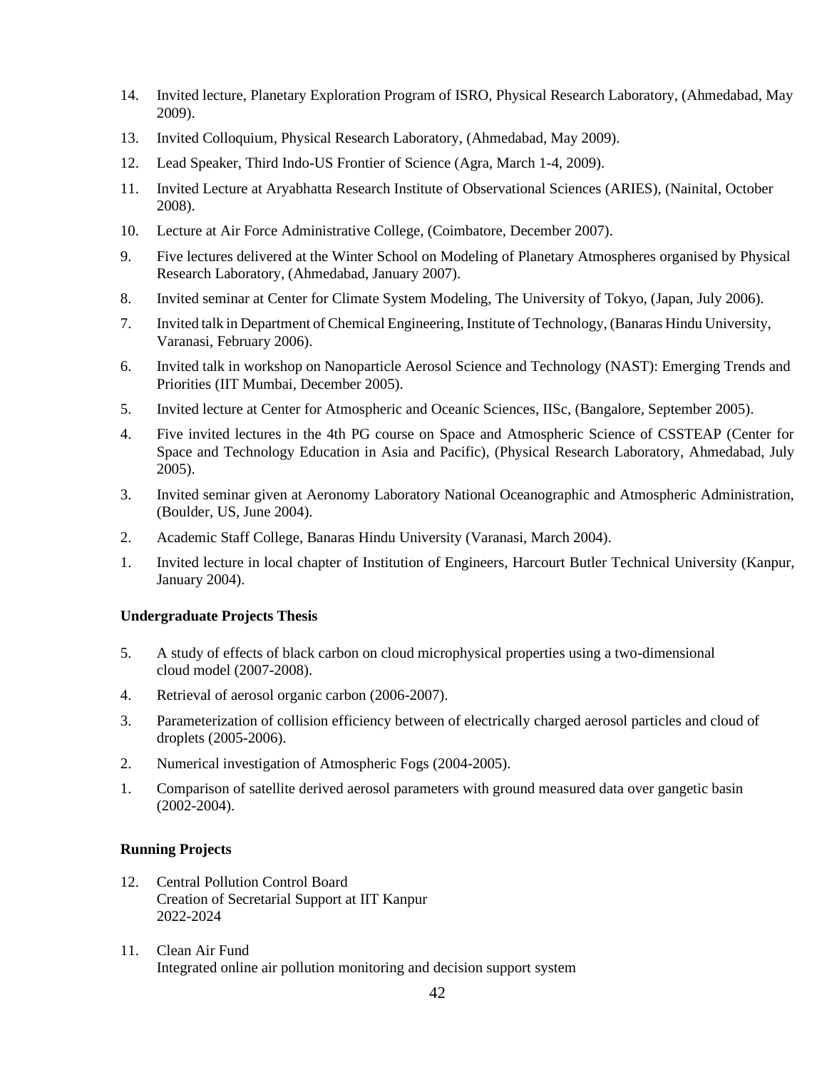14. Invited lecture, Planetary Exploration Program of ISRO, Physical Research Laboratory, (Ahmedabad, May 2009).

13. Invited Colloquium, Physical Research Laboratory, (Ahmedabad, May 2009).

12. Lead Speaker, Third Indo-US Frontier of Science (Agra, March 1-4, 2009).

11. Invited Lecture at Aryabhatta Research Institute of Observational Sciences (ARIES), (Nainital, October 2008).

10. Lecture at Air Force Administrative College, (Coimbatore, December 2007).

9. Five lectures delivered at the Winter School on Modeling of Planetary Atmospheres organised by Physical Research Laboratory, (Ahmedabad, January 2007).

8. Invited seminar at Center for Climate System Modeling, The University of Tokyo, (Japan, July 2006).

7. Invited talk in Department of Chemical Engineering, Institute of Technology, (Banaras Hindu University, Varanasi, February 2006).

6. Invited talk in workshop on Nanoparticle Aerosol Science and Technology (NAST): Emerging Trends and Priorities (IIT Mumbai, December 2005).

5. Invited lecture at Center for Atmospheric and Oceanic Sciences, IISc, (Bangalore, September 2005).

4. Five invited lectures in the 4th PG course on Space and Atmospheric Science of CSSTEAP (Center for Space and Technology Education in Asia and Pacific), (Physical Research Laboratory, Ahmedabad, July 2005).

3. Invited seminar given at Aeronomy Laboratory National Oceanographic and Atmospheric Administration, (Boulder, US, June 2004).

2. Academic Staff College, Banaras Hindu University (Varanasi, March 2004).

1. Invited lecture in local chapter of Institution of Engineers, Harcourt Butler Technical University (Kanpur, January 2004).

**Undergraduate Projects Thesis**

5. A study of effects of black carbon on cloud microphysical properties using a two-dimensional cloud model (2007-2008).

4. Retrieval of aerosol organic carbon (2006-2007).

3. Parameterization of collision efficiency between of electrically charged aerosol particles and cloud of droplets (2005-2006).

2. Numerical investigation of Atmospheric Fogs (2004-2005).

1. Comparison of satellite derived aerosol parameters with ground measured data over gangetic basin (2002-2004).

**Running Projects**

12. Central Pollution Control Board
    Creation of Secretarial Support at IIT Kanpur
    2022-2024

11. Clean Air Fund
    Integrated online air pollution monitoring and decision support system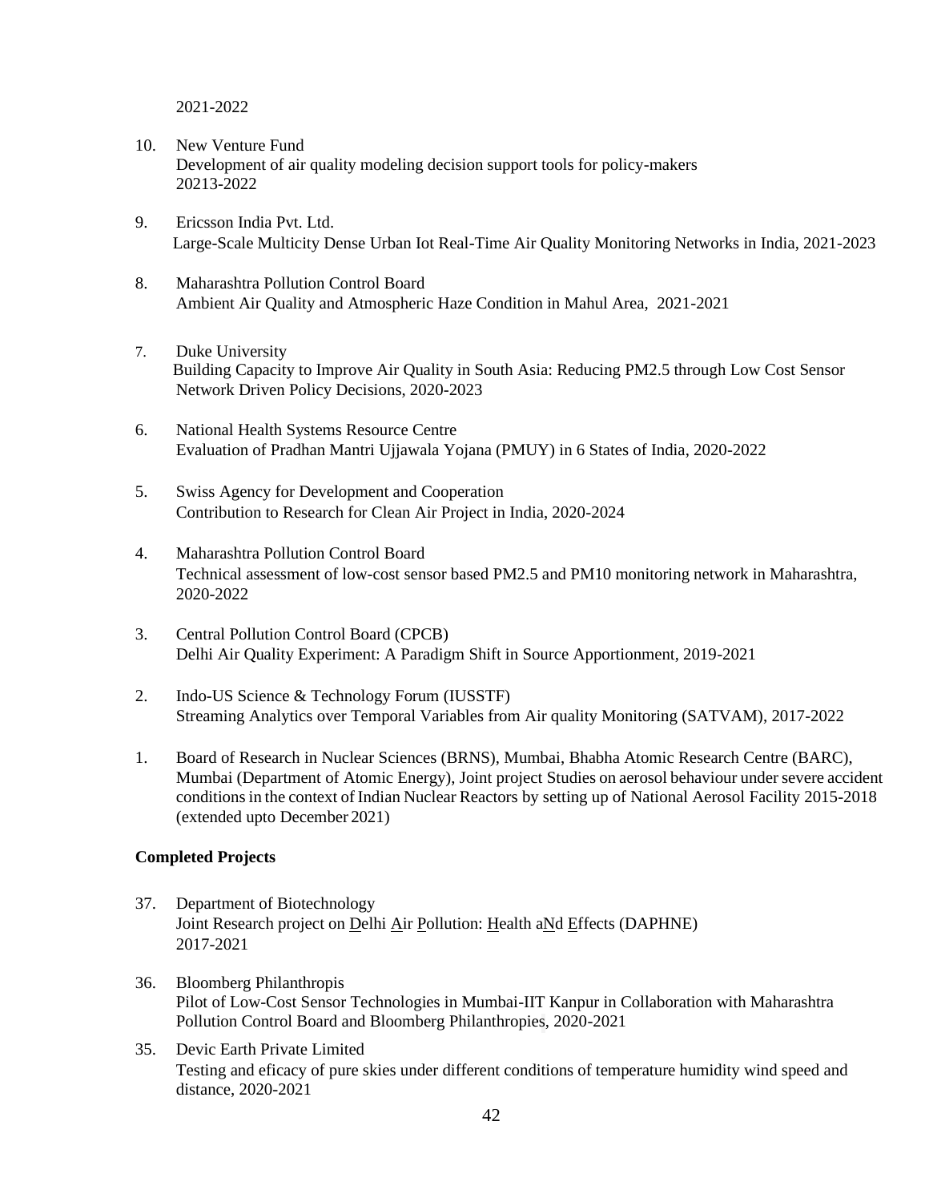2021-2022

10. New Venture Fund
    Development of air quality modeling decision support tools for policy-makers
    20213-2022

9. Ericsson India Pvt. Ltd.
   Large-Scale Multicity Dense Urban Iot Real-Time Air Quality Monitoring Networks in India, 2021-2023

8. Maharashtra Pollution Control Board
   Ambient Air Quality and Atmospheric Haze Condition in Mahul Area, 2021-2021

7. Duke University
   Building Capacity to Improve Air Quality in South Asia: Reducing PM2.5 through Low Cost Sensor Network Driven Policy Decisions, 2020-2023

6. National Health Systems Resource Centre
   Evaluation of Pradhan Mantri Ujjawala Yojana (PMUY) in 6 States of India, 2020-2022

5. Swiss Agency for Development and Cooperation
   Contribution to Research for Clean Air Project in India, 2020-2024

4. Maharashtra Pollution Control Board
   Technical assessment of low-cost sensor based PM2.5 and PM10 monitoring network in Maharashtra, 2020-2022

3. Central Pollution Control Board (CPCB)
   Delhi Air Quality Experiment: A Paradigm Shift in Source Apportionment, 2019-2021

2. Indo-US Science & Technology Forum (IUSSTF)
   Streaming Analytics over Temporal Variables from Air quality Monitoring (SATVAM), 2017-2022

1. Board of Research in Nuclear Sciences (BRNS), Mumbai, Bhabha Atomic Research Centre (BARC), Mumbai (Department of Atomic Energy), Joint project Studies on aerosol behaviour under severe accident conditions in the context of Indian Nuclear Reactors by setting up of National Aerosol Facility 2015-2018 (extended upto December 2021)

**Completed Projects**

37. Department of Biotechnology
    Joint Research project on Delhi Air Pollution: Health aNd Effects (DAPHNE)
    2017-2021

36. Bloomberg Philanthropis
    Pilot of Low-Cost Sensor Technologies in Mumbai-IIT Kanpur in Collaboration with Maharashtra Pollution Control Board and Bloomberg Philanthropies, 2020-2021

35. Devic Earth Private Limited
    Testing and eficacy of pure skies under different conditions of temperature humidity wind speed and distance, 2020-2021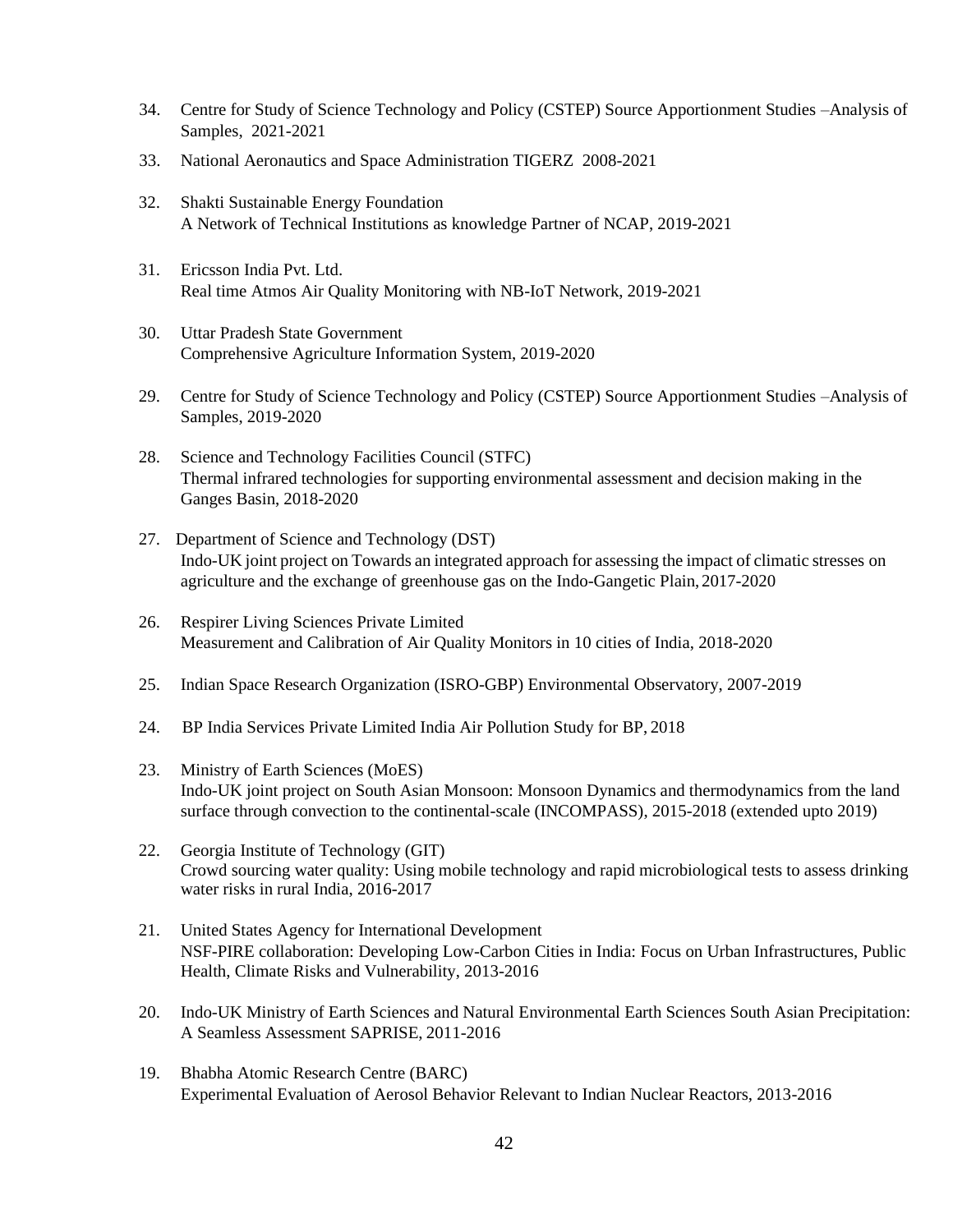34. Centre for Study of Science Technology and Policy (CSTEP) Source Apportionment Studies –Analysis of Samples, 2021-2021

33. National Aeronautics and Space Administration TIGERZ 2008-2021

32. Shakti Sustainable Energy Foundation
    A Network of Technical Institutions as knowledge Partner of NCAP, 2019-2021

31. Ericsson India Pvt. Ltd.
    Real time Atmos Air Quality Monitoring with NB-IoT Network, 2019-2021

30. Uttar Pradesh State Government
    Comprehensive Agriculture Information System, 2019-2020

29. Centre for Study of Science Technology and Policy (CSTEP) Source Apportionment Studies –Analysis of Samples, 2019-2020

28. Science and Technology Facilities Council (STFC)
    Thermal infrared technologies for supporting environmental assessment and decision making in the Ganges Basin, 2018-2020

27. Department of Science and Technology (DST)
    Indo-UK joint project on Towards an integrated approach for assessing the impact of climatic stresses on agriculture and the exchange of greenhouse gas on the Indo-Gangetic Plain, 2017-2020

26. Respirer Living Sciences Private Limited
    Measurement and Calibration of Air Quality Monitors in 10 cities of India, 2018-2020

25. Indian Space Research Organization (ISRO-GBP) Environmental Observatory, 2007-2019

24. BP India Services Private Limited India Air Pollution Study for BP, 2018

23. Ministry of Earth Sciences (MoES)
    Indo-UK joint project on South Asian Monsoon: Monsoon Dynamics and thermodynamics from the land surface through convection to the continental-scale (INCOMPASS), 2015-2018 (extended upto 2019)

22. Georgia Institute of Technology (GIT)
    Crowd sourcing water quality: Using mobile technology and rapid microbiological tests to assess drinking water risks in rural India, 2016-2017

21. United States Agency for International Development
    NSF-PIRE collaboration: Developing Low-Carbon Cities in India: Focus on Urban Infrastructures, Public Health, Climate Risks and Vulnerability, 2013-2016

20. Indo-UK Ministry of Earth Sciences and Natural Environmental Earth Sciences South Asian Precipitation: A Seamless Assessment SAPRISE, 2011-2016

19. Bhabha Atomic Research Centre (BARC)
    Experimental Evaluation of Aerosol Behavior Relevant to Indian Nuclear Reactors, 2013-2016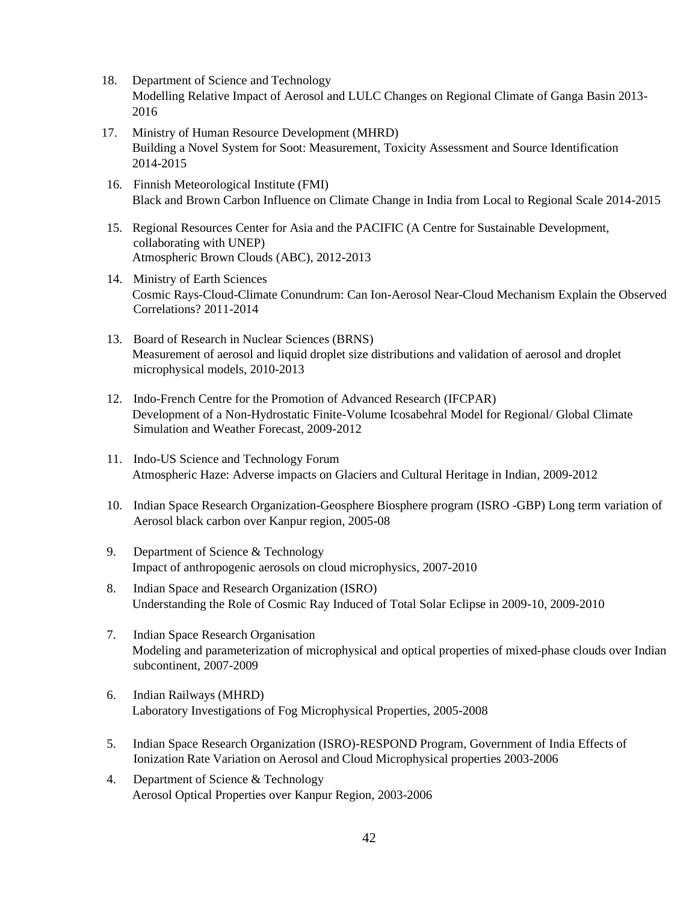18. Department of Science and Technology
    Modelling Relative Impact of Aerosol and LULC Changes on Regional Climate of Ganga Basin 2013-2016

17. Ministry of Human Resource Development (MHRD)
    Building a Novel System for Soot: Measurement, Toxicity Assessment and Source Identification 2014-2015

16. Finnish Meteorological Institute (FMI)
    Black and Brown Carbon Influence on Climate Change in India from Local to Regional Scale 2014-2015

15. Regional Resources Center for Asia and the PACIFIC (A Centre for Sustainable Development, collaborating with UNEP)
    Atmospheric Brown Clouds (ABC), 2012-2013

14. Ministry of Earth Sciences
    Cosmic Rays-Cloud-Climate Conundrum: Can Ion-Aerosol Near-Cloud Mechanism Explain the Observed Correlations? 2011-2014

13. Board of Research in Nuclear Sciences (BRNS)
    Measurement of aerosol and liquid droplet size distributions and validation of aerosol and droplet microphysical models, 2010-2013

12. Indo-French Centre for the Promotion of Advanced Research (IFCPAR)
    Development of a Non-Hydrostatic Finite-Volume Icosabehral Model for Regional/ Global Climate Simulation and Weather Forecast, 2009-2012

11. Indo-US Science and Technology Forum
    Atmospheric Haze: Adverse impacts on Glaciers and Cultural Heritage in Indian, 2009-2012

10. Indian Space Research Organization-Geosphere Biosphere program (ISRO -GBP) Long term variation of Aerosol black carbon over Kanpur region, 2005-08

9. Department of Science & Technology
   Impact of anthropogenic aerosols on cloud microphysics, 2007-2010

8. Indian Space and Research Organization (ISRO)
   Understanding the Role of Cosmic Ray Induced of Total Solar Eclipse in 2009-10, 2009-2010

7. Indian Space Research Organisation
   Modeling and parameterization of microphysical and optical properties of mixed-phase clouds over Indian subcontinent, 2007-2009

6. Indian Railways (MHRD)
   Laboratory Investigations of Fog Microphysical Properties, 2005-2008

5. Indian Space Research Organization (ISRO)-RESPOND Program, Government of India Effects of Ionization Rate Variation on Aerosol and Cloud Microphysical properties 2003-2006

4. Department of Science & Technology
   Aerosol Optical Properties over Kanpur Region, 2003-2006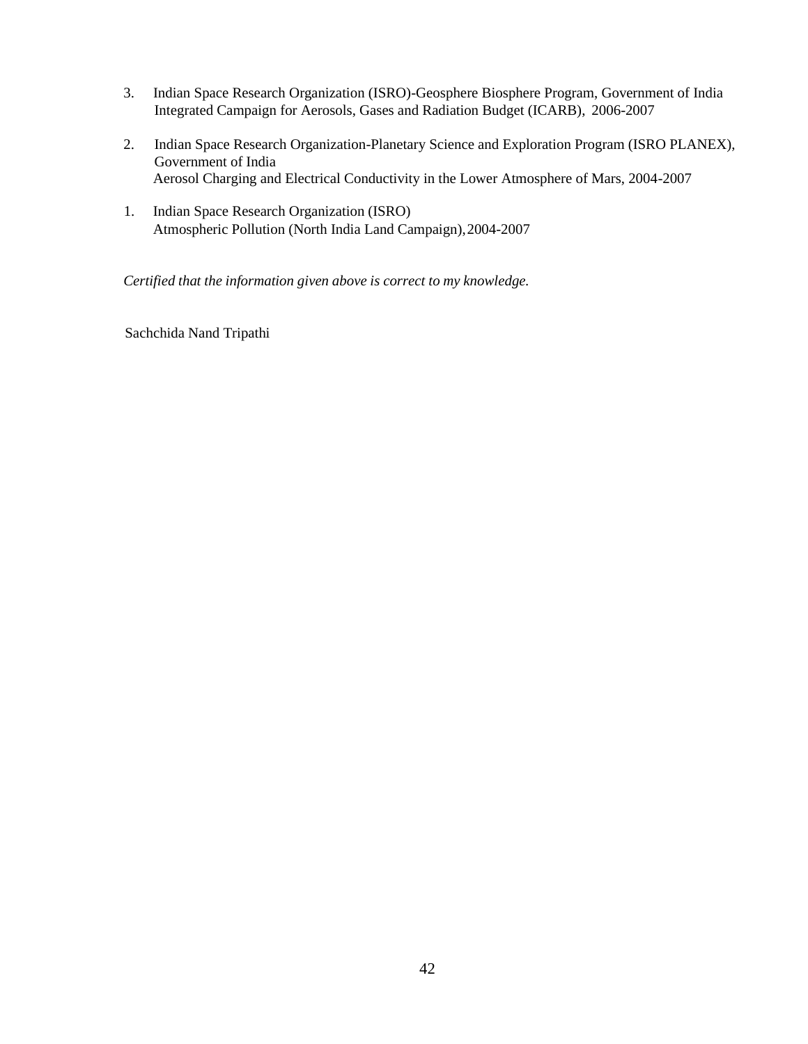3. Indian Space Research Organization (ISRO)-Geosphere Biosphere Program, Government of India
   Integrated Campaign for Aerosols, Gases and Radiation Budget (ICARB), 2006-2007

2. Indian Space Research Organization-Planetary Science and Exploration Program (ISRO PLANEX), Government of India
   Aerosol Charging and Electrical Conductivity in the Lower Atmosphere of Mars, 2004-2007

1. Indian Space Research Organization (ISRO)
   Atmospheric Pollution (North India Land Campaign), 2004-2007

*Certified that the information given above is correct to my knowledge.*

Sachchida Nand Tripathi